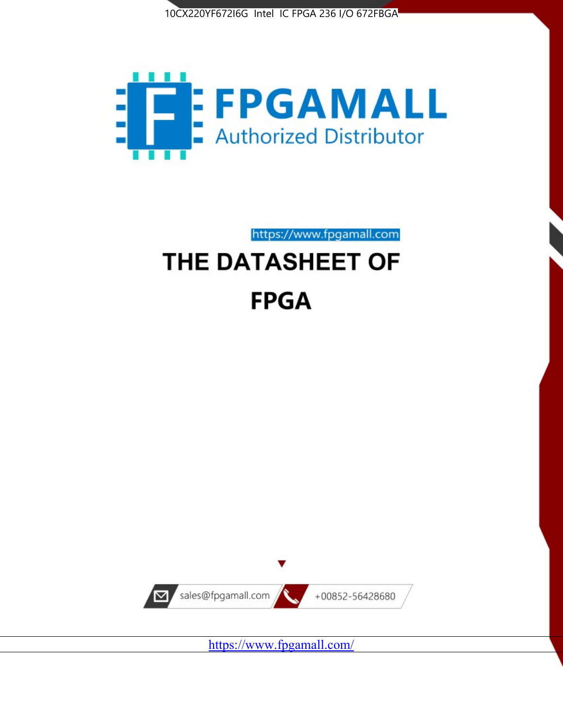10CX220YF672I6G Intel IC FPGA 236 I/O 672FBGA

FPGAMALL

Authorized Distributor

https://www.fpgamall.com

# THE DATASHEET OF

# FPGA

sales@fpgamall.com

+00852-56428680

https://www.fpgamall.com/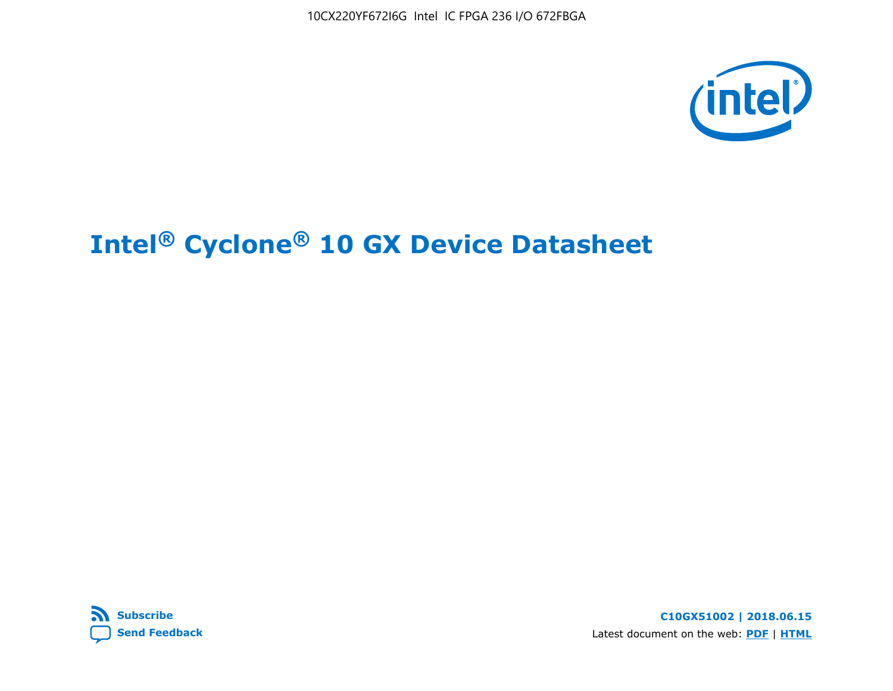10CX220YF672I6G Intel IC FPGA 236 I/O 672FBGA

# Intel® Cyclone® 10 GX Device Datasheet

Subscribe

Send Feedback

**C10GX51002 | 2018.06.15**

Latest document on the web: **PDF** | **HTML**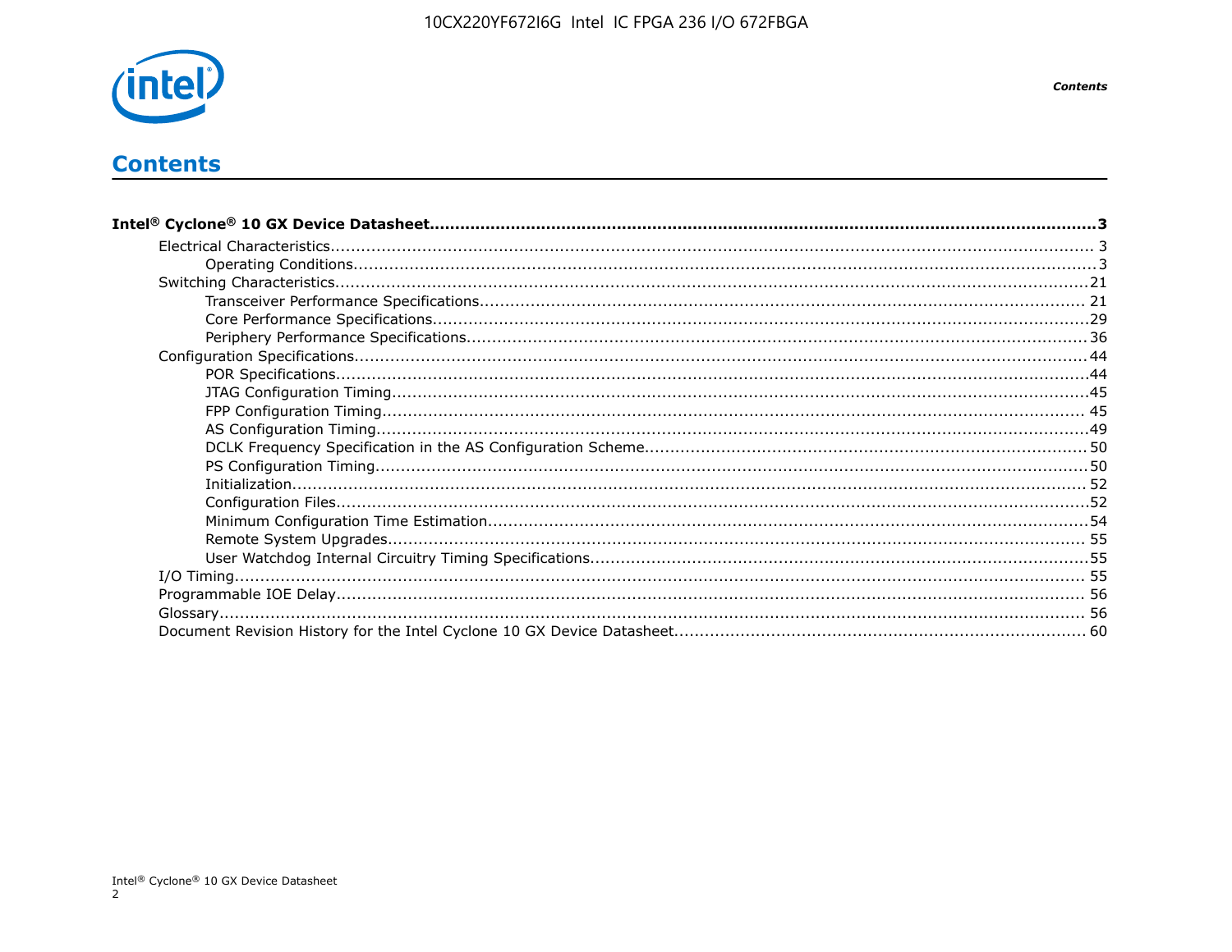# Contents

**Intel® Cyclone® 10 GX Device Datasheet**......................................................3

- Electrical Characteristics...................................................................................... 3
  - Operating Conditions.......................................................................................3
- Switching Characteristics......................................................................................21
  - Transceiver Performance Specifications.............................................................. 21
  - Core Performance Specifications........................................................................29
  - Periphery Performance Specifications..................................................................36
- Configuration Specifications...................................................................................44
  - POR Specifications...........................................................................................44
  - JTAG Configuration Timing................................................................................45
  - FPP Configuration Timing.................................................................................. 45
  - AS Configuration Timing....................................................................................49
  - DCLK Frequency Specification in the AS Configuration Scheme...............................50
  - PS Configuration Timing....................................................................................50
  - Initialization.................................................................................................... 52
  - Configuration Files............................................................................................52
  - Minimum Configuration Time Estimation..............................................................54
  - Remote System Upgrades................................................................................. 55
  - User Watchdog Internal Circuitry Timing Specifications..........................................55
- I/O Timing........................................................................................................... 55
- Programmable IOE Delay....................................................................................... 56
- Glossary.............................................................................................................. 56
- Document Revision History for the Intel Cyclone 10 GX Device Datasheet.................... 60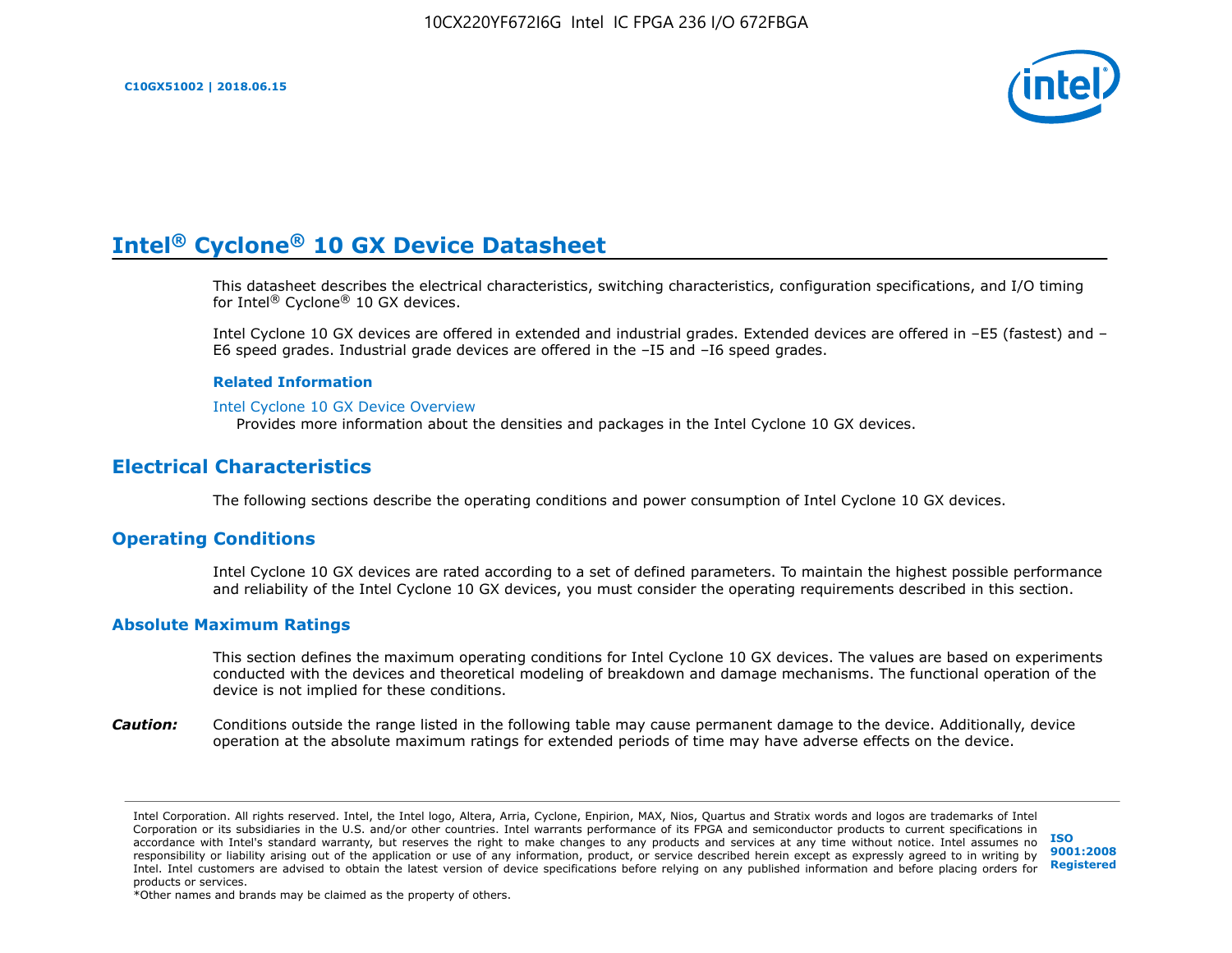# Intel® Cyclone® 10 GX Device Datasheet

This datasheet describes the electrical characteristics, switching characteristics, configuration specifications, and I/O timing for Intel® Cyclone® 10 GX devices.

Intel Cyclone 10 GX devices are offered in extended and industrial grades. Extended devices are offered in –E5 (fastest) and –E6 speed grades. Industrial grade devices are offered in the –I5 and –I6 speed grades.

**Related Information**

Intel Cyclone 10 GX Device Overview

Provides more information about the densities and packages in the Intel Cyclone 10 GX devices.

## Electrical Characteristics

The following sections describe the operating conditions and power consumption of Intel Cyclone 10 GX devices.

## Operating Conditions

Intel Cyclone 10 GX devices are rated according to a set of defined parameters. To maintain the highest possible performance and reliability of the Intel Cyclone 10 GX devices, you must consider the operating requirements described in this section.

### Absolute Maximum Ratings

This section defines the maximum operating conditions for Intel Cyclone 10 GX devices. The values are based on experiments conducted with the devices and theoretical modeling of breakdown and damage mechanisms. The functional operation of the device is not implied for these conditions.

***Caution:*** Conditions outside the range listed in the following table may cause permanent damage to the device. Additionally, device operation at the absolute maximum ratings for extended periods of time may have adverse effects on the device.

Intel Corporation. All rights reserved. Intel, the Intel logo, Altera, Arria, Cyclone, Enpirion, MAX, Nios, Quartus and Stratix words and logos are trademarks of Intel Corporation or its subsidiaries in the U.S. and/or other countries. Intel warrants performance of its FPGA and semiconductor products to current specifications in accordance with Intel's standard warranty, but reserves the right to make changes to any products and services at any time without notice. Intel assumes no responsibility or liability arising out of the application or use of any information, product, or service described herein except as expressly agreed to in writing by Intel. Intel customers are advised to obtain the latest version of device specifications before relying on any published information and before placing orders for products or services.

*Other names and brands may be claimed as the property of others.

ISO 9001:2008 Registered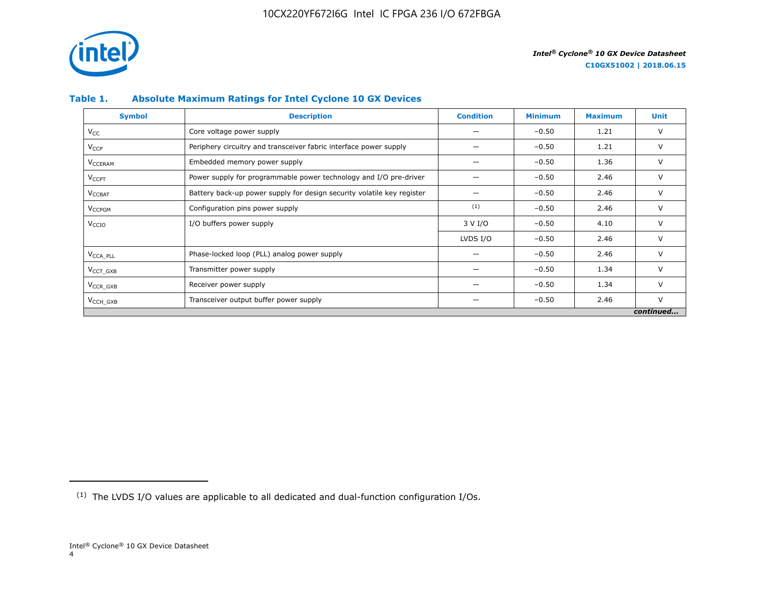### Table 1. Absolute Maximum Ratings for Intel Cyclone 10 GX Devices

| Symbol | Description | Condition | Minimum | Maximum | Unit |
|---|---|---|---|---|---|
| $V_{CC}$ | Core voltage power supply | — | −0.50 | 1.21 | V |
| $V_{CCP}$ | Periphery circuitry and transceiver fabric interface power supply | — | −0.50 | 1.21 | V |
| $V_{CCERAM}$ | Embedded memory power supply | — | −0.50 | 1.36 | V |
| $V_{CCPT}$ | Power supply for programmable power technology and I/O pre-driver | — | −0.50 | 2.46 | V |
| $V_{CCBAT}$ | Battery back-up power supply for design security volatile key register | — | −0.50 | 2.46 | V |
| $V_{CCPGM}$ | Configuration pins power supply | [(1)] | −0.50 | 2.46 | V |
| $V_{CCIO}$ | I/O buffers power supply | 3 V I/O | −0.50 | 4.10 | V |
| | | LVDS I/O | −0.50 | 2.46 | V |
| $V_{CCA\_PLL}$ | Phase-locked loop (PLL) analog power supply | — | −0.50 | 2.46 | V |
| $V_{CCT\_GXB}$ | Transmitter power supply | — | −0.50 | 1.34 | V |
| $V_{CCR\_GXB}$ | Receiver power supply | — | −0.50 | 1.34 | V |
| $V_{CCH\_GXB}$ | Transceiver output buffer power supply | — | −0.50 | 2.46 | V |

*continued...*

(1) The LVDS I/O values are applicable to all dedicated and dual-function configuration I/Os.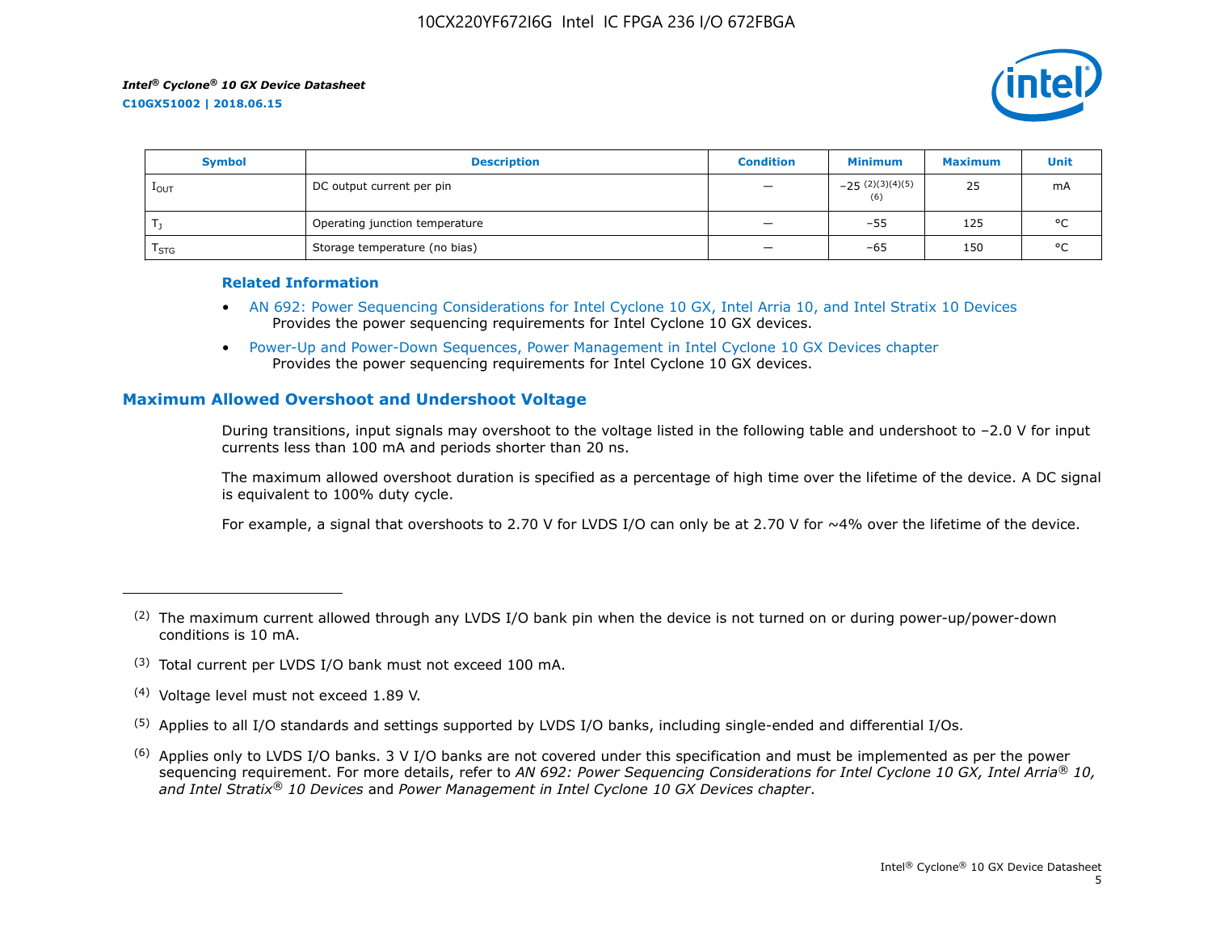| Symbol | Description | Condition | Minimum | Maximum | Unit |
|---|---|---|---|---|---|
| $I_{OUT}$ | DC output current per pin | — | –25 [(2)(3)(4)(5)(6)] | 25 | mA |
| $T_J$ | Operating junction temperature | — | –55 | 125 | °C |
| $T_{STG}$ | Storage temperature (no bias) | — | –65 | 150 | °C |

### Related Information

- AN 692: Power Sequencing Considerations for Intel Cyclone 10 GX, Intel Arria 10, and Intel Stratix 10 Devices
  Provides the power sequencing requirements for Intel Cyclone 10 GX devices.
- Power-Up and Power-Down Sequences, Power Management in Intel Cyclone 10 GX Devices chapter
  Provides the power sequencing requirements for Intel Cyclone 10 GX devices.

## Maximum Allowed Overshoot and Undershoot Voltage

During transitions, input signals may overshoot to the voltage listed in the following table and undershoot to –2.0 V for input currents less than 100 mA and periods shorter than 20 ns.

The maximum allowed overshoot duration is specified as a percentage of high time over the lifetime of the device. A DC signal is equivalent to 100% duty cycle.

For example, a signal that overshoots to 2.70 V for LVDS I/O can only be at 2.70 V for ~4% over the lifetime of the device.

---

(2) The maximum current allowed through any LVDS I/O bank pin when the device is not turned on or during power-up/power-down conditions is 10 mA.

(3) Total current per LVDS I/O bank must not exceed 100 mA.

(4) Voltage level must not exceed 1.89 V.

(5) Applies to all I/O standards and settings supported by LVDS I/O banks, including single-ended and differential I/Os.

(6) Applies only to LVDS I/O banks. 3 V I/O banks are not covered under this specification and must be implemented as per the power sequencing requirement. For more details, refer to *AN 692: Power Sequencing Considerations for Intel Cyclone 10 GX, Intel Arria® 10, and Intel Stratix® 10 Devices* and *Power Management in Intel Cyclone 10 GX Devices chapter*.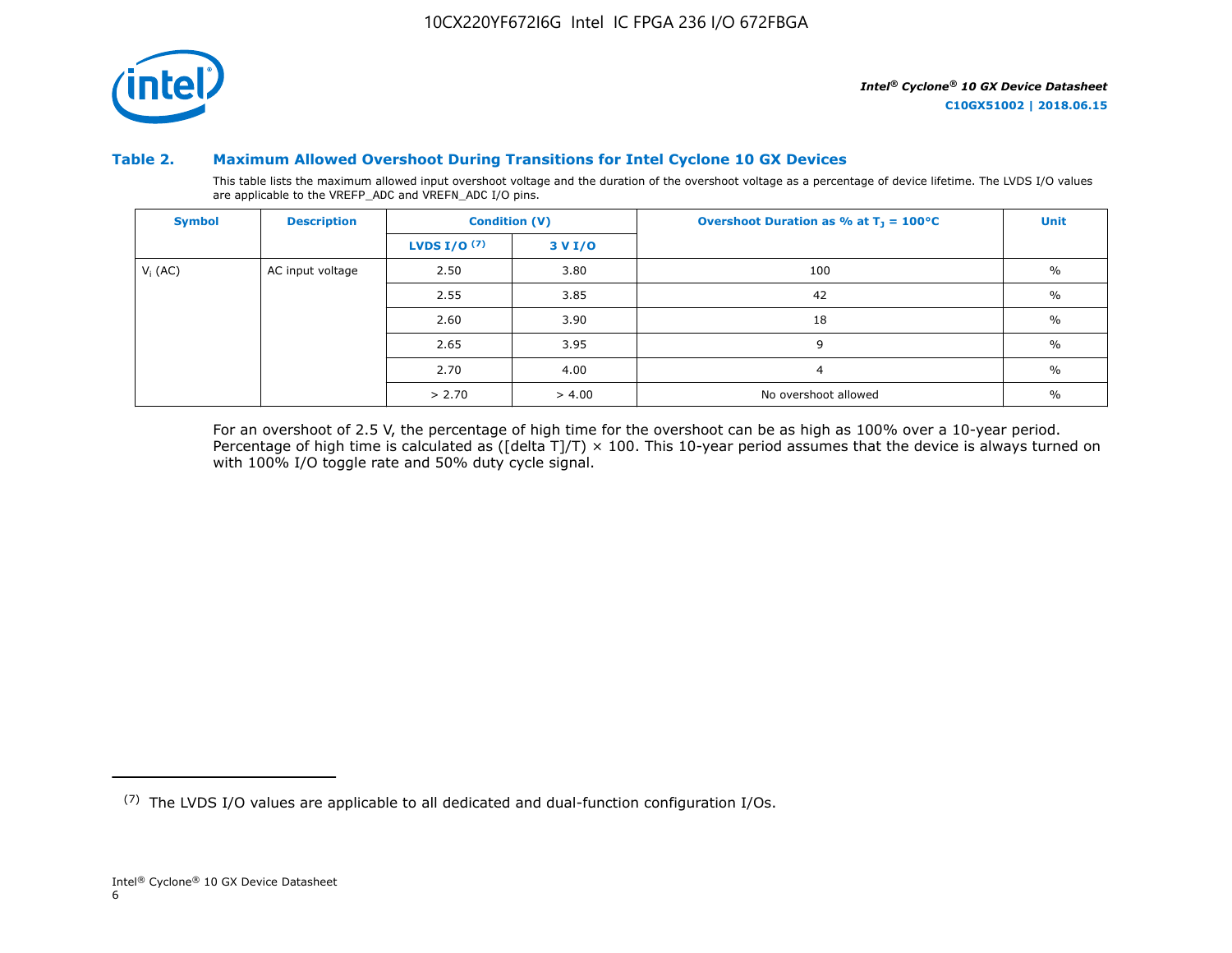### Table 2. Maximum Allowed Overshoot During Transitions for Intel Cyclone 10 GX Devices

This table lists the maximum allowed input overshoot voltage and the duration of the overshoot voltage as a percentage of device lifetime. The LVDS I/O values are applicable to the VREFP_ADC and VREFN_ADC I/O pins.

| Symbol | Description | Condition (V) | | Overshoot Duration as % at $T_J$ = 100°C | Unit |
|---|---|---|---|---|---|
| | | LVDS I/O [7] | 3 V I/O | | |
| $V_I$ (AC) | AC input voltage | 2.50 | 3.80 | 100 | % |
| | | 2.55 | 3.85 | 42 | % |
| | | 2.60 | 3.90 | 18 | % |
| | | 2.65 | 3.95 | 9 | % |
| | | 2.70 | 4.00 | 4 | % |
| | | > 2.70 | > 4.00 | No overshoot allowed | % |

For an overshoot of 2.5 V, the percentage of high time for the overshoot can be as high as 100% over a 10-year period. Percentage of high time is calculated as ([delta T]/T) × 100. This 10-year period assumes that the device is always turned on with 100% I/O toggle rate and 50% duty cycle signal.

[7] The LVDS I/O values are applicable to all dedicated and dual-function configuration I/Os.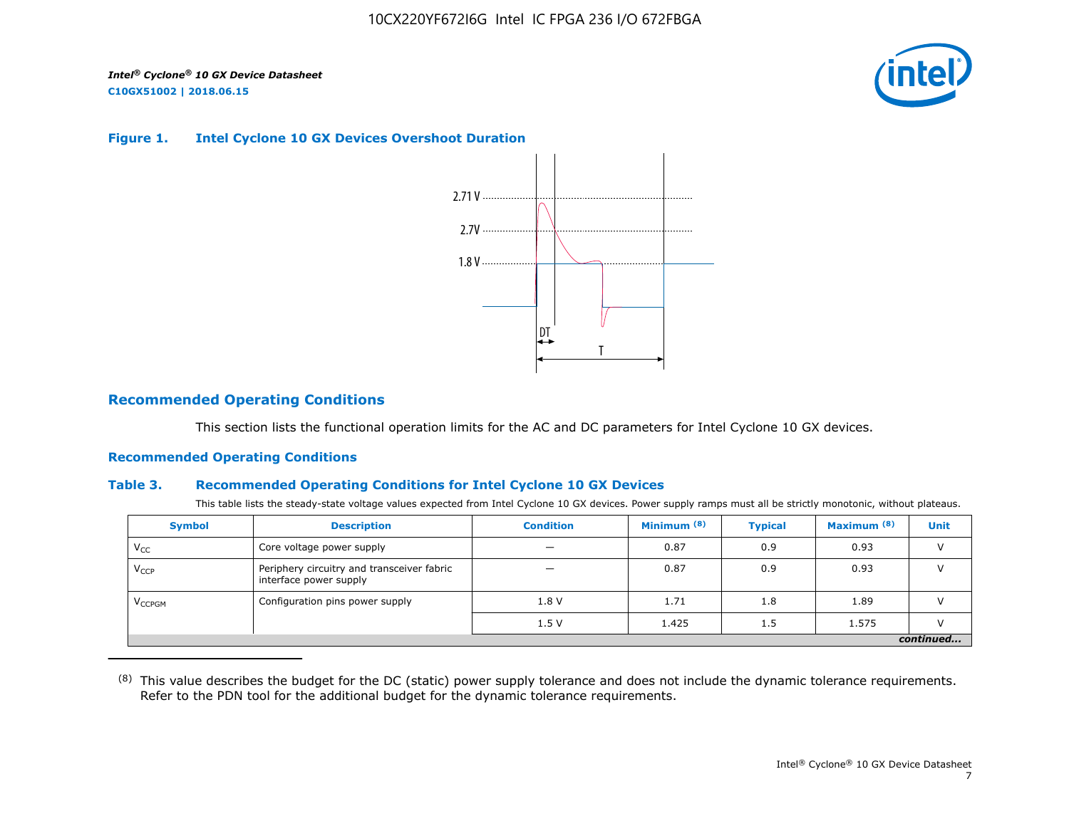**Figure 1. Intel Cyclone 10 GX Devices Overshoot Duration**

## Recommended Operating Conditions

This section lists the functional operation limits for the AC and DC parameters for Intel Cyclone 10 GX devices.

### Recommended Operating Conditions

**Table 3. Recommended Operating Conditions for Intel Cyclone 10 GX Devices**

This table lists the steady-state voltage values expected from Intel Cyclone 10 GX devices. Power supply ramps must all be strictly monotonic, without plateaus.

| Symbol | Description | Condition | Minimum [8] | Typical | Maximum [8] | Unit |
|---|---|---|---|---|---|---|
| $V_{CC}$ | Core voltage power supply | — | 0.87 | 0.9 | 0.93 | V |
| $V_{CCP}$ | Periphery circuitry and transceiver fabric interface power supply | — | 0.87 | 0.9 | 0.93 | V |
| $V_{CCPGM}$ | Configuration pins power supply | 1.8 V | 1.71 | 1.8 | 1.89 | V |
| | | 1.5 V | 1.425 | 1.5 | 1.575 | V |

*continued...*

(8) This value describes the budget for the DC (static) power supply tolerance and does not include the dynamic tolerance requirements. Refer to the PDN tool for the additional budget for the dynamic tolerance requirements.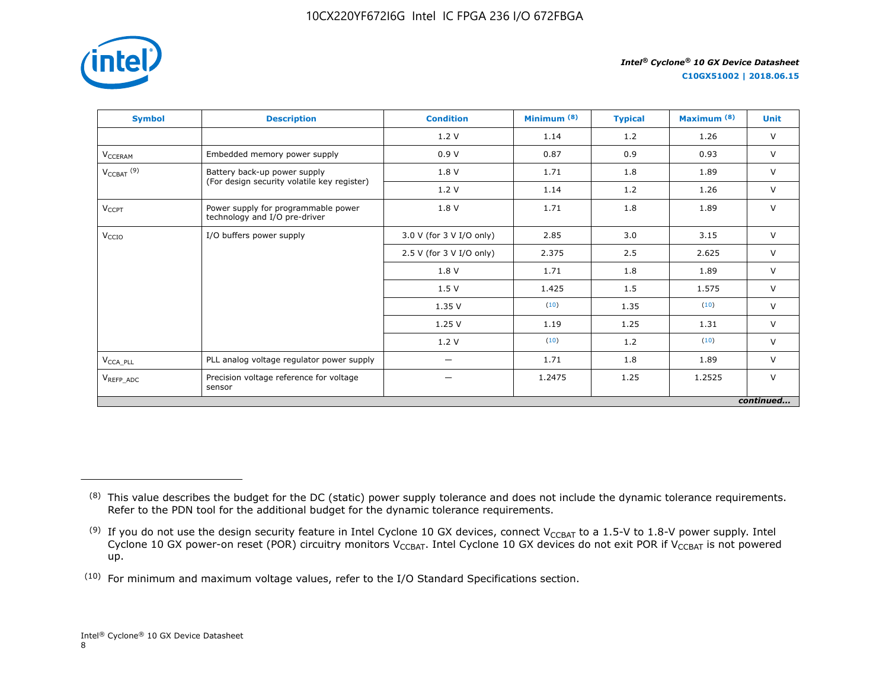| Symbol | Description | Condition | Minimum [8] | Typical | Maximum [8] | Unit |
|---|---|---|---|---|---|---|
| | | 1.2 V | 1.14 | 1.2 | 1.26 | V |
| $V_{CCERAM}$ | Embedded memory power supply | 0.9 V | 0.87 | 0.9 | 0.93 | V |
| $V_{CCBAT}$ [9] | Battery back-up power supply (For design security volatile key register) | 1.8 V | 1.71 | 1.8 | 1.89 | V |
| | | 1.2 V | 1.14 | 1.2 | 1.26 | V |
| $V_{CCPT}$ | Power supply for programmable power technology and I/O pre-driver | 1.8 V | 1.71 | 1.8 | 1.89 | V |
| $V_{CCIO}$ | I/O buffers power supply | 3.0 V (for 3 V I/O only) | 2.85 | 3.0 | 3.15 | V |
| | | 2.5 V (for 3 V I/O only) | 2.375 | 2.5 | 2.625 | V |
| | | 1.8 V | 1.71 | 1.8 | 1.89 | V |
| | | 1.5 V | 1.425 | 1.5 | 1.575 | V |
| | | 1.35 V | [10] | 1.35 | [10] | V |
| | | 1.25 V | 1.19 | 1.25 | 1.31 | V |
| | | 1.2 V | [10] | 1.2 | [10] | V |
| $V_{CCA\_PLL}$ | PLL analog voltage regulator power supply | — | 1.71 | 1.8 | 1.89 | V |
| $V_{REFP\_ADC}$ | Precision voltage reference for voltage sensor | — | 1.2475 | 1.25 | 1.2525 | V |

*continued...*

(8) This value describes the budget for the DC (static) power supply tolerance and does not include the dynamic tolerance requirements. Refer to the PDN tool for the additional budget for the dynamic tolerance requirements.

(9) If you do not use the design security feature in Intel Cyclone 10 GX devices, connect $V_{CCBAT}$ to a 1.5-V to 1.8-V power supply. Intel Cyclone 10 GX power-on reset (POR) circuitry monitors $V_{CCBAT}$. Intel Cyclone 10 GX devices do not exit POR if $V_{CCBAT}$ is not powered up.

(10) For minimum and maximum voltage values, refer to the I/O Standard Specifications section.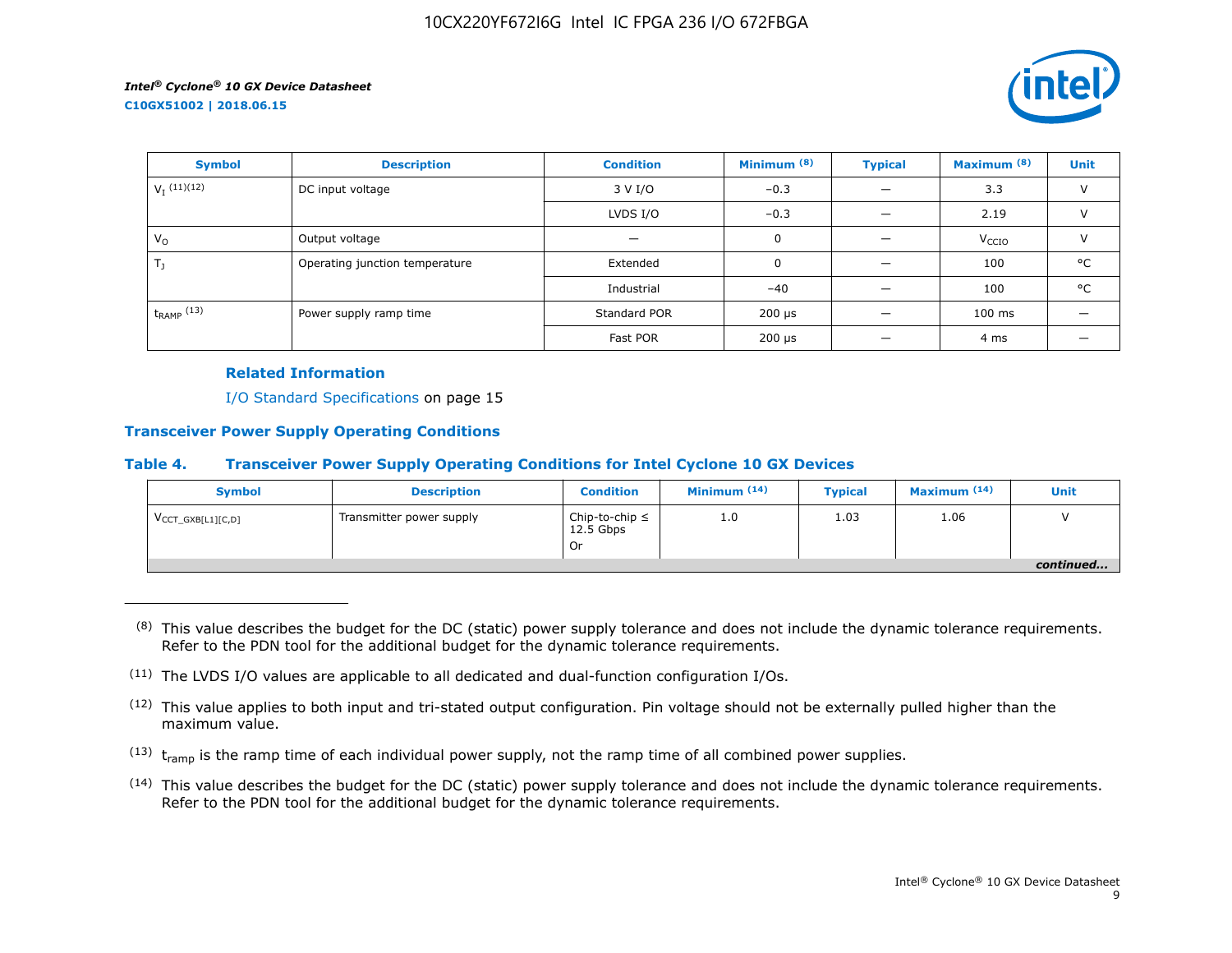| Symbol | Description | Condition | Minimum (8) | Typical | Maximum (8) | Unit |
|---|---|---|---|---|---|---|
| $V_I$ (11)(12) | DC input voltage | 3 V I/O | –0.3 | — | 3.3 | V |
| | | LVDS I/O | –0.3 | — | 2.19 | V |
| $V_O$ | Output voltage | — | 0 | — | $V_{CCIO}$ | V |
| $T_J$ | Operating junction temperature | Extended | 0 | — | 100 | °C |
| | | Industrial | –40 | — | 100 | °C |
| $t_{RAMP}$ (13) | Power supply ramp time | Standard POR | 200 µs | — | 100 ms | — |
| | | Fast POR | 200 µs | — | 4 ms | — |

**Related Information**

I/O Standard Specifications on page 15

## Transceiver Power Supply Operating Conditions

### Table 4. Transceiver Power Supply Operating Conditions for Intel Cyclone 10 GX Devices

| Symbol | Description | Condition | Minimum (14) | Typical | Maximum (14) | Unit |
|---|---|---|---|---|---|---|
| $V_{CCT\_GXB[L1][C,D]}$ | Transmitter power supply | Chip-to-chip ≤ 12.5 Gbps Or | 1.0 | 1.03 | 1.06 | V |

*continued...*

---

(8) This value describes the budget for the DC (static) power supply tolerance and does not include the dynamic tolerance requirements. Refer to the PDN tool for the additional budget for the dynamic tolerance requirements.

(11) The LVDS I/O values are applicable to all dedicated and dual-function configuration I/Os.

(12) This value applies to both input and tri-stated output configuration. Pin voltage should not be externally pulled higher than the maximum value.

(13) $t_{ramp}$ is the ramp time of each individual power supply, not the ramp time of all combined power supplies.

(14) This value describes the budget for the DC (static) power supply tolerance and does not include the dynamic tolerance requirements. Refer to the PDN tool for the additional budget for the dynamic tolerance requirements.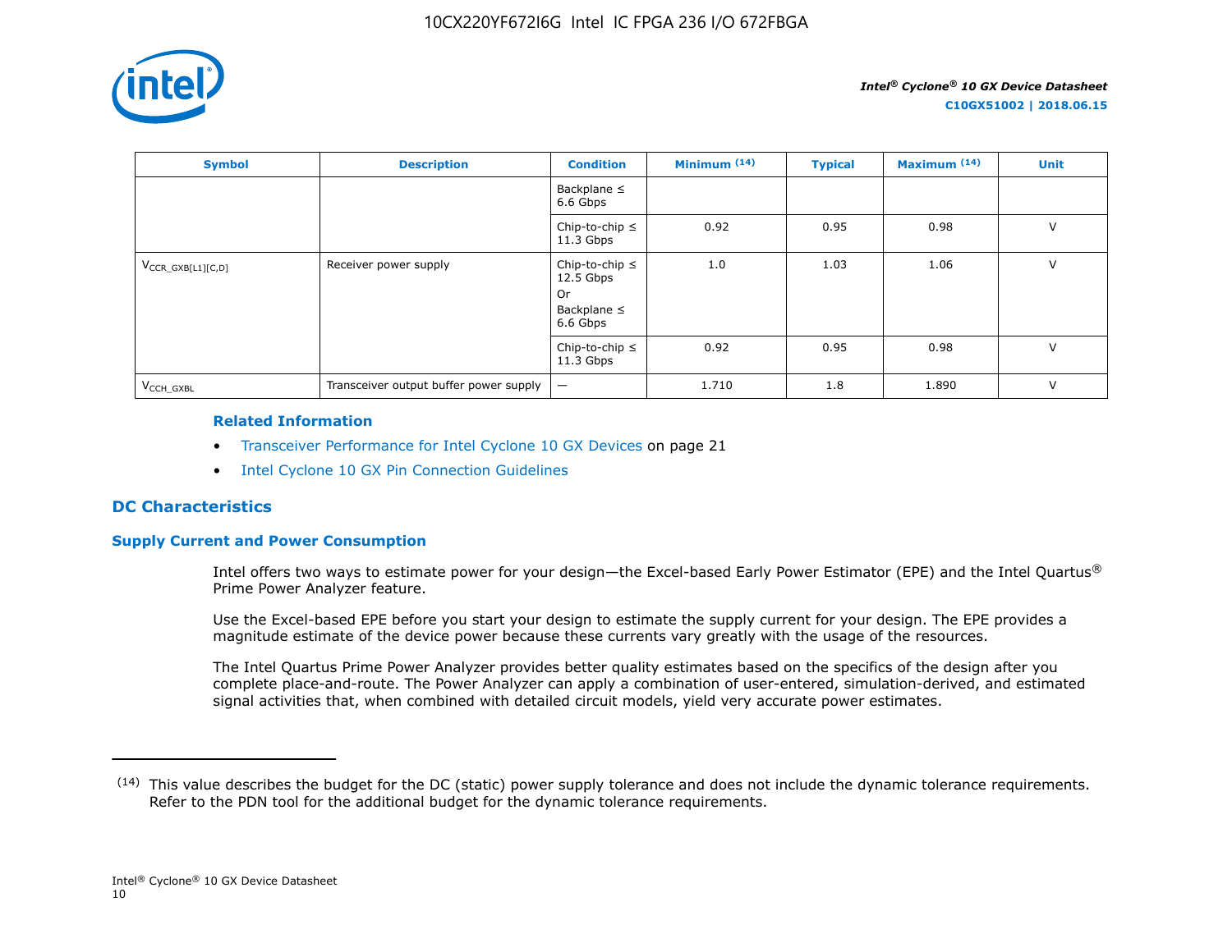| Symbol | Description | Condition | Minimum (14) | Typical | Maximum (14) | Unit |
|---|---|---|---|---|---|---|
| | | Backplane ≤ 6.6 Gbps | | | | |
| | | Chip-to-chip ≤ 11.3 Gbps | 0.92 | 0.95 | 0.98 | V |
| $V_{CCR\_GXB[L1][C,D]}$ | Receiver power supply | Chip-to-chip ≤ 12.5 Gbps Or Backplane ≤ 6.6 Gbps | 1.0 | 1.03 | 1.06 | V |
| | | Chip-to-chip ≤ 11.3 Gbps | 0.92 | 0.95 | 0.98 | V |
| $V_{CCH\_GXBL}$ | Transceiver output buffer power supply | — | 1.710 | 1.8 | 1.890 | V |

**Related Information**

- Transceiver Performance for Intel Cyclone 10 GX Devices on page 21
- Intel Cyclone 10 GX Pin Connection Guidelines

## DC Characteristics

### Supply Current and Power Consumption

Intel offers two ways to estimate power for your design—the Excel-based Early Power Estimator (EPE) and the Intel Quartus® Prime Power Analyzer feature.

Use the Excel-based EPE before you start your design to estimate the supply current for your design. The EPE provides a magnitude estimate of the device power because these currents vary greatly with the usage of the resources.

The Intel Quartus Prime Power Analyzer provides better quality estimates based on the specifics of the design after you complete place-and-route. The Power Analyzer can apply a combination of user-entered, simulation-derived, and estimated signal activities that, when combined with detailed circuit models, yield very accurate power estimates.

(14) This value describes the budget for the DC (static) power supply tolerance and does not include the dynamic tolerance requirements. Refer to the PDN tool for the additional budget for the dynamic tolerance requirements.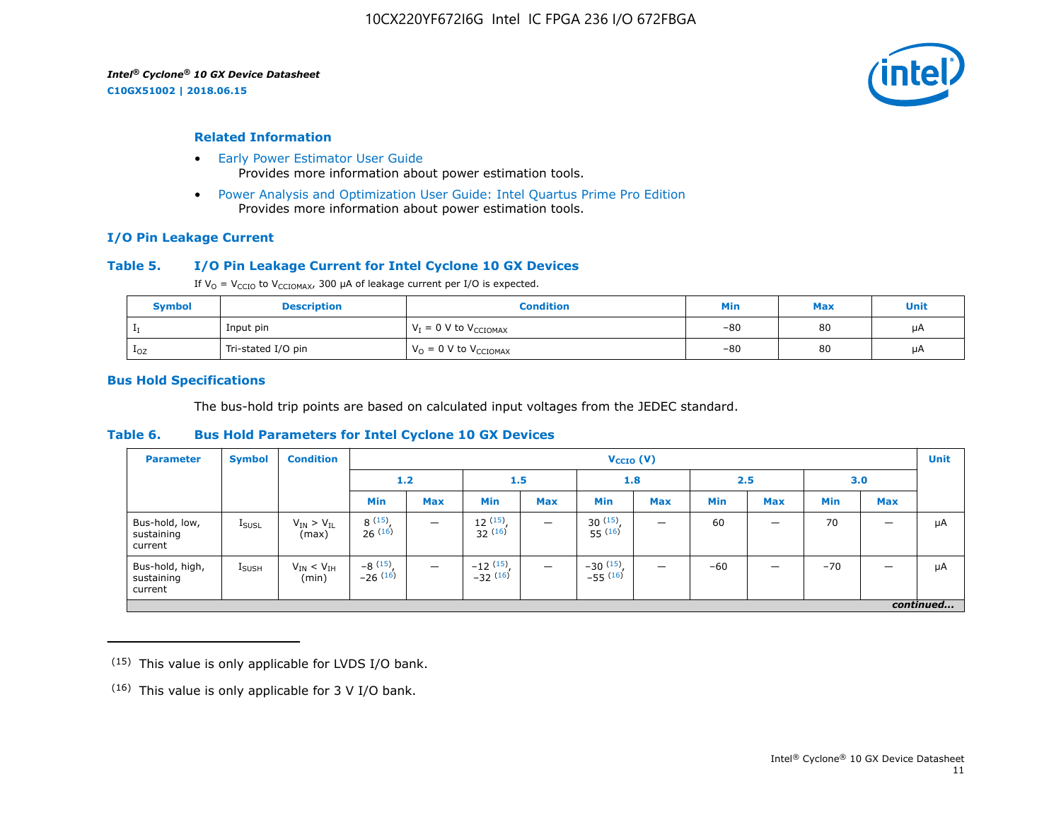### Related Information

- Early Power Estimator User Guide
  Provides more information about power estimation tools.
- Power Analysis and Optimization User Guide: Intel Quartus Prime Pro Edition
  Provides more information about power estimation tools.

## I/O Pin Leakage Current

### Table 5. I/O Pin Leakage Current for Intel Cyclone 10 GX Devices

If $V_O$ = $V_{CCIO}$ to $V_{CCIOMAX}$, 300 µA of leakage current per I/O is expected.

| Symbol | Description | Condition | Min | Max | Unit |
|---|---|---|---|---|---|
| $I_I$ | Input pin | $V_I$ = 0 V to $V_{CCIOMAX}$ | –80 | 80 | µA |
| $I_{OZ}$ | Tri-stated I/O pin | $V_O$ = 0 V to $V_{CCIOMAX}$ | –80 | 80 | µA |

## Bus Hold Specifications

The bus-hold trip points are based on calculated input voltages from the JEDEC standard.

### Table 6. Bus Hold Parameters for Intel Cyclone 10 GX Devices

| Parameter | Symbol | Condition | $V_{CCIO}$ (V) | | | | | | | | | | Unit |
|---|---|---|---|---|---|---|---|---|---|---|---|---|---|
| | | | 1.2 | | 1.5 | | 1.8 | | 2.5 | | 3.0 | | |
| | | | Min | Max | Min | Max | Min | Max | Min | Max | Min | Max | |
| Bus-hold, low, sustaining current | $I_{SUSL}$ | $V_{IN} > V_{IL}$ (max) | 8 [15], 26 [16] | — | 12 [15], 32 [16] | — | 30 [15], 55 [16] | — | 60 | — | 70 | — | µA |
| Bus-hold, high, sustaining current | $I_{SUSH}$ | $V_{IN} < V_{IH}$ (min) | –8 [15], –26 [16] | — | –12 [15], –32 [16] | — | –30 [15], –55 [16] | — | –60 | — | –70 | — | µA |

*continued...*

(15) This value is only applicable for LVDS I/O bank.

(16) This value is only applicable for 3 V I/O bank.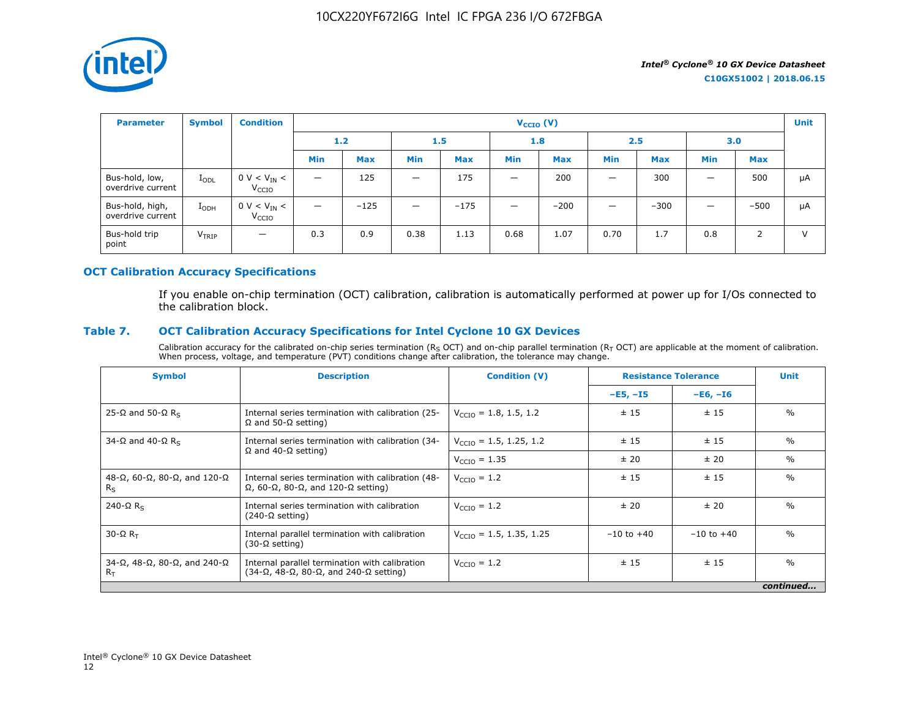| Parameter | Symbol | Condition | $V_{CCIO}$ (V) | | | | | | | | | | Unit |
|---|---|---|---|---|---|---|---|---|---|---|---|---|---|
| | | | 1.2 | | 1.5 | | 1.8 | | 2.5 | | 3.0 | | |
| | | | Min | Max | Min | Max | Min | Max | Min | Max | Min | Max | |
| Bus-hold, low, overdrive current | $I_{ODL}$ | 0 V < $V_{IN}$ < $V_{CCIO}$ | — | 125 | — | 175 | — | 200 | — | 300 | — | 500 | µA |
| Bus-hold, high, overdrive current | $I_{ODH}$ | 0 V < $V_{IN}$ < $V_{CCIO}$ | — | −125 | — | −175 | — | −200 | — | −300 | — | −500 | µA |
| Bus-hold trip point | $V_{TRIP}$ | — | 0.3 | 0.9 | 0.38 | 1.13 | 0.68 | 1.07 | 0.70 | 1.7 | 0.8 | 2 | V |

## OCT Calibration Accuracy Specifications

If you enable on-chip termination (OCT) calibration, calibration is automatically performed at power up for I/Os connected to the calibration block.

### Table 7. OCT Calibration Accuracy Specifications for Intel Cyclone 10 GX Devices

Calibration accuracy for the calibrated on-chip series termination ($R_S$ OCT) and on-chip parallel termination ($R_T$ OCT) are applicable at the moment of calibration. When process, voltage, and temperature (PVT) conditions change after calibration, the tolerance may change.

| Symbol | Description | Condition (V) | Resistance Tolerance | | Unit |
|---|---|---|---|---|---|
| | | | −E5, −I5 | −E6, −I6 | |
| 25-Ω and 50-Ω $R_S$ | Internal series termination with calibration (25-Ω and 50-Ω setting) | $V_{CCIO}$ = 1.8, 1.5, 1.2 | ± 15 | ± 15 | % |
| 34-Ω and 40-Ω $R_S$ | Internal series termination with calibration (34-Ω and 40-Ω setting) | $V_{CCIO}$ = 1.5, 1.25, 1.2 | ± 15 | ± 15 | % |
| | | $V_{CCIO}$ = 1.35 | ± 20 | ± 20 | % |
| 48-Ω, 60-Ω, 80-Ω, and 120-Ω $R_S$ | Internal series termination with calibration (48-Ω, 60-Ω, 80-Ω, and 120-Ω setting) | $V_{CCIO}$ = 1.2 | ± 15 | ± 15 | % |
| 240-Ω $R_S$ | Internal series termination with calibration (240-Ω setting) | $V_{CCIO}$ = 1.2 | ± 20 | ± 20 | % |
| 30-Ω $R_T$ | Internal parallel termination with calibration (30-Ω setting) | $V_{CCIO}$ = 1.5, 1.35, 1.25 | −10 to +40 | −10 to +40 | % |
| 34-Ω, 48-Ω, 80-Ω, and 240-Ω $R_T$ | Internal parallel termination with calibration (34-Ω, 48-Ω, 80-Ω, and 240-Ω setting) | $V_{CCIO}$ = 1.2 | ± 15 | ± 15 | % |

*continued...*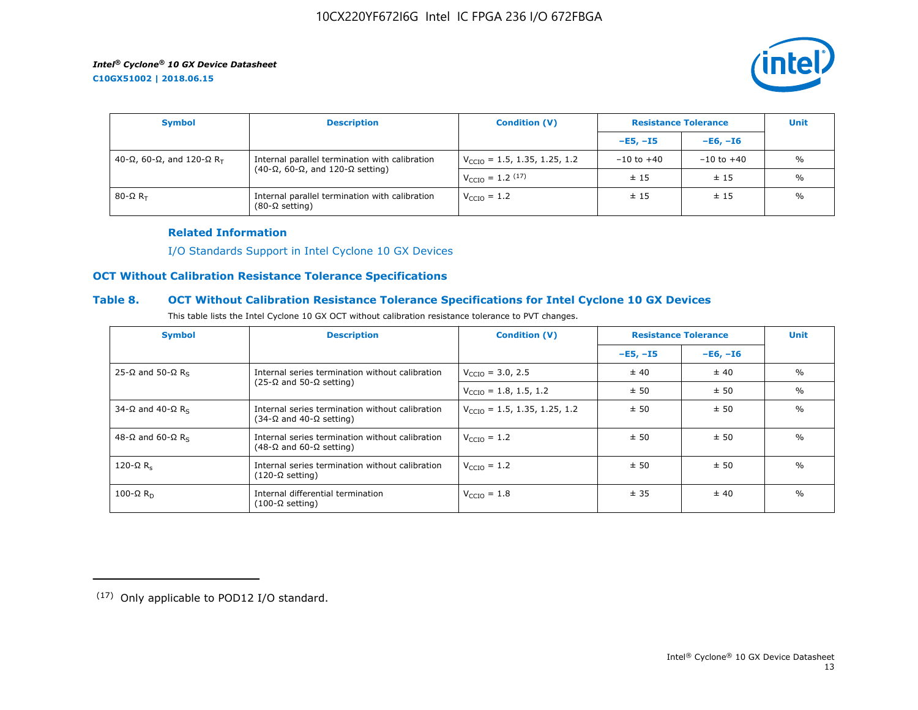| Symbol | Description | Condition (V) | Resistance Tolerance | | Unit |
|---|---|---|---|---|---|
| | | | –E5, –I5 | –E6, –I6 | |
| 40-Ω, 60-Ω, and 120-Ω $R_T$ | Internal parallel termination with calibration (40-Ω, 60-Ω, and 120-Ω setting) | $V_{CCIO}$ = 1.5, 1.35, 1.25, 1.2 | −10 to +40 | −10 to +40 | % |
| | | $V_{CCIO}$ = 1.2 (17) | ± 15 | ± 15 | % |
| 80-Ω $R_T$ | Internal parallel termination with calibration (80-Ω setting) | $V_{CCIO}$ = 1.2 | ± 15 | ± 15 | % |

#### Related Information

I/O Standards Support in Intel Cyclone 10 GX Devices

### OCT Without Calibration Resistance Tolerance Specifications

#### Table 8. OCT Without Calibration Resistance Tolerance Specifications for Intel Cyclone 10 GX Devices

This table lists the Intel Cyclone 10 GX OCT without calibration resistance tolerance to PVT changes.

| Symbol | Description | Condition (V) | Resistance Tolerance | | Unit |
|---|---|---|---|---|---|
| | | | –E5, –I5 | –E6, –I6 | |
| 25-Ω and 50-Ω $R_S$ | Internal series termination without calibration (25-Ω and 50-Ω setting) | $V_{CCIO}$ = 3.0, 2.5 | ± 40 | ± 40 | % |
| | | $V_{CCIO}$ = 1.8, 1.5, 1.2 | ± 50 | ± 50 | % |
| 34-Ω and 40-Ω $R_S$ | Internal series termination without calibration (34-Ω and 40-Ω setting) | $V_{CCIO}$ = 1.5, 1.35, 1.25, 1.2 | ± 50 | ± 50 | % |
| 48-Ω and 60-Ω $R_S$ | Internal series termination without calibration (48-Ω and 60-Ω setting) | $V_{CCIO}$ = 1.2 | ± 50 | ± 50 | % |
| 120-Ω $R_s$ | Internal series termination without calibration (120-Ω setting) | $V_{CCIO}$ = 1.2 | ± 50 | ± 50 | % |
| 100-Ω $R_D$ | Internal differential termination (100-Ω setting) | $V_{CCIO}$ = 1.8 | ± 35 | ± 40 | % |

(17) Only applicable to POD12 I/O standard.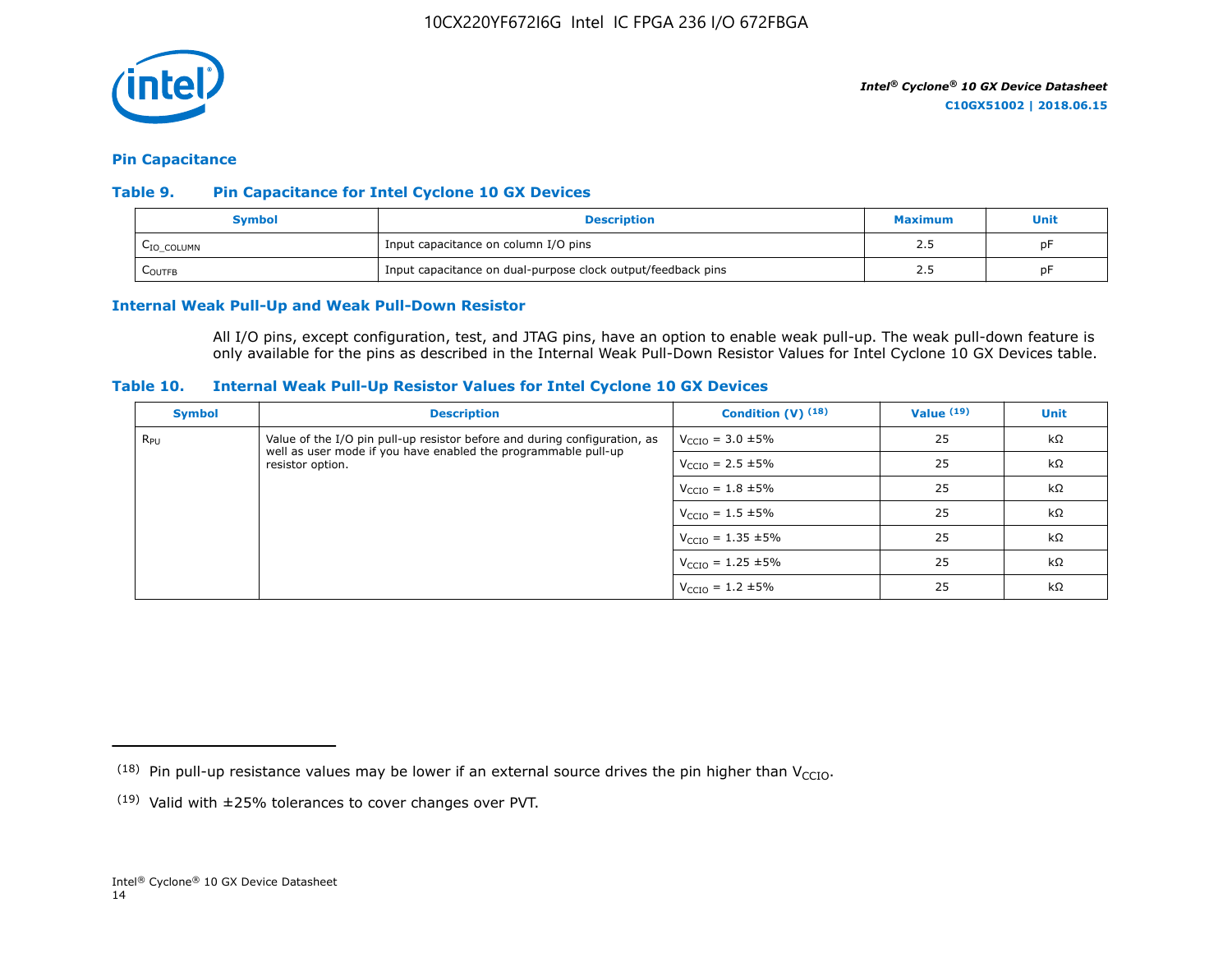## Pin Capacitance

### Table 9. Pin Capacitance for Intel Cyclone 10 GX Devices

| Symbol | Description | Maximum | Unit |
|---|---|---|---|
| $C_{IO\_COLUMN}$ | Input capacitance on column I/O pins | 2.5 | pF |
| $C_{OUTFB}$ | Input capacitance on dual-purpose clock output/feedback pins | 2.5 | pF |

## Internal Weak Pull-Up and Weak Pull-Down Resistor

All I/O pins, except configuration, test, and JTAG pins, have an option to enable weak pull-up. The weak pull-down feature is only available for the pins as described in the Internal Weak Pull-Down Resistor Values for Intel Cyclone 10 GX Devices table.

### Table 10. Internal Weak Pull-Up Resistor Values for Intel Cyclone 10 GX Devices

| Symbol | Description | Condition (V) (18) | Value (19) | Unit |
|---|---|---|---|---|
| $R_{PU}$ | Value of the I/O pin pull-up resistor before and during configuration, as well as user mode if you have enabled the programmable pull-up resistor option. | $V_{CCIO}$ = 3.0 ±5% | 25 | kΩ |
| | | $V_{CCIO}$ = 2.5 ±5% | 25 | kΩ |
| | | $V_{CCIO}$ = 1.8 ±5% | 25 | kΩ |
| | | $V_{CCIO}$ = 1.5 ±5% | 25 | kΩ |
| | | $V_{CCIO}$ = 1.35 ±5% | 25 | kΩ |
| | | $V_{CCIO}$ = 1.25 ±5% | 25 | kΩ |
| | | $V_{CCIO}$ = 1.2 ±5% | 25 | kΩ |

(18) Pin pull-up resistance values may be lower if an external source drives the pin higher than $V_{CCIO}$.

(19) Valid with ±25% tolerances to cover changes over PVT.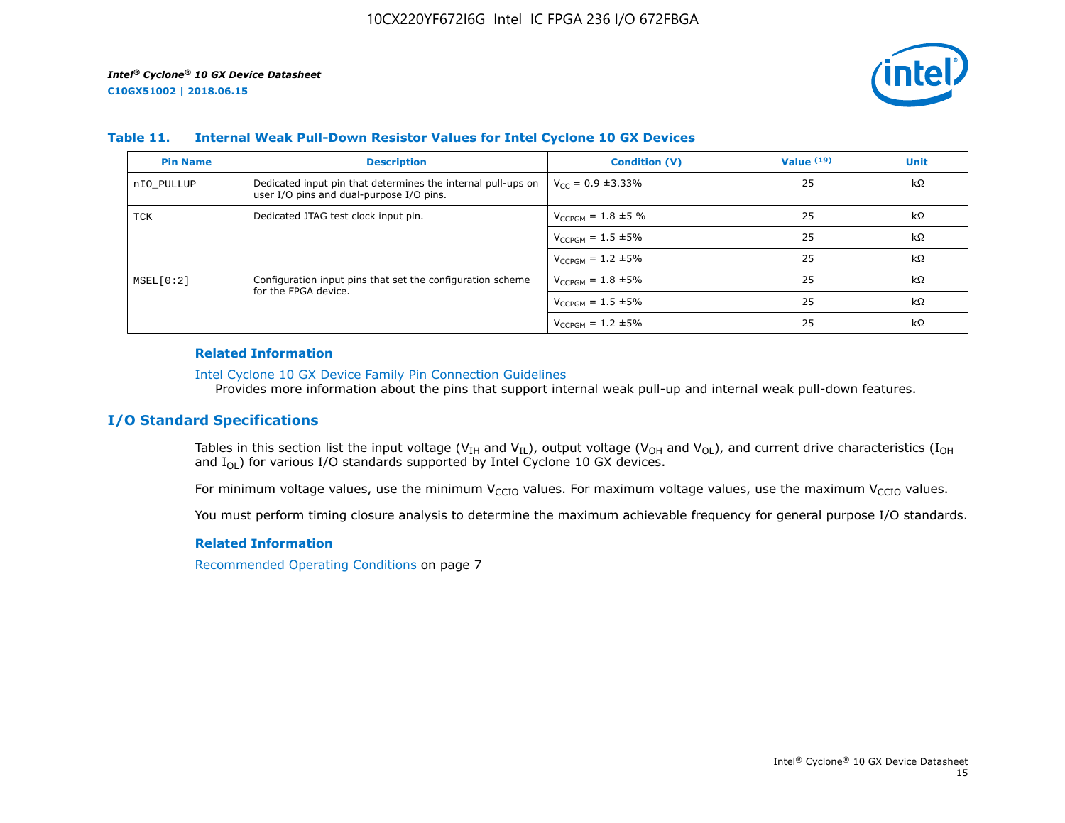### Table 11. Internal Weak Pull-Down Resistor Values for Intel Cyclone 10 GX Devices

| Pin Name | Description | Condition (V) | Value (19) | Unit |
|---|---|---|---|---|
| nIO_PULLUP | Dedicated input pin that determines the internal pull-ups on user I/O pins and dual-purpose I/O pins. | $V_{CC}$ = 0.9 ±3.33% | 25 | kΩ |
| TCK | Dedicated JTAG test clock input pin. | $V_{CCPGM}$ = 1.8 ±5 % | 25 | kΩ |
| | | $V_{CCPGM}$ = 1.5 ±5% | 25 | kΩ |
| | | $V_{CCPGM}$ = 1.2 ±5% | 25 | kΩ |
| MSEL[0:2] | Configuration input pins that set the configuration scheme for the FPGA device. | $V_{CCPGM}$ = 1.8 ±5% | 25 | kΩ |
| | | $V_{CCPGM}$ = 1.5 ±5% | 25 | kΩ |
| | | $V_{CCPGM}$ = 1.2 ±5% | 25 | kΩ |

#### Related Information

Intel Cyclone 10 GX Device Family Pin Connection Guidelines
Provides more information about the pins that support internal weak pull-up and internal weak pull-down features.

## I/O Standard Specifications

Tables in this section list the input voltage ($V_{IH}$ and $V_{IL}$), output voltage ($V_{OH}$ and $V_{OL}$), and current drive characteristics ($I_{OH}$ and $I_{OL}$) for various I/O standards supported by Intel Cyclone 10 GX devices.

For minimum voltage values, use the minimum $V_{CCIO}$ values. For maximum voltage values, use the maximum $V_{CCIO}$ values.

You must perform timing closure analysis to determine the maximum achievable frequency for general purpose I/O standards.

#### Related Information

Recommended Operating Conditions on page 7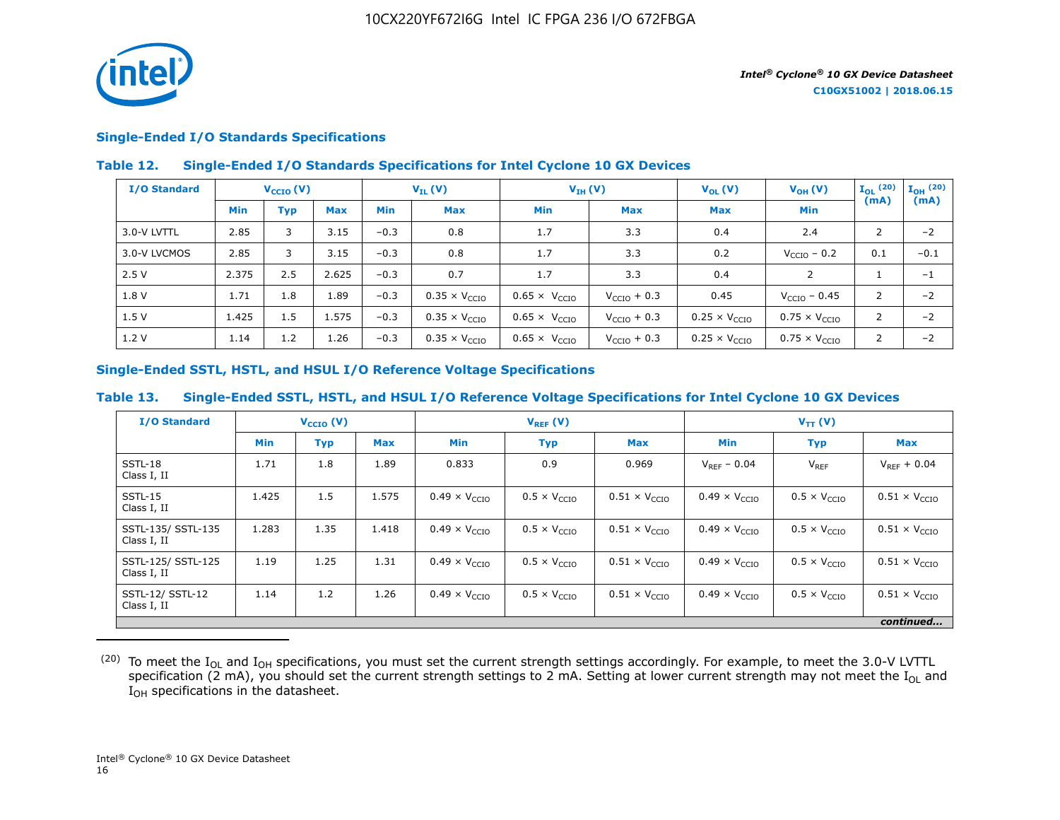## Single-Ended I/O Standards Specifications

### Table 12. Single-Ended I/O Standards Specifications for Intel Cyclone 10 GX Devices

| I/O Standard | $V_{CCIO}$ (V) | | | $V_{IL}$ (V) | | $V_{IH}$ (V) | | $V_{OL}$ (V) | $V_{OH}$ (V) | $I_{OL}$ [20] (mA) | $I_{OH}$ [20] (mA) |
|---|---|---|---|---|---|---|---|---|---|---|---|
| | Min | Typ | Max | Min | Max | Min | Max | Max | Min | | |
| 3.0-V LVTTL | 2.85 | 3 | 3.15 | –0.3 | 0.8 | 1.7 | 3.3 | 0.4 | 2.4 | 2 | –2 |
| 3.0-V LVCMOS | 2.85 | 3 | 3.15 | –0.3 | 0.8 | 1.7 | 3.3 | 0.2 | $V_{CCIO}$ – 0.2 | 0.1 | –0.1 |
| 2.5 V | 2.375 | 2.5 | 2.625 | –0.3 | 0.7 | 1.7 | 3.3 | 0.4 | 2 | 1 | –1 |
| 1.8 V | 1.71 | 1.8 | 1.89 | –0.3 | 0.35 × $V_{CCIO}$ | 0.65 × $V_{CCIO}$ | $V_{CCIO}$ + 0.3 | 0.45 | $V_{CCIO}$ – 0.45 | 2 | –2 |
| 1.5 V | 1.425 | 1.5 | 1.575 | –0.3 | 0.35 × $V_{CCIO}$ | 0.65 × $V_{CCIO}$ | $V_{CCIO}$ + 0.3 | 0.25 × $V_{CCIO}$ | 0.75 × $V_{CCIO}$ | 2 | –2 |
| 1.2 V | 1.14 | 1.2 | 1.26 | –0.3 | 0.35 × $V_{CCIO}$ | 0.65 × $V_{CCIO}$ | $V_{CCIO}$ + 0.3 | 0.25 × $V_{CCIO}$ | 0.75 × $V_{CCIO}$ | 2 | –2 |

## Single-Ended SSTL, HSTL, and HSUL I/O Reference Voltage Specifications

### Table 13. Single-Ended SSTL, HSTL, and HSUL I/O Reference Voltage Specifications for Intel Cyclone 10 GX Devices

| I/O Standard | $V_{CCIO}$ (V) | | | $V_{REF}$ (V) | | | $V_{TT}$ (V) | | |
|---|---|---|---|---|---|---|---|---|---|
| | Min | Typ | Max | Min | Typ | Max | Min | Typ | Max |
| SSTL-18 Class I, II | 1.71 | 1.8 | 1.89 | 0.833 | 0.9 | 0.969 | $V_{REF}$ – 0.04 | $V_{REF}$ | $V_{REF}$ + 0.04 |
| SSTL-15 Class I, II | 1.425 | 1.5 | 1.575 | 0.49 × $V_{CCIO}$ | 0.5 × $V_{CCIO}$ | 0.51 × $V_{CCIO}$ | 0.49 × $V_{CCIO}$ | 0.5 × $V_{CCIO}$ | 0.51 × $V_{CCIO}$ |
| SSTL-135/ SSTL-135 Class I, II | 1.283 | 1.35 | 1.418 | 0.49 × $V_{CCIO}$ | 0.5 × $V_{CCIO}$ | 0.51 × $V_{CCIO}$ | 0.49 × $V_{CCIO}$ | 0.5 × $V_{CCIO}$ | 0.51 × $V_{CCIO}$ |
| SSTL-125/ SSTL-125 Class I, II | 1.19 | 1.25 | 1.31 | 0.49 × $V_{CCIO}$ | 0.5 × $V_{CCIO}$ | 0.51 × $V_{CCIO}$ | 0.49 × $V_{CCIO}$ | 0.5 × $V_{CCIO}$ | 0.51 × $V_{CCIO}$ |
| SSTL-12/ SSTL-12 Class I, II | 1.14 | 1.2 | 1.26 | 0.49 × $V_{CCIO}$ | 0.5 × $V_{CCIO}$ | 0.51 × $V_{CCIO}$ | 0.49 × $V_{CCIO}$ | 0.5 × $V_{CCIO}$ | 0.51 × $V_{CCIO}$ |

*continued...*

[20] To meet the $I_{OL}$ and $I_{OH}$ specifications, you must set the current strength settings accordingly. For example, to meet the 3.0-V LVTTL specification (2 mA), you should set the current strength settings to 2 mA. Setting at lower current strength may not meet the $I_{OL}$ and $I_{OH}$ specifications in the datasheet.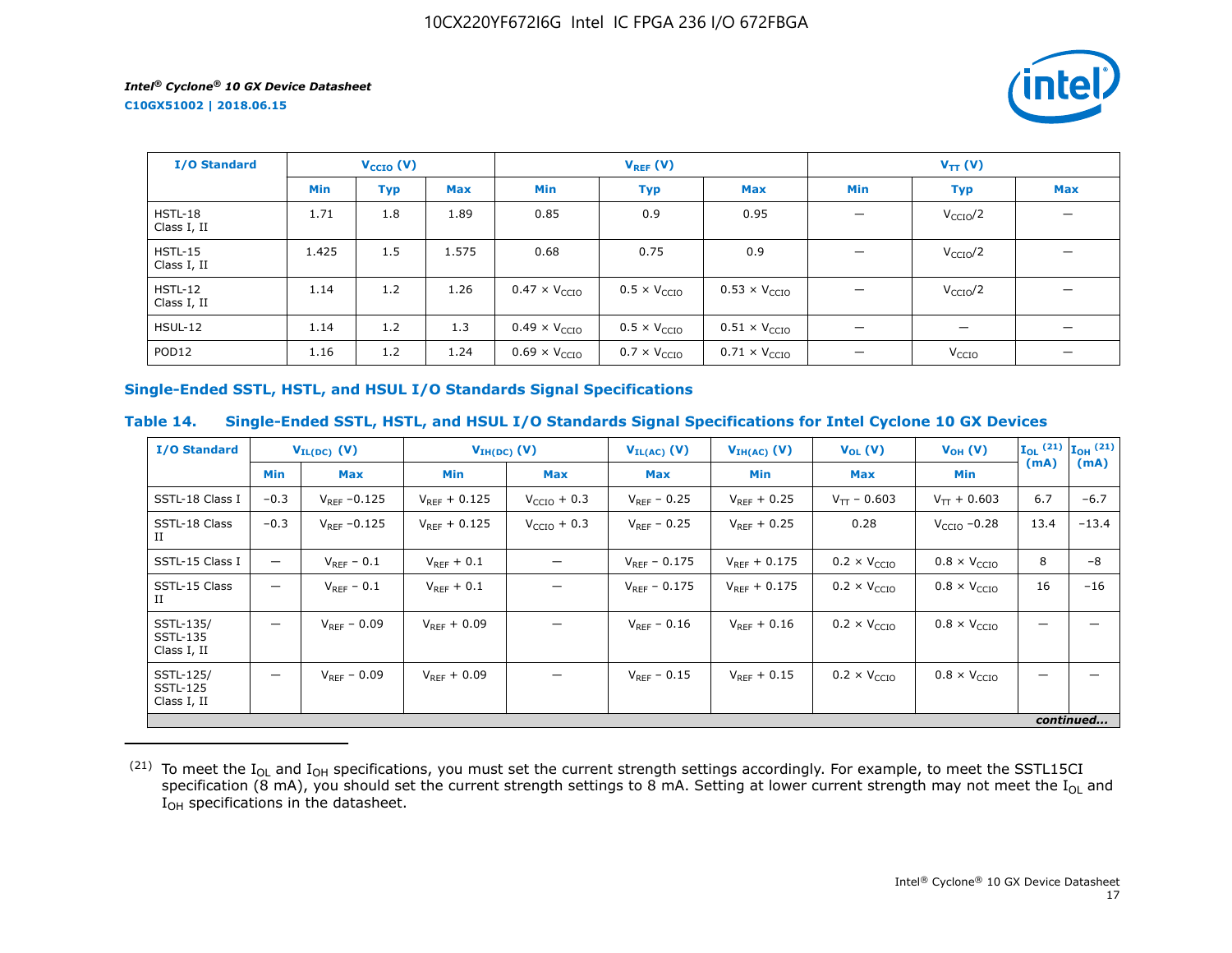| I/O Standard | $V_{CCIO}$ (V) | | | $V_{REF}$ (V) | | | $V_{TT}$ (V) | | |
|---|---|---|---|---|---|---|---|---|---|
| | Min | Typ | Max | Min | Typ | Max | Min | Typ | Max |
| HSTL-18 Class I, II | 1.71 | 1.8 | 1.89 | 0.85 | 0.9 | 0.95 | — | $V_{CCIO}/2$ | — |
| HSTL-15 Class I, II | 1.425 | 1.5 | 1.575 | 0.68 | 0.75 | 0.9 | — | $V_{CCIO}/2$ | — |
| HSTL-12 Class I, II | 1.14 | 1.2 | 1.26 | $0.47 \times V_{CCIO}$ | $0.5 \times V_{CCIO}$ | $0.53 \times V_{CCIO}$ | — | $V_{CCIO}/2$ | — |
| HSUL-12 | 1.14 | 1.2 | 1.3 | $0.49 \times V_{CCIO}$ | $0.5 \times V_{CCIO}$ | $0.51 \times V_{CCIO}$ | — | — | — |
| POD12 | 1.16 | 1.2 | 1.24 | $0.69 \times V_{CCIO}$ | $0.7 \times V_{CCIO}$ | $0.71 \times V_{CCIO}$ | — | $V_{CCIO}$ | — |

## Single-Ended SSTL, HSTL, and HSUL I/O Standards Signal Specifications

### Table 14. Single-Ended SSTL, HSTL, and HSUL I/O Standards Signal Specifications for Intel Cyclone 10 GX Devices

| I/O Standard | $V_{IL(DC)}$ (V) | | $V_{IH(DC)}$ (V) | | $V_{IL(AC)}$ (V) | $V_{IH(AC)}$ (V) | $V_{OL}$ (V) | $V_{OH}$ (V) | $I_{OL}$ [21] (mA) | $I_{OH}$ [21] (mA) |
|---|---|---|---|---|---|---|---|---|---|---|
| | Min | Max | Min | Max | Max | Min | Max | Min | | |
| SSTL-18 Class I | –0.3 | $V_{REF}$ –0.125 | $V_{REF}$ + 0.125 | $V_{CCIO}$ + 0.3 | $V_{REF}$ – 0.25 | $V_{REF}$ + 0.25 | $V_{TT}$ – 0.603 | $V_{TT}$ + 0.603 | 6.7 | –6.7 |
| SSTL-18 Class II | –0.3 | $V_{REF}$ –0.125 | $V_{REF}$ + 0.125 | $V_{CCIO}$ + 0.3 | $V_{REF}$ – 0.25 | $V_{REF}$ + 0.25 | 0.28 | $V_{CCIO}$ –0.28 | 13.4 | –13.4 |
| SSTL-15 Class I | — | $V_{REF}$ – 0.1 | $V_{REF}$ + 0.1 | — | $V_{REF}$ – 0.175 | $V_{REF}$ + 0.175 | $0.2 \times V_{CCIO}$ | $0.8 \times V_{CCIO}$ | 8 | –8 |
| SSTL-15 Class II | — | $V_{REF}$ – 0.1 | $V_{REF}$ + 0.1 | — | $V_{REF}$ – 0.175 | $V_{REF}$ + 0.175 | $0.2 \times V_{CCIO}$ | $0.8 \times V_{CCIO}$ | 16 | –16 |
| SSTL-135/ SSTL-135 Class I, II | — | $V_{REF}$ – 0.09 | $V_{REF}$ + 0.09 | — | $V_{REF}$ – 0.16 | $V_{REF}$ + 0.16 | $0.2 \times V_{CCIO}$ | $0.8 \times V_{CCIO}$ | — | — |
| SSTL-125/ SSTL-125 Class I, II | — | $V_{REF}$ – 0.09 | $V_{REF}$ + 0.09 | — | $V_{REF}$ – 0.15 | $V_{REF}$ + 0.15 | $0.2 \times V_{CCIO}$ | $0.8 \times V_{CCIO}$ | — | — |

*continued...*

(21) To meet the $I_{OL}$ and $I_{OH}$ specifications, you must set the current strength settings accordingly. For example, to meet the SSTL15CI specification (8 mA), you should set the current strength settings to 8 mA. Setting at lower current strength may not meet the $I_{OL}$ and $I_{OH}$ specifications in the datasheet.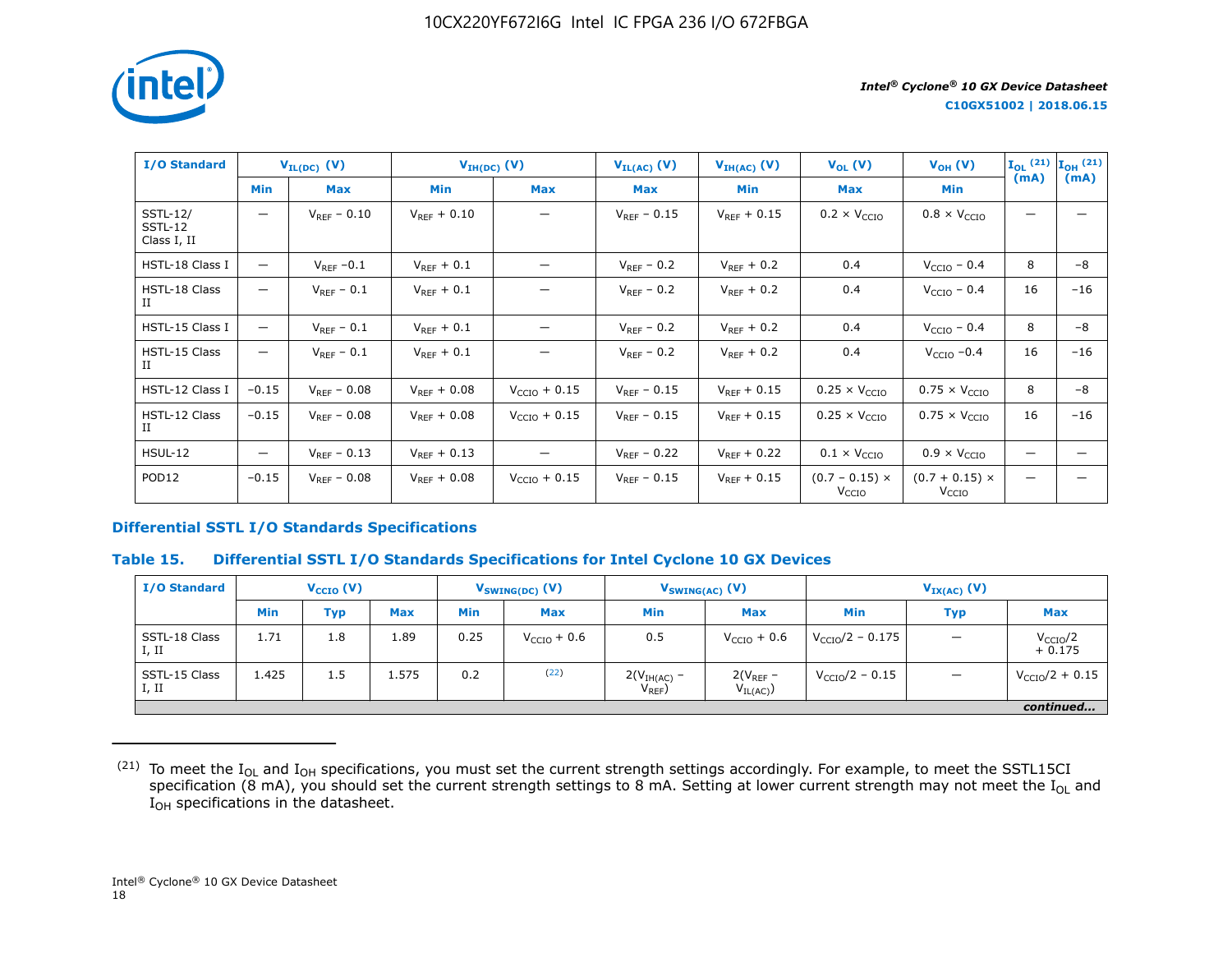| I/O Standard | $V_{IL(DC)}$ (V) | | $V_{IH(DC)}$ (V) | | $V_{IL(AC)}$ (V) | $V_{IH(AC)}$ (V) | $V_{OL}$ (V) | $V_{OH}$ (V) | $I_{OL}$ [21] (mA) | $I_{OH}$ [21] (mA) |
|---|---|---|---|---|---|---|---|---|---|---|
| | Min | Max | Min | Max | Max | Min | Max | Min | | |
| SSTL-12/ SSTL-12 Class I, II | — | $V_{REF}$ − 0.10 | $V_{REF}$ + 0.10 | — | $V_{REF}$ − 0.15 | $V_{REF}$ + 0.15 | 0.2 × $V_{CCIO}$ | 0.8 × $V_{CCIO}$ | — | — |
| HSTL-18 Class I | — | $V_{REF}$ −0.1 | $V_{REF}$ + 0.1 | — | $V_{REF}$ − 0.2 | $V_{REF}$ + 0.2 | 0.4 | $V_{CCIO}$ − 0.4 | 8 | −8 |
| HSTL-18 Class II | — | $V_{REF}$ − 0.1 | $V_{REF}$ + 0.1 | — | $V_{REF}$ − 0.2 | $V_{REF}$ + 0.2 | 0.4 | $V_{CCIO}$ − 0.4 | 16 | −16 |
| HSTL-15 Class I | — | $V_{REF}$ − 0.1 | $V_{REF}$ + 0.1 | — | $V_{REF}$ − 0.2 | $V_{REF}$ + 0.2 | 0.4 | $V_{CCIO}$ − 0.4 | 8 | −8 |
| HSTL-15 Class II | — | $V_{REF}$ − 0.1 | $V_{REF}$ + 0.1 | — | $V_{REF}$ − 0.2 | $V_{REF}$ + 0.2 | 0.4 | $V_{CCIO}$ −0.4 | 16 | −16 |
| HSTL-12 Class I | −0.15 | $V_{REF}$ − 0.08 | $V_{REF}$ + 0.08 | $V_{CCIO}$ + 0.15 | $V_{REF}$ − 0.15 | $V_{REF}$ + 0.15 | 0.25 × $V_{CCIO}$ | 0.75 × $V_{CCIO}$ | 8 | −8 |
| HSTL-12 Class II | −0.15 | $V_{REF}$ − 0.08 | $V_{REF}$ + 0.08 | $V_{CCIO}$ + 0.15 | $V_{REF}$ − 0.15 | $V_{REF}$ + 0.15 | 0.25 × $V_{CCIO}$ | 0.75 × $V_{CCIO}$ | 16 | −16 |
| HSUL-12 | — | $V_{REF}$ − 0.13 | $V_{REF}$ + 0.13 | — | $V_{REF}$ − 0.22 | $V_{REF}$ + 0.22 | 0.1 × $V_{CCIO}$ | 0.9 × $V_{CCIO}$ | — | — |
| POD12 | −0.15 | $V_{REF}$ − 0.08 | $V_{REF}$ + 0.08 | $V_{CCIO}$ + 0.15 | $V_{REF}$ − 0.15 | $V_{REF}$ + 0.15 | (0.7 − 0.15) × $V_{CCIO}$ | (0.7 + 0.15) × $V_{CCIO}$ | — | — |

## Differential SSTL I/O Standards Specifications

### Table 15. Differential SSTL I/O Standards Specifications for Intel Cyclone 10 GX Devices

| I/O Standard | $V_{CCIO}$ (V) | | | $V_{SWING(DC)}$ (V) | | $V_{SWING(AC)}$ (V) | | $V_{IX(AC)}$ (V) | | |
|---|---|---|---|---|---|---|---|---|---|---|
| | Min | Typ | Max | Min | Max | Min | Max | Min | Typ | Max |
| SSTL-18 Class I, II | 1.71 | 1.8 | 1.89 | 0.25 | $V_{CCIO}$ + 0.6 | 0.5 | $V_{CCIO}$ + 0.6 | $V_{CCIO}$/2 − 0.175 | — | $V_{CCIO}$/2 + 0.175 |
| SSTL-15 Class I, II | 1.425 | 1.5 | 1.575 | 0.2 | [22] | 2($V_{IH(AC)}$ − $V_{REF}$) | 2($V_{REF}$ − $V_{IL(AC)}$) | $V_{CCIO}$/2 − 0.15 | — | $V_{CCIO}$/2 + 0.15 |

*continued...*

(21) To meet the $I_{OL}$ and $I_{OH}$ specifications, you must set the current strength settings accordingly. For example, to meet the SSTL15CI specification (8 mA), you should set the current strength settings to 8 mA. Setting at lower current strength may not meet the $I_{OL}$ and $I_{OH}$ specifications in the datasheet.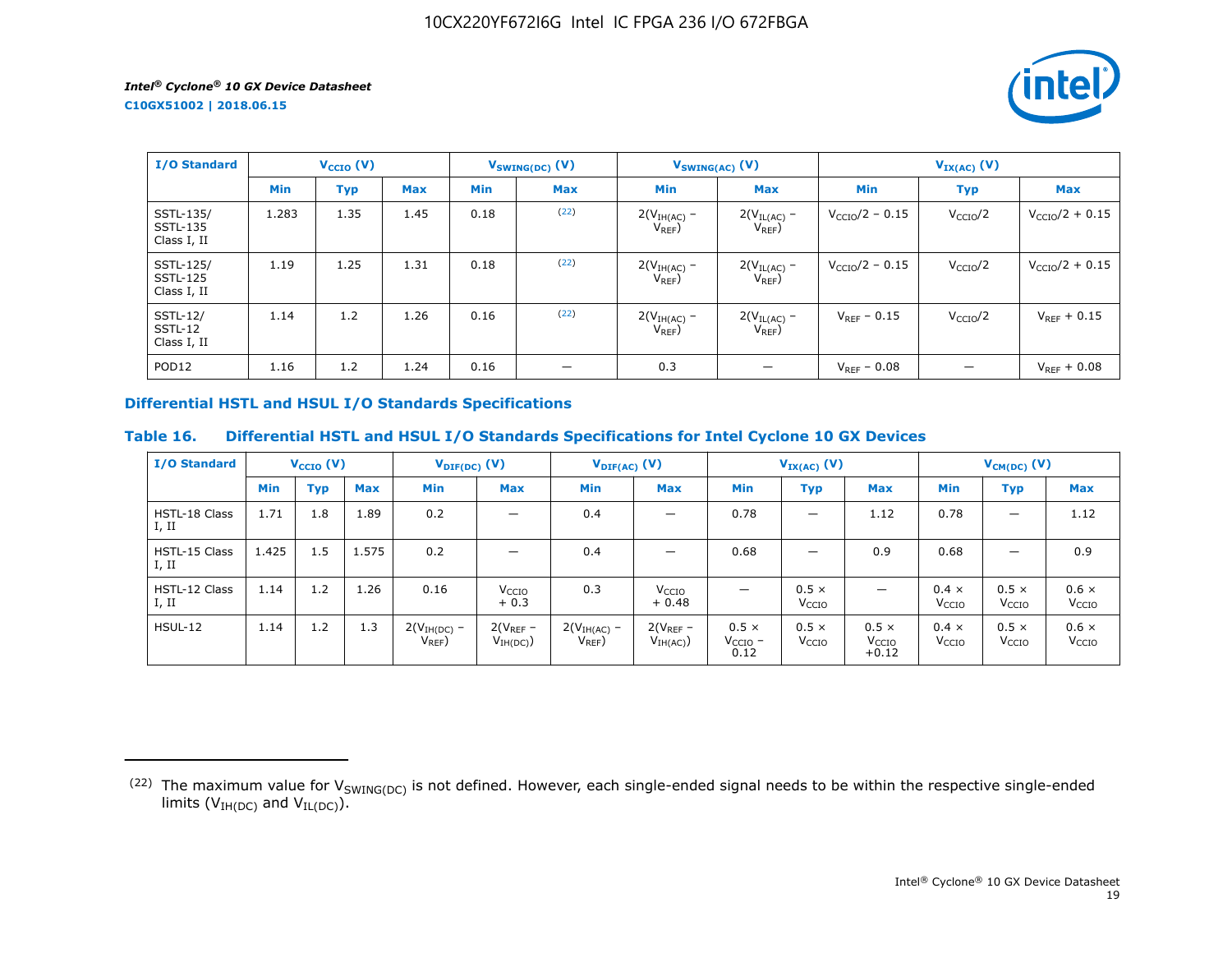| I/O Standard | $V_{CCIO}$ (V) | | | $V_{SWING(DC)}$ (V) | | $V_{SWING(AC)}$ (V) | | $V_{IX(AC)}$ (V) | | |
|---|---|---|---|---|---|---|---|---|---|---|
| | Min | Typ | Max | Min | Max | Min | Max | Min | Typ | Max |
| SSTL-135/ SSTL-135 Class I, II | 1.283 | 1.35 | 1.45 | 0.18 | [22] | $2(V_{IH(AC)} - V_{REF})$ | $2(V_{IL(AC)} - V_{REF})$ | $V_{CCIO}/2 - 0.15$ | $V_{CCIO}/2$ | $V_{CCIO}/2 + 0.15$ |
| SSTL-125/ SSTL-125 Class I, II | 1.19 | 1.25 | 1.31 | 0.18 | [22] | $2(V_{IH(AC)} - V_{REF})$ | $2(V_{IL(AC)} - V_{REF})$ | $V_{CCIO}/2 - 0.15$ | $V_{CCIO}/2$ | $V_{CCIO}/2 + 0.15$ |
| SSTL-12/ SSTL-12 Class I, II | 1.14 | 1.2 | 1.26 | 0.16 | [22] | $2(V_{IH(AC)} - V_{REF})$ | $2(V_{IL(AC)} - V_{REF})$ | $V_{REF} - 0.15$ | $V_{CCIO}/2$ | $V_{REF} + 0.15$ |
| POD12 | 1.16 | 1.2 | 1.24 | 0.16 | — | 0.3 | — | $V_{REF} - 0.08$ | — | $V_{REF} + 0.08$ |

## Differential HSTL and HSUL I/O Standards Specifications

### Table 16. Differential HSTL and HSUL I/O Standards Specifications for Intel Cyclone 10 GX Devices

| I/O Standard | $V_{CCIO}$ (V) | | | $V_{DIF(DC)}$ (V) | | $V_{DIF(AC)}$ (V) | | $V_{IX(AC)}$ (V) | | | $V_{CM(DC)}$ (V) | | |
|---|---|---|---|---|---|---|---|---|---|---|---|---|---|
| | Min | Typ | Max | Min | Max | Min | Max | Min | Typ | Max | Min | Typ | Max |
| HSTL-18 Class I, II | 1.71 | 1.8 | 1.89 | 0.2 | — | 0.4 | — | 0.78 | — | 1.12 | 0.78 | — | 1.12 |
| HSTL-15 Class I, II | 1.425 | 1.5 | 1.575 | 0.2 | — | 0.4 | — | 0.68 | — | 0.9 | 0.68 | — | 0.9 |
| HSTL-12 Class I, II | 1.14 | 1.2 | 1.26 | 0.16 | $V_{CCIO} + 0.3$ | 0.3 | $V_{CCIO} + 0.48$ | — | $0.5 \times V_{CCIO}$ | — | $0.4 \times V_{CCIO}$ | $0.5 \times V_{CCIO}$ | $0.6 \times V_{CCIO}$ |
| HSUL-12 | 1.14 | 1.2 | 1.3 | $2(V_{IH(DC)} - V_{REF})$ | $2(V_{REF} - V_{IH(DC)})$ | $2(V_{IH(AC)} - V_{REF})$ | $2(V_{REF} - V_{IH(AC)})$ | $0.5 \times V_{CCIO} - 0.12$ | $0.5 \times V_{CCIO}$ | $0.5 \times V_{CCIO} + 0.12$ | $0.4 \times V_{CCIO}$ | $0.5 \times V_{CCIO}$ | $0.6 \times V_{CCIO}$ |

[22] The maximum value for $V_{SWING(DC)}$ is not defined. However, each single-ended signal needs to be within the respective single-ended limits ($V_{IH(DC)}$ and $V_{IL(DC)}$).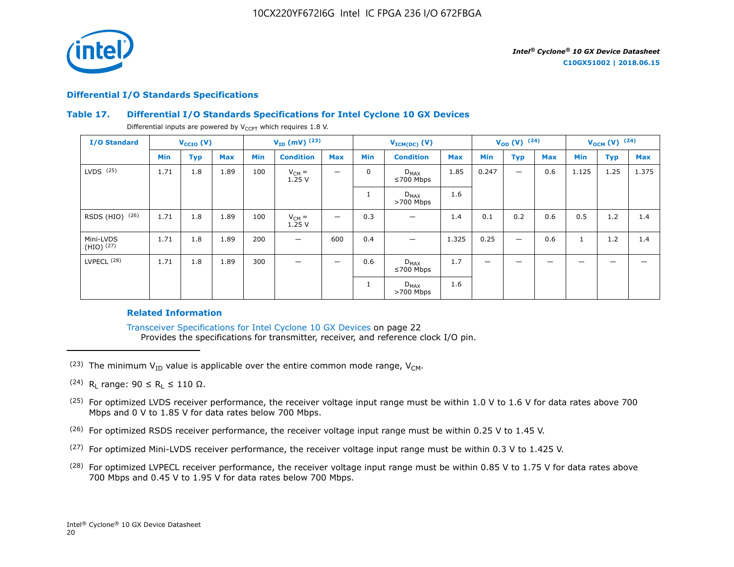## Differential I/O Standards Specifications

### Table 17. Differential I/O Standards Specifications for Intel Cyclone 10 GX Devices

Differential inputs are powered by $V_{CCPT}$ which requires 1.8 V.

| I/O Standard | $V_{CCIO}$ (V) | | | $V_{ID}$ (mV) [23] | | | $V_{ICM(DC)}$ (V) | | | $V_{OD}$ (V) [24] | | | $V_{OCM}$ (V) [24] | | |
|---|---|---|---|---|---|---|---|---|---|---|---|---|---|---|---|
| | Min | Typ | Max | Min | Condition | Max | Min | Condition | Max | Min | Typ | Max | Min | Typ | Max |
| LVDS [25] | 1.71 | 1.8 | 1.89 | 100 | $V_{CM}$ = 1.25 V | — | 0 | $D_{MAX}$ ≤700 Mbps | 1.85 | 0.247 | — | 0.6 | 1.125 | 1.25 | 1.375 |
| | | | | | | | 1 | $D_{MAX}$ >700 Mbps | 1.6 | | | | | | |
| RSDS (HIO) [26] | 1.71 | 1.8 | 1.89 | 100 | $V_{CM}$ = 1.25 V | — | 0.3 | — | 1.4 | 0.1 | 0.2 | 0.6 | 0.5 | 1.2 | 1.4 |
| Mini-LVDS (HIO) [27] | 1.71 | 1.8 | 1.89 | 200 | — | 600 | 0.4 | — | 1.325 | 0.25 | — | 0.6 | 1 | 1.2 | 1.4 |
| LVPECL [28] | 1.71 | 1.8 | 1.89 | 300 | — | — | 0.6 | $D_{MAX}$ ≤700 Mbps | 1.7 | — | — | — | — | — | — |
| | | | | | | | 1 | $D_{MAX}$ >700 Mbps | 1.6 | | | | | | |

#### Related Information

Transceiver Specifications for Intel Cyclone 10 GX Devices on page 22
Provides the specifications for transmitter, receiver, and reference clock I/O pin.

---

(23) The minimum $V_{ID}$ value is applicable over the entire common mode range, $V_{CM}$.

(24) $R_L$ range: $90 \le R_L \le 110$ Ω.

(25) For optimized LVDS receiver performance, the receiver voltage input range must be within 1.0 V to 1.6 V for data rates above 700 Mbps and 0 V to 1.85 V for data rates below 700 Mbps.

(26) For optimized RSDS receiver performance, the receiver voltage input range must be within 0.25 V to 1.45 V.

(27) For optimized Mini-LVDS receiver performance, the receiver voltage input range must be within 0.3 V to 1.425 V.

(28) For optimized LVPECL receiver performance, the receiver voltage input range must be within 0.85 V to 1.75 V for data rates above 700 Mbps and 0.45 V to 1.95 V for data rates below 700 Mbps.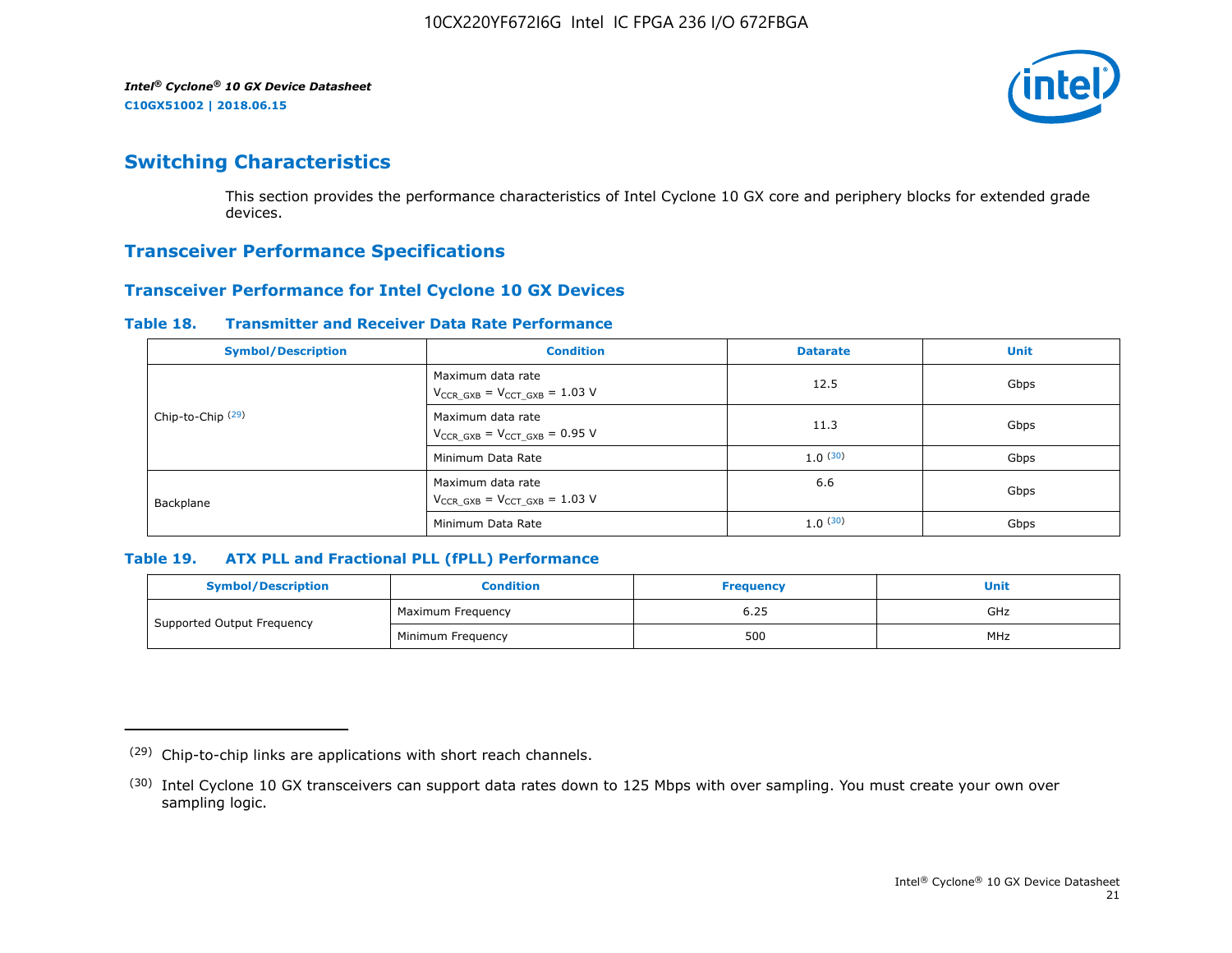## Switching Characteristics

This section provides the performance characteristics of Intel Cyclone 10 GX core and periphery blocks for extended grade devices.

### Transceiver Performance Specifications

#### Transceiver Performance for Intel Cyclone 10 GX Devices

**Table 18. Transmitter and Receiver Data Rate Performance**

| Symbol/Description | Condition | Datarate | Unit |
|---|---|---|---|
| Chip-to-Chip [29] | Maximum data rate $V_{CCR\_GXB} = V_{CCT\_GXB} = 1.03$ V | 12.5 | Gbps |
| | Maximum data rate $V_{CCR\_GXB} = V_{CCT\_GXB} = 0.95$ V | 11.3 | Gbps |
| | Minimum Data Rate | 1.0 [30] | Gbps |
| Backplane | Maximum data rate $V_{CCR\_GXB} = V_{CCT\_GXB} = 1.03$ V | 6.6 | Gbps |
| | Minimum Data Rate | 1.0 [30] | Gbps |

**Table 19. ATX PLL and Fractional PLL (fPLL) Performance**

| Symbol/Description | Condition | Frequency | Unit |
|---|---|---|---|
| Supported Output Frequency | Maximum Frequency | 6.25 | GHz |
| | Minimum Frequency | 500 | MHz |

---

(29) Chip-to-chip links are applications with short reach channels.

(30) Intel Cyclone 10 GX transceivers can support data rates down to 125 Mbps with over sampling. You must create your own over sampling logic.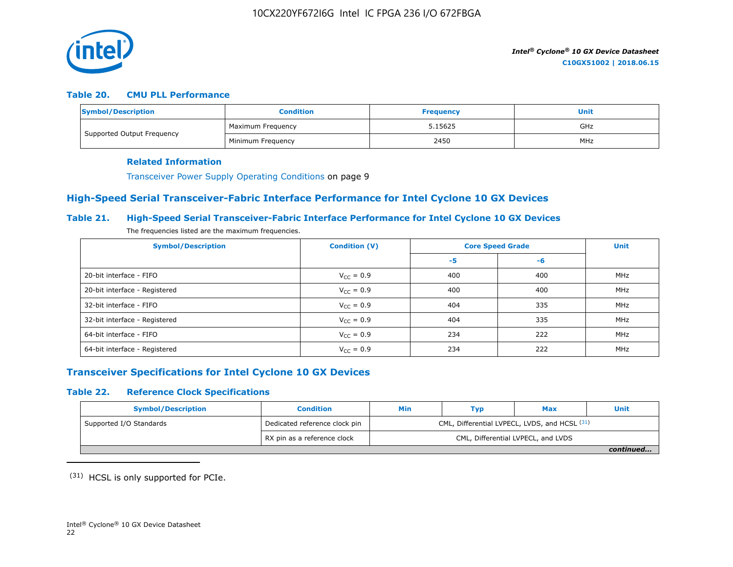#### Table 20. CMU PLL Performance

| Symbol/Description | Condition | Frequency | Unit |
|---|---|---|---|
| Supported Output Frequency | Maximum Frequency | 5.15625 | GHz |
| | Minimum Frequency | 2450 | MHz |

**Related Information**

Transceiver Power Supply Operating Conditions on page 9

## High-Speed Serial Transceiver-Fabric Interface Performance for Intel Cyclone 10 GX Devices

#### Table 21. High-Speed Serial Transceiver-Fabric Interface Performance for Intel Cyclone 10 GX Devices

The frequencies listed are the maximum frequencies.

| Symbol/Description | Condition (V) | Core Speed Grade | | Unit |
|---|---|---|---|---|
| | | -5 | -6 | |
| 20-bit interface - FIFO | $V_{CC}$ = 0.9 | 400 | 400 | MHz |
| 20-bit interface - Registered | $V_{CC}$ = 0.9 | 400 | 400 | MHz |
| 32-bit interface - FIFO | $V_{CC}$ = 0.9 | 404 | 335 | MHz |
| 32-bit interface - Registered | $V_{CC}$ = 0.9 | 404 | 335 | MHz |
| 64-bit interface - FIFO | $V_{CC}$ = 0.9 | 234 | 222 | MHz |
| 64-bit interface - Registered | $V_{CC}$ = 0.9 | 234 | 222 | MHz |

## Transceiver Specifications for Intel Cyclone 10 GX Devices

#### Table 22. Reference Clock Specifications

| Symbol/Description | Condition | Min | Typ | Max | Unit |
|---|---|---|---|---|---|
| Supported I/O Standards | Dedicated reference clock pin | CML, Differential LVPECL, LVDS, and HCSL [31] | | | |
| | RX pin as a reference clock | CML, Differential LVPECL, and LVDS | | | |

*continued...*

(31) HCSL is only supported for PCIe.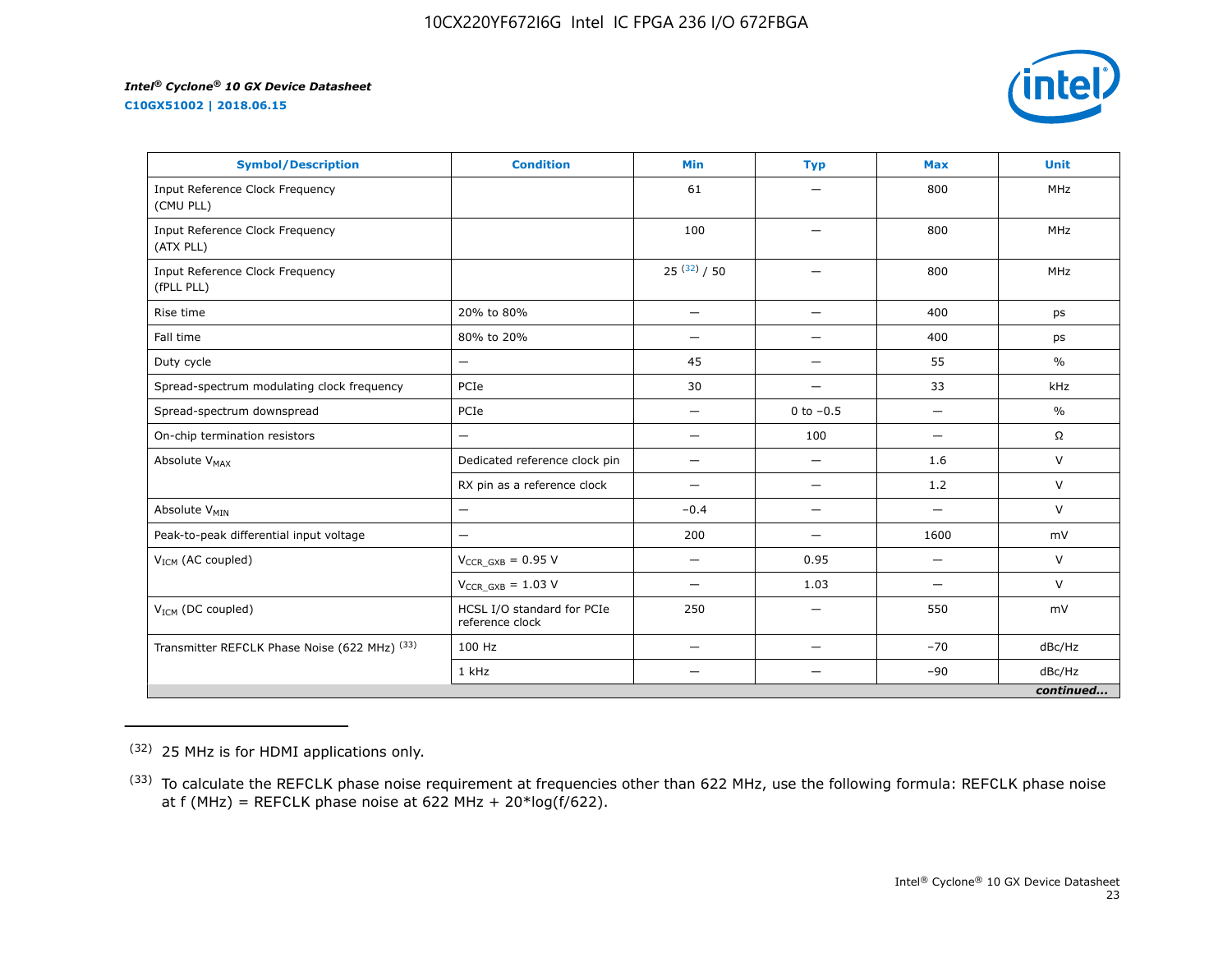| Symbol/Description | Condition | Min | Typ | Max | Unit |
|---|---|---|---|---|---|
| Input Reference Clock Frequency (CMU PLL) | | 61 | — | 800 | MHz |
| Input Reference Clock Frequency (ATX PLL) | | 100 | — | 800 | MHz |
| Input Reference Clock Frequency (fPLL PLL) | | 25 [32] / 50 | — | 800 | MHz |
| Rise time | 20% to 80% | — | — | 400 | ps |
| Fall time | 80% to 20% | — | — | 400 | ps |
| Duty cycle | — | 45 | — | 55 | % |
| Spread-spectrum modulating clock frequency | PCIe | 30 | — | 33 | kHz |
| Spread-spectrum downspread | PCIe | — | 0 to −0.5 | — | % |
| On-chip termination resistors | — | — | 100 | — | Ω |
| Absolute $V_{MAX}$ | Dedicated reference clock pin | — | — | 1.6 | V |
| | RX pin as a reference clock | — | — | 1.2 | V |
| Absolute $V_{MIN}$ | — | −0.4 | — | — | V |
| Peak-to-peak differential input voltage | — | 200 | — | 1600 | mV |
| $V_{ICM}$ (AC coupled) | $V_{CCR\_GXB}$ = 0.95 V | — | 0.95 | — | V |
| | $V_{CCR\_GXB}$ = 1.03 V | — | 1.03 | — | V |
| $V_{ICM}$ (DC coupled) | HCSL I/O standard for PCIe reference clock | 250 | — | 550 | mV |
| Transmitter REFCLK Phase Noise (622 MHz) [33] | 100 Hz | — | — | −70 | dBc/Hz |
| | 1 kHz | — | — | −90 | dBc/Hz |

*continued...*

(32) 25 MHz is for HDMI applications only.

(33) To calculate the REFCLK phase noise requirement at frequencies other than 622 MHz, use the following formula: REFCLK phase noise at f (MHz) = REFCLK phase noise at 622 MHz + 20*log(f/622).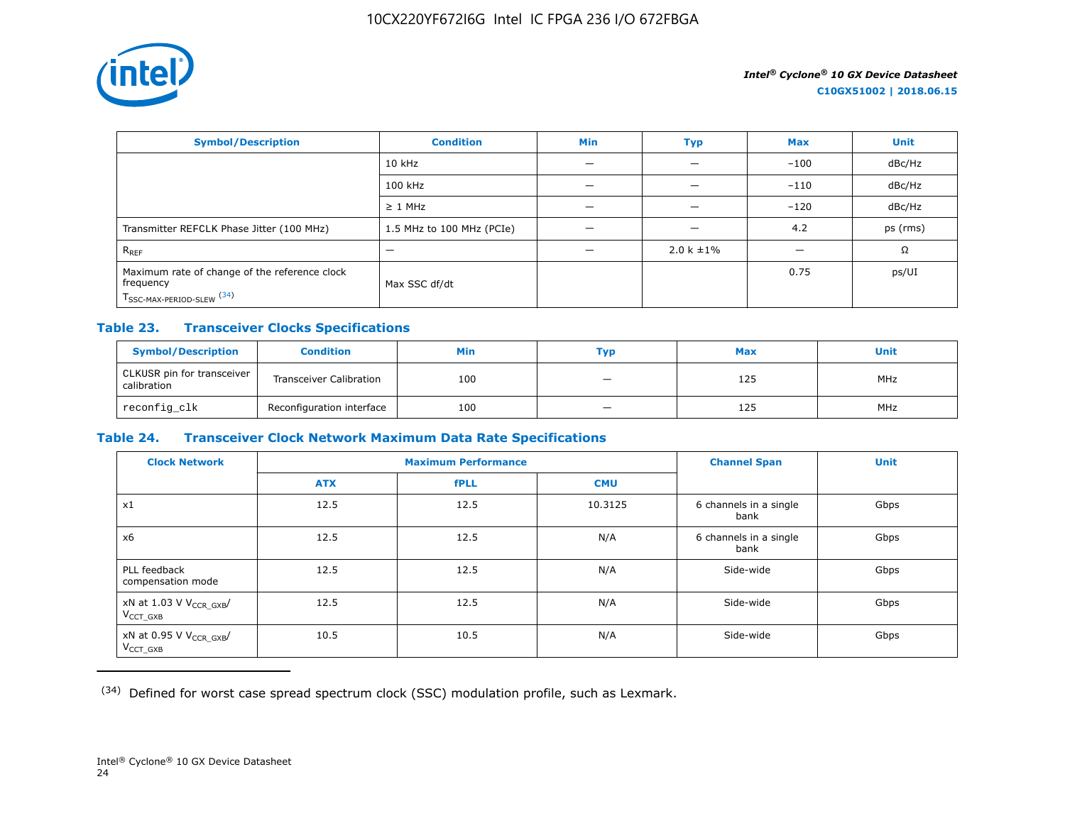| Symbol/Description | Condition | Min | Typ | Max | Unit |
|---|---|---|---|---|---|
| | 10 kHz | — | — | −100 | dBc/Hz |
| | 100 kHz | — | — | −110 | dBc/Hz |
| | ≥ 1 MHz | — | — | −120 | dBc/Hz |
| Transmitter REFCLK Phase Jitter (100 MHz) | 1.5 MHz to 100 MHz (PCIe) | — | — | 4.2 | ps (rms) |
| $R_{REF}$ | — | — | 2.0 k ±1% | — | Ω |
| Maximum rate of change of the reference clock frequency $T_{SSC-MAX-PERIOD-SLEW}$ [34] | Max SSC df/dt | | | 0.75 | ps/UI |

### Table 23. Transceiver Clocks Specifications

| Symbol/Description | Condition | Min | Typ | Max | Unit |
|---|---|---|---|---|---|
| CLKUSR pin for transceiver calibration | Transceiver Calibration | 100 | — | 125 | MHz |
| `reconfig_clk` | Reconfiguration interface | 100 | — | 125 | MHz |

### Table 24. Transceiver Clock Network Maximum Data Rate Specifications

| Clock Network | Maximum Performance | | | Channel Span | Unit |
|---|---|---|---|---|---|
| | ATX | fPLL | CMU | | |
| x1 | 12.5 | 12.5 | 10.3125 | 6 channels in a single bank | Gbps |
| x6 | 12.5 | 12.5 | N/A | 6 channels in a single bank | Gbps |
| PLL feedback compensation mode | 12.5 | 12.5 | N/A | Side-wide | Gbps |
| xN at 1.03 V $V_{CCR\_GXB}$/ $V_{CCT\_GXB}$ | 12.5 | 12.5 | N/A | Side-wide | Gbps |
| xN at 0.95 V $V_{CCR\_GXB}$/ $V_{CCT\_GXB}$ | 10.5 | 10.5 | N/A | Side-wide | Gbps |

[34] Defined for worst case spread spectrum clock (SSC) modulation profile, such as Lexmark.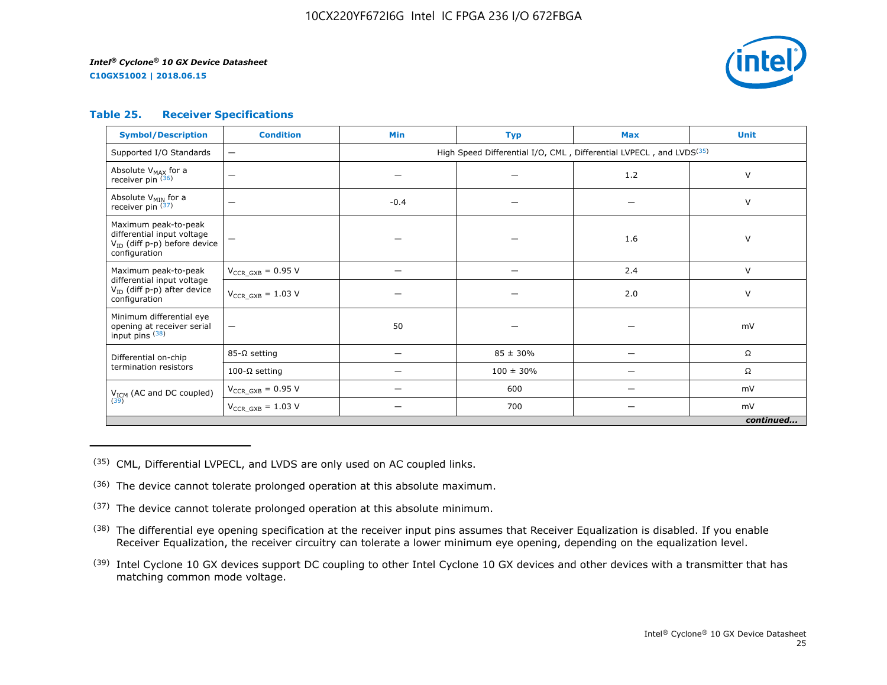#### Table 25. Receiver Specifications

| Symbol/Description | Condition | Min | Typ | Max | Unit |
|---|---|---|---|---|---|
| Supported I/O Standards | — | High Speed Differential I/O, CML , Differential LVPECL , and LVDS[35] | | | |
| Absolute $V_{MAX}$ for a receiver pin [36] | — | — | — | 1.2 | V |
| Absolute $V_{MIN}$ for a receiver pin [37] | — | -0.4 | — | — | V |
| Maximum peak-to-peak differential input voltage $V_{ID}$ (diff p-p) before device configuration | — | — | — | 1.6 | V |
| Maximum peak-to-peak differential input voltage $V_{ID}$ (diff p-p) after device configuration | $V_{CCR\_GXB}$ = 0.95 V | — | — | 2.4 | V |
| | $V_{CCR\_GXB}$ = 1.03 V | — | — | 2.0 | V |
| Minimum differential eye opening at receiver serial input pins [38] | — | 50 | — | — | mV |
| Differential on-chip termination resistors | 85-Ω setting | — | 85 ± 30% | — | Ω |
| | 100-Ω setting | — | 100 ± 30% | — | Ω |
| $V_{ICM}$ (AC and DC coupled) [39] | $V_{CCR\_GXB}$ = 0.95 V | — | 600 | — | mV |
| | $V_{CCR\_GXB}$ = 1.03 V | — | 700 | — | mV |

*continued...*

(35) CML, Differential LVPECL, and LVDS are only used on AC coupled links.

(36) The device cannot tolerate prolonged operation at this absolute maximum.

(37) The device cannot tolerate prolonged operation at this absolute minimum.

(38) The differential eye opening specification at the receiver input pins assumes that Receiver Equalization is disabled. If you enable Receiver Equalization, the receiver circuitry can tolerate a lower minimum eye opening, depending on the equalization level.

(39) Intel Cyclone 10 GX devices support DC coupling to other Intel Cyclone 10 GX devices and other devices with a transmitter that has matching common mode voltage.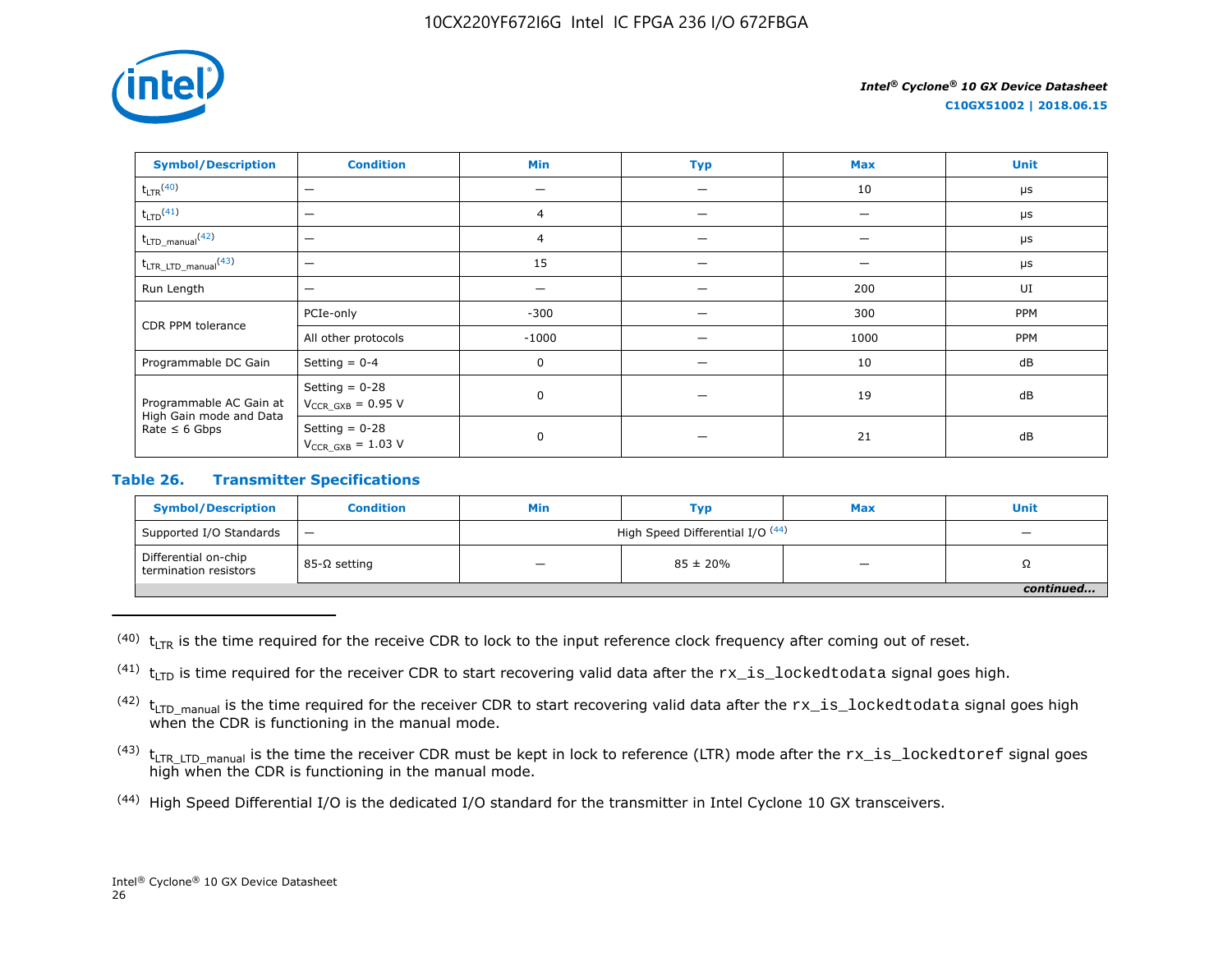| Symbol/Description | Condition | Min | Typ | Max | Unit |
| --- | --- | --- | --- | --- | --- |
| $t_{LTR}$ [40] | — | — | — | 10 | µs |
| $t_{LTD}$ [41] | — | 4 | — | — | µs |
| $t_{LTD\_manual}$ [42] | — | 4 | — | — | µs |
| $t_{LTR\_LTD\_manual}$ [43] | — | 15 | — | — | µs |
| Run Length | — | — | — | 200 | UI |
| CDR PPM tolerance | PCIe-only | -300 | — | 300 | PPM |
| | All other protocols | -1000 | — | 1000 | PPM |
| Programmable DC Gain | Setting = 0-4 | 0 | — | 10 | dB |
| Programmable AC Gain at High Gain mode and Data Rate ≤ 6 Gbps | Setting = 0-28 $V_{CCR\_GXB}$ = 0.95 V | 0 | — | 19 | dB |
| | Setting = 0-28 $V_{CCR\_GXB}$ = 1.03 V | 0 | — | 21 | dB |

### Table 26. Transmitter Specifications

| Symbol/Description | Condition | Min | Typ | Max | Unit |
| --- | --- | --- | --- | --- | --- |
| Supported I/O Standards | — | High Speed Differential I/O [44] | | | — |
| Differential on-chip termination resistors | 85-Ω setting | — | 85 ± 20% | — | Ω |

*continued...*

(40) $t_{LTR}$ is the time required for the receive CDR to lock to the input reference clock frequency after coming out of reset.

(41) $t_{LTD}$ is time required for the receiver CDR to start recovering valid data after the `rx_is_lockedtodata` signal goes high.

(42) $t_{LTD\_manual}$ is the time required for the receiver CDR to start recovering valid data after the `rx_is_lockedtodata` signal goes high when the CDR is functioning in the manual mode.

(43) $t_{LTR\_LTD\_manual}$ is the time the receiver CDR must be kept in lock to reference (LTR) mode after the `rx_is_lockedtoref` signal goes high when the CDR is functioning in the manual mode.

(44) High Speed Differential I/O is the dedicated I/O standard for the transmitter in Intel Cyclone 10 GX transceivers.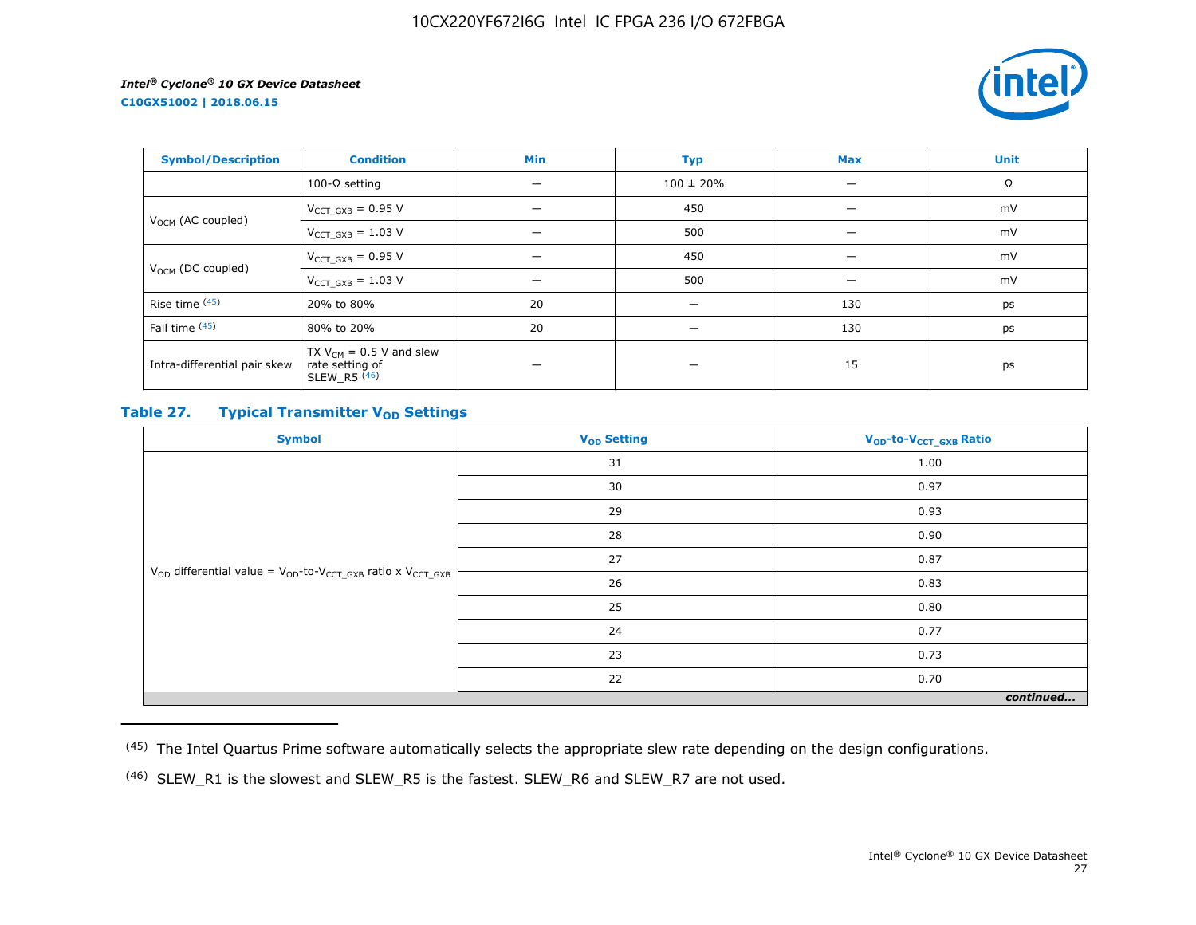| Symbol/Description | Condition | Min | Typ | Max | Unit |
|---|---|---|---|---|---|
| | 100-Ω setting | — | 100 ± 20% | — | Ω |
| $V_{OCM}$ (AC coupled) | $V_{CCT\_GXB}$ = 0.95 V | — | 450 | — | mV |
| | $V_{CCT\_GXB}$ = 1.03 V | — | 500 | — | mV |
| $V_{OCM}$ (DC coupled) | $V_{CCT\_GXB}$ = 0.95 V | — | 450 | — | mV |
| | $V_{CCT\_GXB}$ = 1.03 V | — | 500 | — | mV |
| Rise time [45] | 20% to 80% | 20 | — | 130 | ps |
| Fall time [45] | 80% to 20% | 20 | — | 130 | ps |
| Intra-differential pair skew | TX $V_{CM}$ = 0.5 V and slew rate setting of SLEW_R5 [46] | — | — | 15 | ps |

### Table 27. Typical Transmitter $V_{OD}$ Settings

| Symbol | $V_{OD}$ Setting | $V_{OD}$-to-$V_{CCT\_GXB}$ Ratio |
|---|---|---|
| $V_{OD}$ differential value = $V_{OD}$-to-$V_{CCT\_GXB}$ ratio x $V_{CCT\_GXB}$ | 31 | 1.00 |
| | 30 | 0.97 |
| | 29 | 0.93 |
| | 28 | 0.90 |
| | 27 | 0.87 |
| | 26 | 0.83 |
| | 25 | 0.80 |
| | 24 | 0.77 |
| | 23 | 0.73 |
| | 22 | 0.70 |

*continued...*

(45) The Intel Quartus Prime software automatically selects the appropriate slew rate depending on the design configurations.

(46) SLEW_R1 is the slowest and SLEW_R5 is the fastest. SLEW_R6 and SLEW_R7 are not used.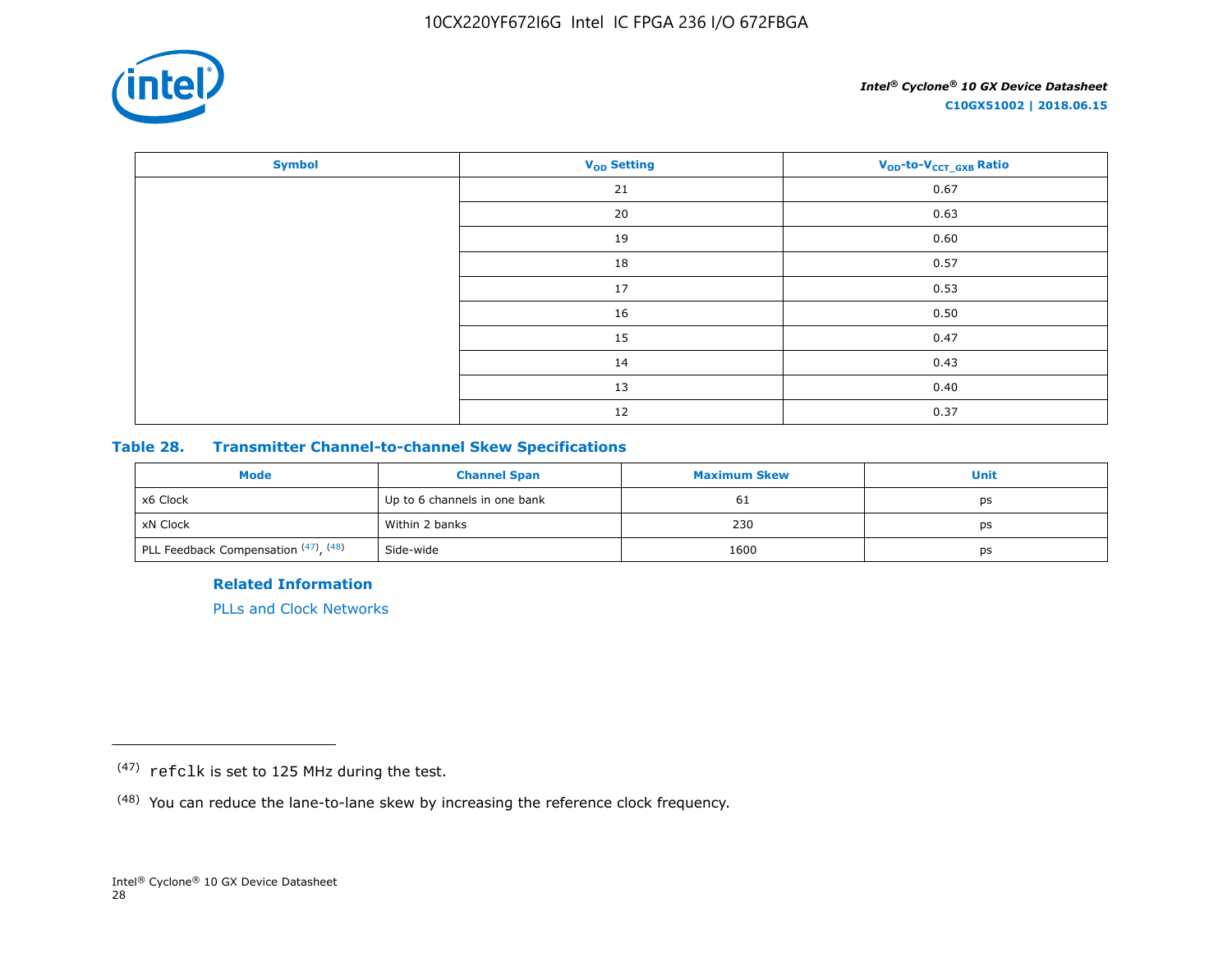| Symbol | $V_{OD}$ Setting | $V_{OD}$-to-$V_{CCT\_GXB}$ Ratio |
|---|---|---|
| | 21 | 0.67 |
| | 20 | 0.63 |
| | 19 | 0.60 |
| | 18 | 0.57 |
| | 17 | 0.53 |
| | 16 | 0.50 |
| | 15 | 0.47 |
| | 14 | 0.43 |
| | 13 | 0.40 |
| | 12 | 0.37 |

### Table 28. Transmitter Channel-to-channel Skew Specifications

| Mode | Channel Span | Maximum Skew | Unit |
|---|---|---|---|
| x6 Clock | Up to 6 channels in one bank | 61 | ps |
| xN Clock | Within 2 banks | 230 | ps |
| PLL Feedback Compensation [47], [48] | Side-wide | 1600 | ps |

**Related Information**

PLLs and Clock Networks

---

[47] `refclk` is set to 125 MHz during the test.

[48] You can reduce the lane-to-lane skew by increasing the reference clock frequency.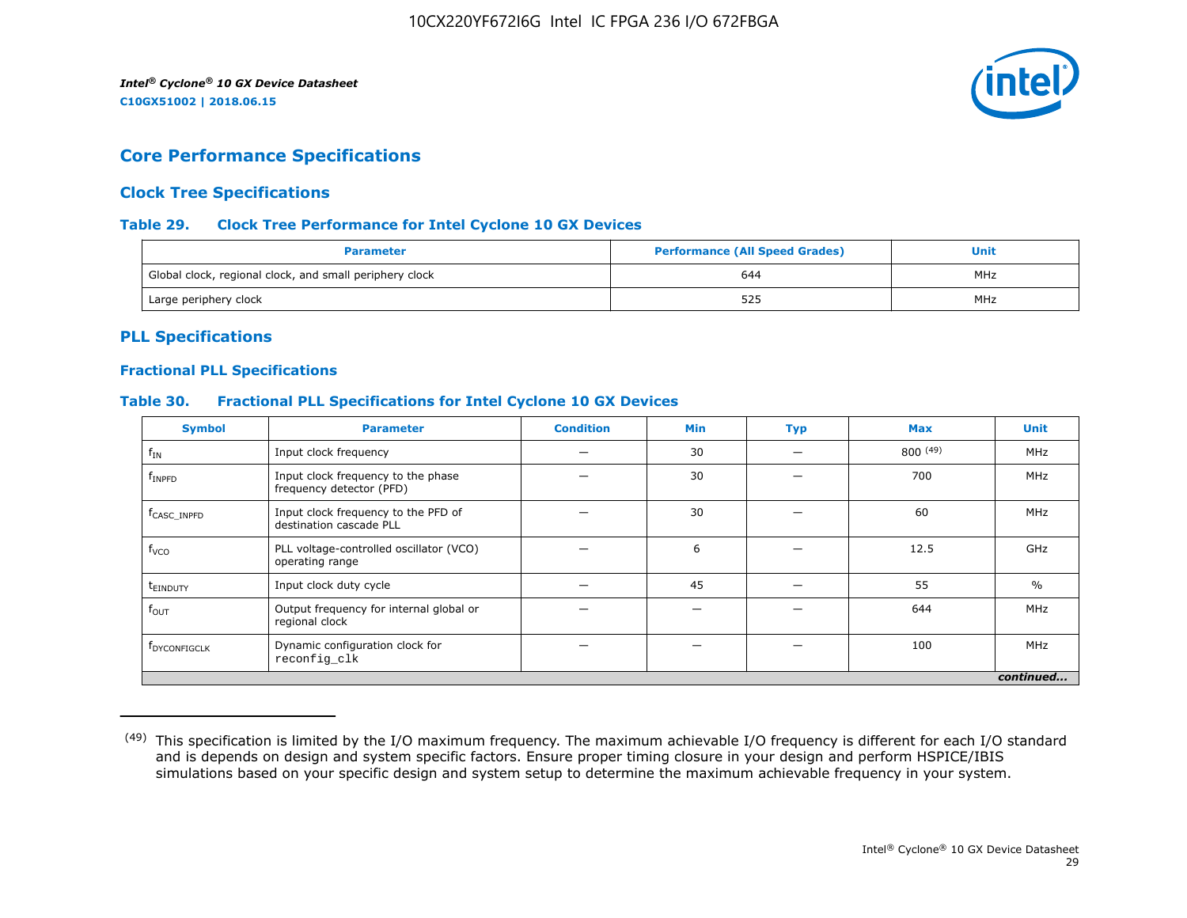# Core Performance Specifications

## Clock Tree Specifications

### Table 29. Clock Tree Performance for Intel Cyclone 10 GX Devices

| Parameter | Performance (All Speed Grades) | Unit |
|---|---|---|
| Global clock, regional clock, and small periphery clock | 644 | MHz |
| Large periphery clock | 525 | MHz |

## PLL Specifications

### Fractional PLL Specifications

### Table 30. Fractional PLL Specifications for Intel Cyclone 10 GX Devices

| Symbol | Parameter | Condition | Min | Typ | Max | Unit |
|---|---|---|---|---|---|---|
| $f_{IN}$ | Input clock frequency | — | 30 | — | 800 (49) | MHz |
| $f_{INPFD}$ | Input clock frequency to the phase frequency detector (PFD) | — | 30 | — | 700 | MHz |
| $f_{CASC\_INPFD}$ | Input clock frequency to the PFD of destination cascade PLL | — | 30 | — | 60 | MHz |
| $f_{VCO}$ | PLL voltage-controlled oscillator (VCO) operating range | — | 6 | — | 12.5 | GHz |
| $t_{EINDUTY}$ | Input clock duty cycle | — | 45 | — | 55 | % |
| $f_{OUT}$ | Output frequency for internal global or regional clock | — | — | — | 644 | MHz |
| $f_{DYCONFIGCLK}$ | Dynamic configuration clock for `reconfig_clk` | — | — | — | 100 | MHz |

*continued...*

(49) This specification is limited by the I/O maximum frequency. The maximum achievable I/O frequency is different for each I/O standard and is depends on design and system specific factors. Ensure proper timing closure in your design and perform HSPICE/IBIS simulations based on your specific design and system setup to determine the maximum achievable frequency in your system.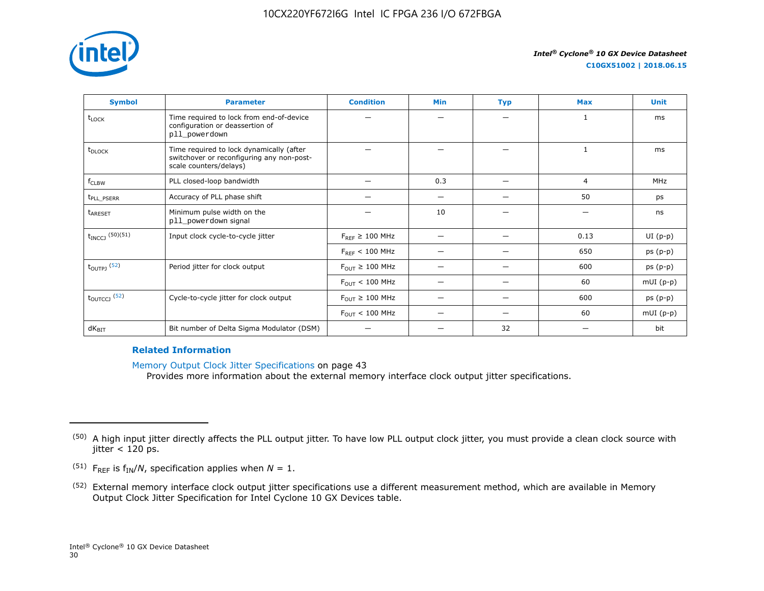| Symbol | Parameter | Condition | Min | Typ | Max | Unit |
|---|---|---|---|---|---|---|
| $t_{LOCK}$ | Time required to lock from end-of-device configuration or deassertion of pll_powerdown | — | — | — | 1 | ms |
| $t_{DLOCK}$ | Time required to lock dynamically (after switchover or reconfiguring any non-post-scale counters/delays) | — | — | — | 1 | ms |
| $f_{CLBW}$ | PLL closed-loop bandwidth | — | 0.3 | — | 4 | MHz |
| $t_{PLL\_PSERR}$ | Accuracy of PLL phase shift | — | — | — | 50 | ps |
| $t_{ARESET}$ | Minimum pulse width on the pll_powerdown signal | — | 10 | — | — | ns |
| $t_{INCCJ}$ (50)(51) | Input clock cycle-to-cycle jitter | $F_{REF} \geq 100$ MHz | — | — | 0.13 | UI (p-p) |
| | | $F_{REF} < 100$ MHz | — | — | 650 | ps (p-p) |
| $t_{OUTPJ}$ (52) | Period jitter for clock output | $F_{OUT} \geq 100$ MHz | — | — | 600 | ps (p-p) |
| | | $F_{OUT} < 100$ MHz | — | — | 60 | mUI (p-p) |
| $t_{OUTCCJ}$ (52) | Cycle-to-cycle jitter for clock output | $F_{OUT} \geq 100$ MHz | — | — | 600 | ps (p-p) |
| | | $F_{OUT} < 100$ MHz | — | — | 60 | mUI (p-p) |
| $dK_{BIT}$ | Bit number of Delta Sigma Modulator (DSM) | — | — | 32 | — | bit |

**Related Information**

Memory Output Clock Jitter Specifications on page 43
Provides more information about the external memory interface clock output jitter specifications.

(50) A high input jitter directly affects the PLL output jitter. To have low PLL output clock jitter, you must provide a clean clock source with jitter < 120 ps.

(51) $F_{REF}$ is $f_{IN}/N$, specification applies when $N = 1$.

(52) External memory interface clock output jitter specifications use a different measurement method, which are available in Memory Output Clock Jitter Specification for Intel Cyclone 10 GX Devices table.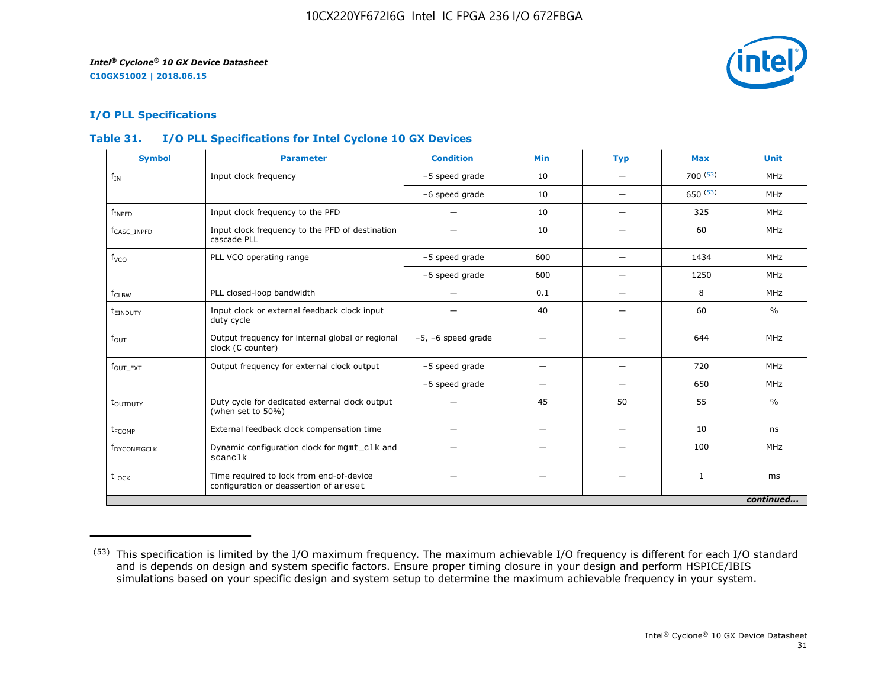## I/O PLL Specifications

### Table 31. I/O PLL Specifications for Intel Cyclone 10 GX Devices

| Symbol | Parameter | Condition | Min | Typ | Max | Unit |
|---|---|---|---|---|---|---|
| $f_{IN}$ | Input clock frequency | –5 speed grade | 10 | — | 700 [53] | MHz |
| | | –6 speed grade | 10 | — | 650 [53] | MHz |
| $f_{INPFD}$ | Input clock frequency to the PFD | — | 10 | — | 325 | MHz |
| $f_{CASC\_INPFD}$ | Input clock frequency to the PFD of destination cascade PLL | — | 10 | — | 60 | MHz |
| $f_{VCO}$ | PLL VCO operating range | –5 speed grade | 600 | — | 1434 | MHz |
| | | –6 speed grade | 600 | — | 1250 | MHz |
| $f_{CLBW}$ | PLL closed-loop bandwidth | — | 0.1 | — | 8 | MHz |
| $t_{EINDUTY}$ | Input clock or external feedback clock input duty cycle | — | 40 | — | 60 | % |
| $f_{OUT}$ | Output frequency for internal global or regional clock (C counter) | –5, –6 speed grade | — | — | 644 | MHz |
| $f_{OUT\_EXT}$ | Output frequency for external clock output | –5 speed grade | — | — | 720 | MHz |
| | | –6 speed grade | — | — | 650 | MHz |
| $t_{OUTDUTY}$ | Duty cycle for dedicated external clock output (when set to 50%) | — | 45 | 50 | 55 | % |
| $t_{FCOMP}$ | External feedback clock compensation time | — | — | — | 10 | ns |
| $f_{DYCONFIGCLK}$ | Dynamic configuration clock for `mgmt_clk` and `scanclk` | — | — | — | 100 | MHz |
| $t_{LOCK}$ | Time required to lock from end-of-device configuration or deassertion of `areset` | — | — | — | 1 | ms |

*continued...*

(53) This specification is limited by the I/O maximum frequency. The maximum achievable I/O frequency is different for each I/O standard and is depends on design and system specific factors. Ensure proper timing closure in your design and perform HSPICE/IBIS simulations based on your specific design and system setup to determine the maximum achievable frequency in your system.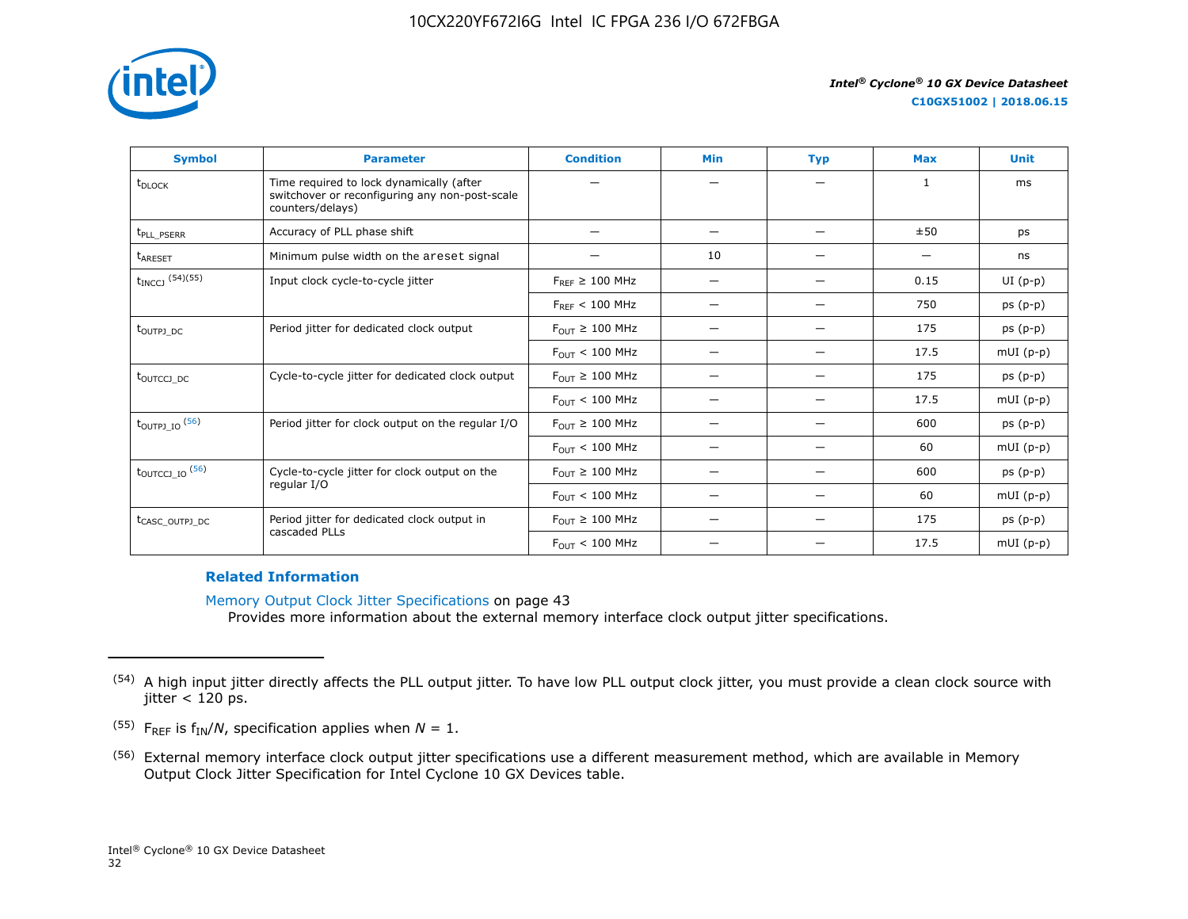| Symbol | Parameter | Condition | Min | Typ | Max | Unit |
|---|---|---|---|---|---|---|
| $t_{DLOCK}$ | Time required to lock dynamically (after switchover or reconfiguring any non-post-scale counters/delays) | — | — | — | 1 | ms |
| $t_{PLL\_PSERR}$ | Accuracy of PLL phase shift | — | — | — | ±50 | ps |
| $t_{ARESET}$ | Minimum pulse width on the areset signal | — | 10 | — | — | ns |
| $t_{INCCJ}$ (54)(55) | Input clock cycle-to-cycle jitter | $F_{REF} \geq 100$ MHz | — | — | 0.15 | UI (p-p) |
| | | $F_{REF} < 100$ MHz | — | — | 750 | ps (p-p) |
| $t_{OUTPJ\_DC}$ | Period jitter for dedicated clock output | $F_{OUT} \geq 100$ MHz | — | — | 175 | ps (p-p) |
| | | $F_{OUT} < 100$ MHz | — | — | 17.5 | mUI (p-p) |
| $t_{OUTCCJ\_DC}$ | Cycle-to-cycle jitter for dedicated clock output | $F_{OUT} \geq 100$ MHz | — | — | 175 | ps (p-p) |
| | | $F_{OUT} < 100$ MHz | — | — | 17.5 | mUI (p-p) |
| $t_{OUTPJ\_IO}$ (56) | Period jitter for clock output on the regular I/O | $F_{OUT} \geq 100$ MHz | — | — | 600 | ps (p-p) |
| | | $F_{OUT} < 100$ MHz | — | — | 60 | mUI (p-p) |
| $t_{OUTCCJ\_IO}$ (56) | Cycle-to-cycle jitter for clock output on the regular I/O | $F_{OUT} \geq 100$ MHz | — | — | 600 | ps (p-p) |
| | | $F_{OUT} < 100$ MHz | — | — | 60 | mUI (p-p) |
| $t_{CASC\_OUTPJ\_DC}$ | Period jitter for dedicated clock output in cascaded PLLs | $F_{OUT} \geq 100$ MHz | — | — | 175 | ps (p-p) |
| | | $F_{OUT} < 100$ MHz | — | — | 17.5 | mUI (p-p) |

**Related Information**

Memory Output Clock Jitter Specifications on page 43
Provides more information about the external memory interface clock output jitter specifications.

---

(54) A high input jitter directly affects the PLL output jitter. To have low PLL output clock jitter, you must provide a clean clock source with jitter < 120 ps.

(55) $F_{REF}$ is $f_{IN}/N$, specification applies when $N = 1$.

(56) External memory interface clock output jitter specifications use a different measurement method, which are available in Memory Output Clock Jitter Specification for Intel Cyclone 10 GX Devices table.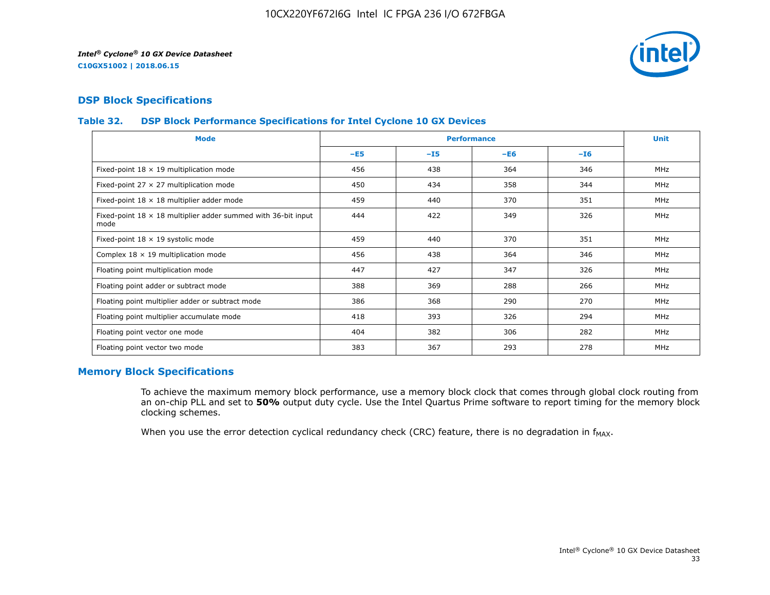## DSP Block Specifications

### Table 32. DSP Block Performance Specifications for Intel Cyclone 10 GX Devices

| Mode | Performance | | | | Unit |
|---|---|---|---|---|---|
| | –E5 | –I5 | –E6 | –I6 | |
| Fixed-point 18 × 19 multiplication mode | 456 | 438 | 364 | 346 | MHz |
| Fixed-point 27 × 27 multiplication mode | 450 | 434 | 358 | 344 | MHz |
| Fixed-point 18 × 18 multiplier adder mode | 459 | 440 | 370 | 351 | MHz |
| Fixed-point 18 × 18 multiplier adder summed with 36-bit input mode | 444 | 422 | 349 | 326 | MHz |
| Fixed-point 18 × 19 systolic mode | 459 | 440 | 370 | 351 | MHz |
| Complex 18 × 19 multiplication mode | 456 | 438 | 364 | 346 | MHz |
| Floating point multiplication mode | 447 | 427 | 347 | 326 | MHz |
| Floating point adder or subtract mode | 388 | 369 | 288 | 266 | MHz |
| Floating point multiplier adder or subtract mode | 386 | 368 | 290 | 270 | MHz |
| Floating point multiplier accumulate mode | 418 | 393 | 326 | 294 | MHz |
| Floating point vector one mode | 404 | 382 | 306 | 282 | MHz |
| Floating point vector two mode | 383 | 367 | 293 | 278 | MHz |

## Memory Block Specifications

To achieve the maximum memory block performance, use a memory block clock that comes through global clock routing from an on-chip PLL and set to **50%** output duty cycle. Use the Intel Quartus Prime software to report timing for the memory block clocking schemes.

When you use the error detection cyclical redundancy check (CRC) feature, there is no degradation in $f_{MAX}$.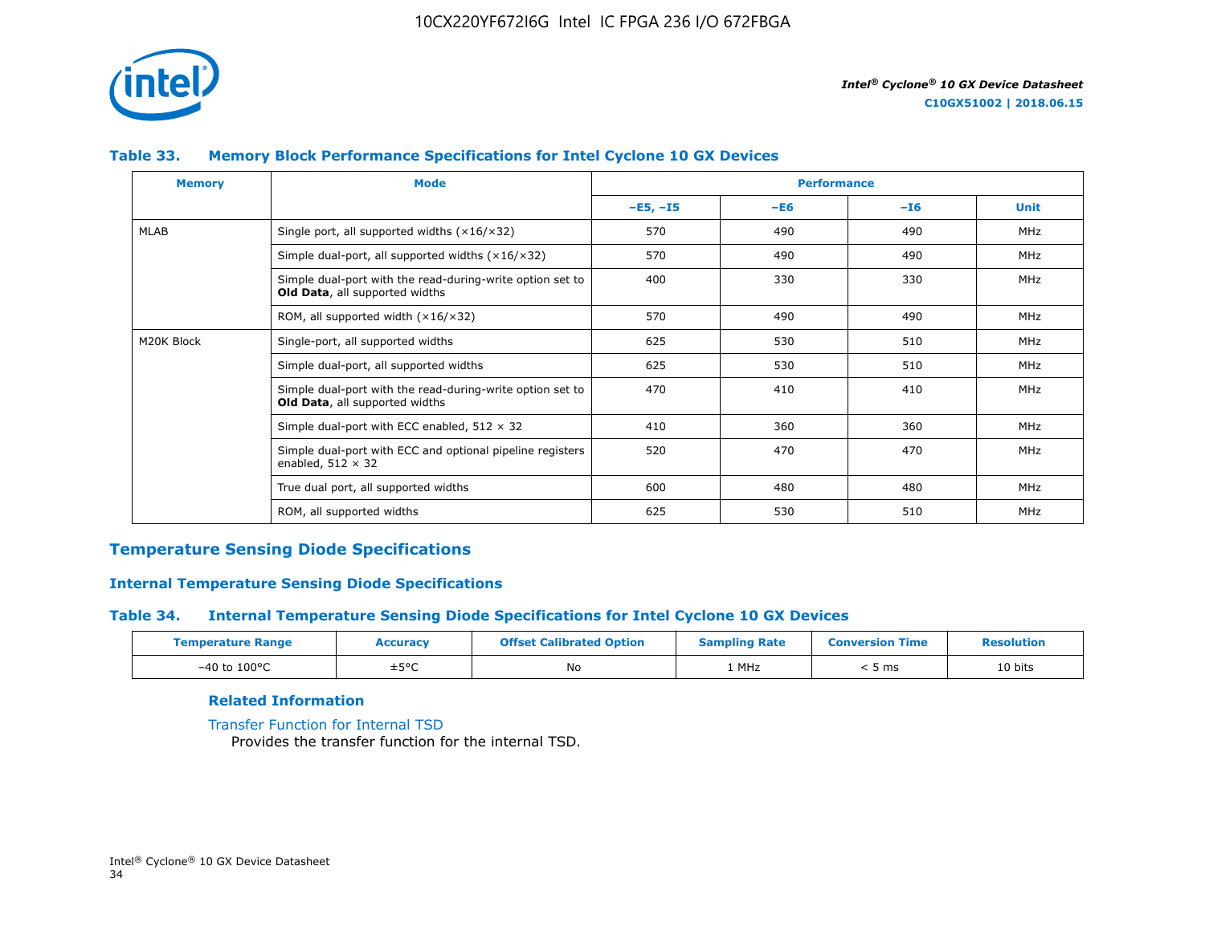#### Table 33. Memory Block Performance Specifications for Intel Cyclone 10 GX Devices

| Memory | Mode | Performance | | | |
|---|---|---|---|---|---|
| | | –E5, –I5 | –E6 | –I6 | Unit |
| MLAB | Single port, all supported widths (×16/×32) | 570 | 490 | 490 | MHz |
| | Simple dual-port, all supported widths (×16/×32) | 570 | 490 | 490 | MHz |
| | Simple dual-port with the read-during-write option set to **Old Data**, all supported widths | 400 | 330 | 330 | MHz |
| | ROM, all supported width (×16/×32) | 570 | 490 | 490 | MHz |
| M20K Block | Single-port, all supported widths | 625 | 530 | 510 | MHz |
| | Simple dual-port, all supported widths | 625 | 530 | 510 | MHz |
| | Simple dual-port with the read-during-write option set to **Old Data**, all supported widths | 470 | 410 | 410 | MHz |
| | Simple dual-port with ECC enabled, 512 × 32 | 410 | 360 | 360 | MHz |
| | Simple dual-port with ECC and optional pipeline registers enabled, 512 × 32 | 520 | 470 | 470 | MHz |
| | True dual port, all supported widths | 600 | 480 | 480 | MHz |
| | ROM, all supported widths | 625 | 530 | 510 | MHz |

## Temperature Sensing Diode Specifications

### Internal Temperature Sensing Diode Specifications

#### Table 34. Internal Temperature Sensing Diode Specifications for Intel Cyclone 10 GX Devices

| Temperature Range | Accuracy | Offset Calibrated Option | Sampling Rate | Conversion Time | Resolution |
|---|---|---|---|---|---|
| –40 to 100°C | ±5°C | No | 1 MHz | < 5 ms | 10 bits |

**Related Information**

Transfer Function for Internal TSD
Provides the transfer function for the internal TSD.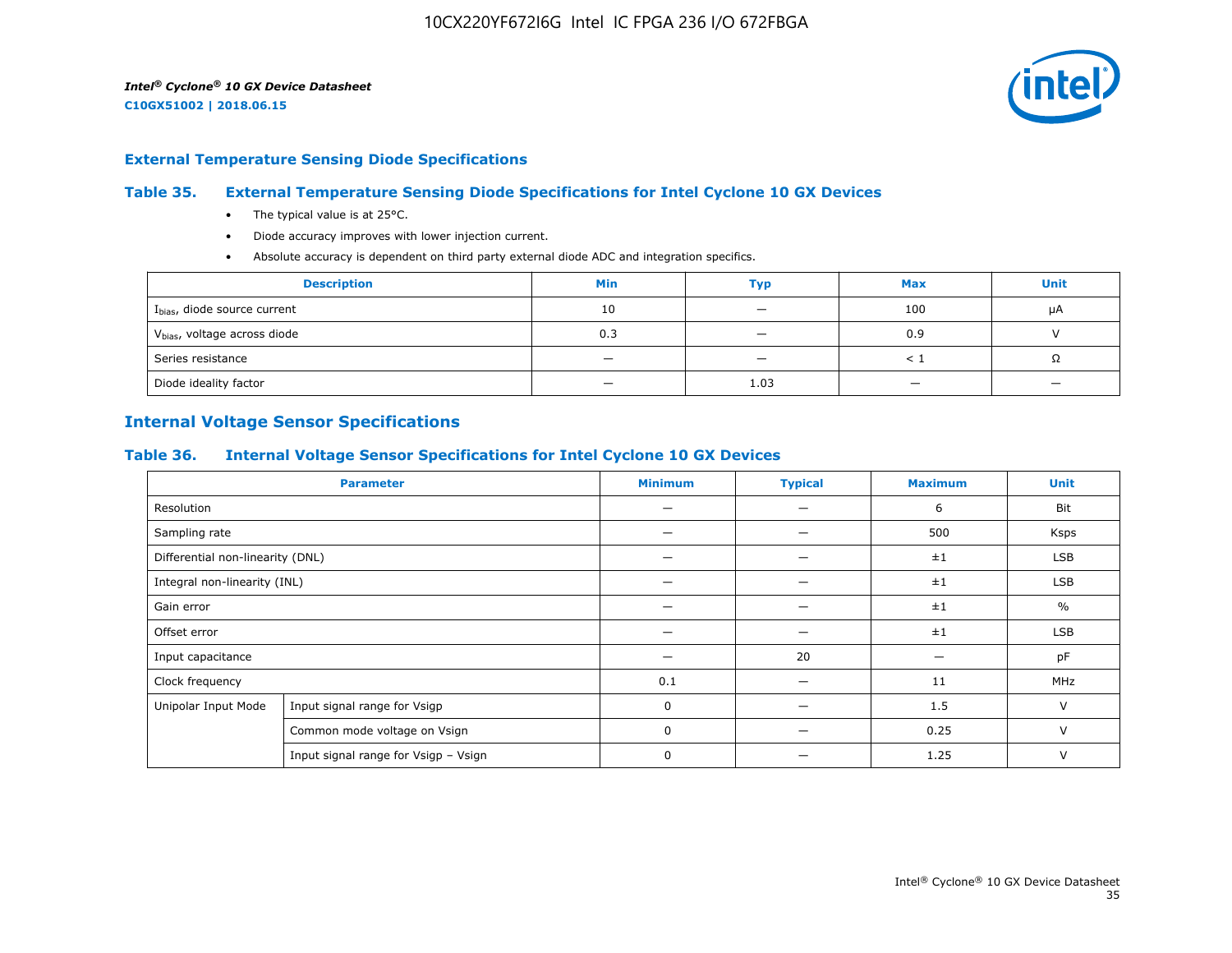## External Temperature Sensing Diode Specifications

### Table 35. External Temperature Sensing Diode Specifications for Intel Cyclone 10 GX Devices

- The typical value is at 25°C.
- Diode accuracy improves with lower injection current.
- Absolute accuracy is dependent on third party external diode ADC and integration specifics.

| Description | Min | Typ | Max | Unit |
|---|---|---|---|---|
| $I_{bias}$, diode source current | 10 | — | 100 | μA |
| $V_{bias}$, voltage across diode | 0.3 | — | 0.9 | V |
| Series resistance | — | — | < 1 | Ω |
| Diode ideality factor | — | 1.03 | — | — |

## Internal Voltage Sensor Specifications

### Table 36. Internal Voltage Sensor Specifications for Intel Cyclone 10 GX Devices

| Parameter | | Minimum | Typical | Maximum | Unit |
|---|---|---|---|---|---|
| Resolution | | — | — | 6 | Bit |
| Sampling rate | | — | — | 500 | Ksps |
| Differential non-linearity (DNL) | | — | — | ±1 | LSB |
| Integral non-linearity (INL) | | — | — | ±1 | LSB |
| Gain error | | — | — | ±1 | % |
| Offset error | | — | — | ±1 | LSB |
| Input capacitance | | — | 20 | — | pF |
| Clock frequency | | 0.1 | — | 11 | MHz |
| Unipolar Input Mode | Input signal range for Vsigp | 0 | — | 1.5 | V |
| | Common mode voltage on Vsign | 0 | — | 0.25 | V |
| | Input signal range for Vsigp – Vsign | 0 | — | 1.25 | V |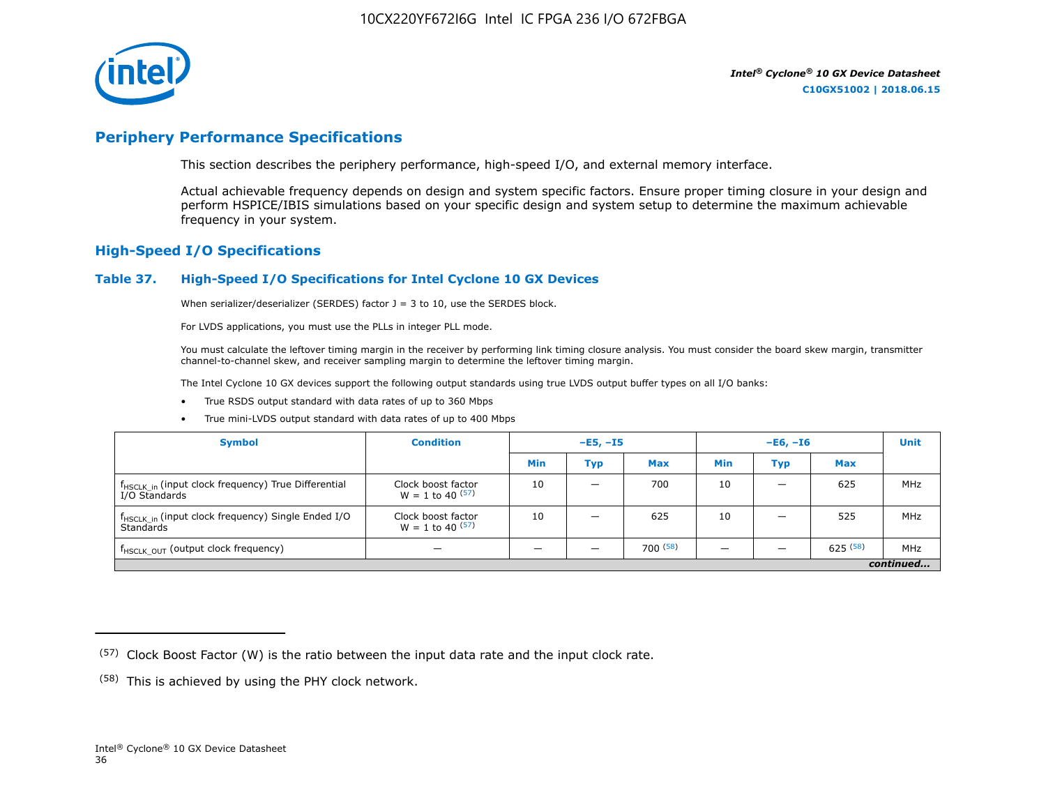## Periphery Performance Specifications

This section describes the periphery performance, high-speed I/O, and external memory interface.

Actual achievable frequency depends on design and system specific factors. Ensure proper timing closure in your design and perform HSPICE/IBIS simulations based on your specific design and system setup to determine the maximum achievable frequency in your system.

### High-Speed I/O Specifications

#### Table 37. High-Speed I/O Specifications for Intel Cyclone 10 GX Devices

When serializer/deserializer (SERDES) factor J = 3 to 10, use the SERDES block.

For LVDS applications, you must use the PLLs in integer PLL mode.

You must calculate the leftover timing margin in the receiver by performing link timing closure analysis. You must consider the board skew margin, transmitter channel-to-channel skew, and receiver sampling margin to determine the leftover timing margin.

The Intel Cyclone 10 GX devices support the following output standards using true LVDS output buffer types on all I/O banks:

- True RSDS output standard with data rates of up to 360 Mbps
- True mini-LVDS output standard with data rates of up to 400 Mbps

| Symbol | Condition | –E5, –I5 | | | –E6, –I6 | | | Unit |
|---|---|---|---|---|---|---|---|---|
| | | Min | Typ | Max | Min | Typ | Max | |
| $f_{HSCLK\_in}$ (input clock frequency) True Differential I/O Standards | Clock boost factor W = 1 to 40 [57] | 10 | — | 700 | 10 | — | 625 | MHz |
| $f_{HSCLK\_in}$ (input clock frequency) Single Ended I/O Standards | Clock boost factor W = 1 to 40 [57] | 10 | — | 625 | 10 | — | 525 | MHz |
| $f_{HSCLK\_OUT}$ (output clock frequency) | — | — | — | 700 [58] | — | — | 625 [58] | MHz |

*continued...*

(57) Clock Boost Factor (W) is the ratio between the input data rate and the input clock rate.

(58) This is achieved by using the PHY clock network.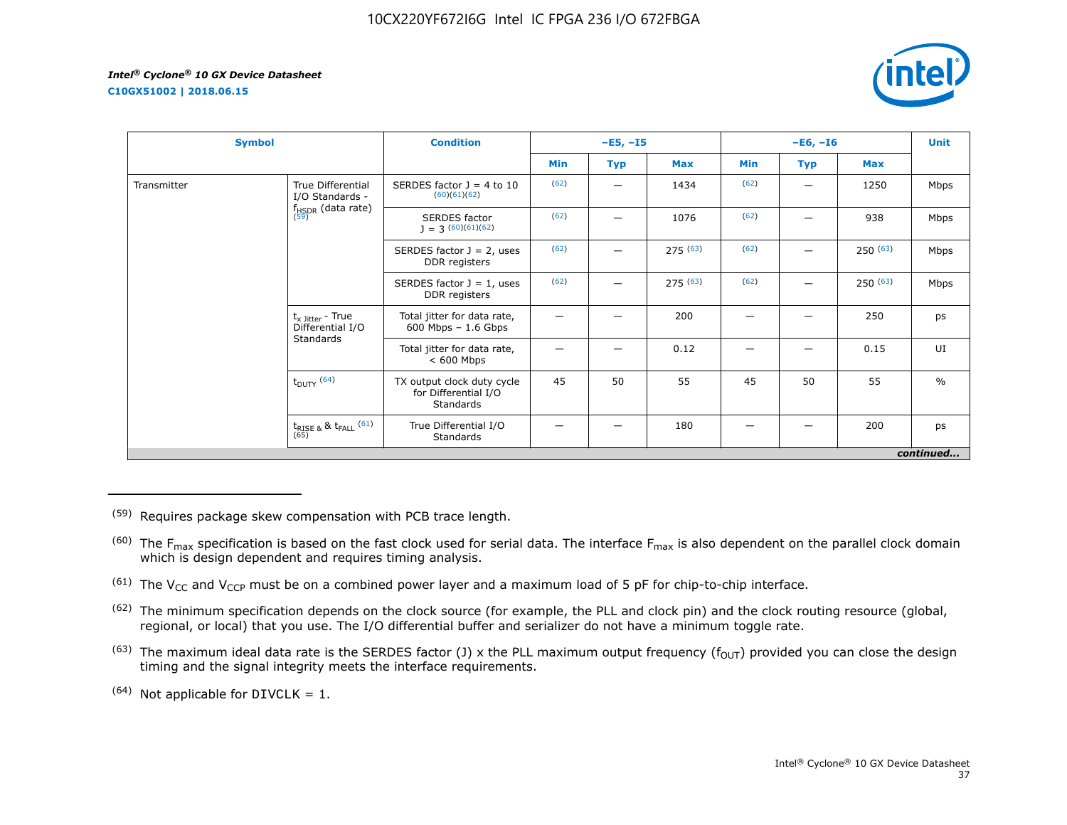| Symbol | | Condition | –E5, –I5 | | | –E6, –I6 | | | Unit |
|---|---|---|---|---|---|---|---|---|---|
| | | | Min | Typ | Max | Min | Typ | Max | |
| Transmitter | True Differential I/O Standards - $f_{HSDR}$ (data rate) [59] | SERDES factor J = 4 to 10 [60][61][62] | [62] | — | 1434 | [62] | — | 1250 | Mbps |
| | | SERDES factor J = 3 [60][61][62] | [62] | — | 1076 | [62] | — | 938 | Mbps |
| | | SERDES factor J = 2, uses DDR registers | [62] | — | 275 [63] | [62] | — | 250 [63] | Mbps |
| | | SERDES factor J = 1, uses DDR registers | [62] | — | 275 [63] | [62] | — | 250 [63] | Mbps |
| | $t_{x\ Jitter}$ - True Differential I/O Standards | Total jitter for data rate, 600 Mbps – 1.6 Gbps | — | — | 200 | — | — | 250 | ps |
| | | Total jitter for data rate, < 600 Mbps | — | — | 0.12 | — | — | 0.15 | UI |
| | $t_{DUTY}$ [64] | TX output clock duty cycle for Differential I/O Standards | 45 | 50 | 55 | 45 | 50 | 55 | % |
| | $t_{RISE}$ & $t_{FALL}$ [61][65] | True Differential I/O Standards | — | — | 180 | — | — | 200 | ps |

*continued...*

---

[59] Requires package skew compensation with PCB trace length.

[60] The $F_{max}$ specification is based on the fast clock used for serial data. The interface $F_{max}$ is also dependent on the parallel clock domain which is design dependent and requires timing analysis.

[61] The $V_{CC}$ and $V_{CCP}$ must be on a combined power layer and a maximum load of 5 pF for chip-to-chip interface.

[62] The minimum specification depends on the clock source (for example, the PLL and clock pin) and the clock routing resource (global, regional, or local) that you use. The I/O differential buffer and serializer do not have a minimum toggle rate.

[63] The maximum ideal data rate is the SERDES factor (J) x the PLL maximum output frequency ($f_{OUT}$) provided you can close the design timing and the signal integrity meets the interface requirements.

[64] Not applicable for DIVCLK = 1.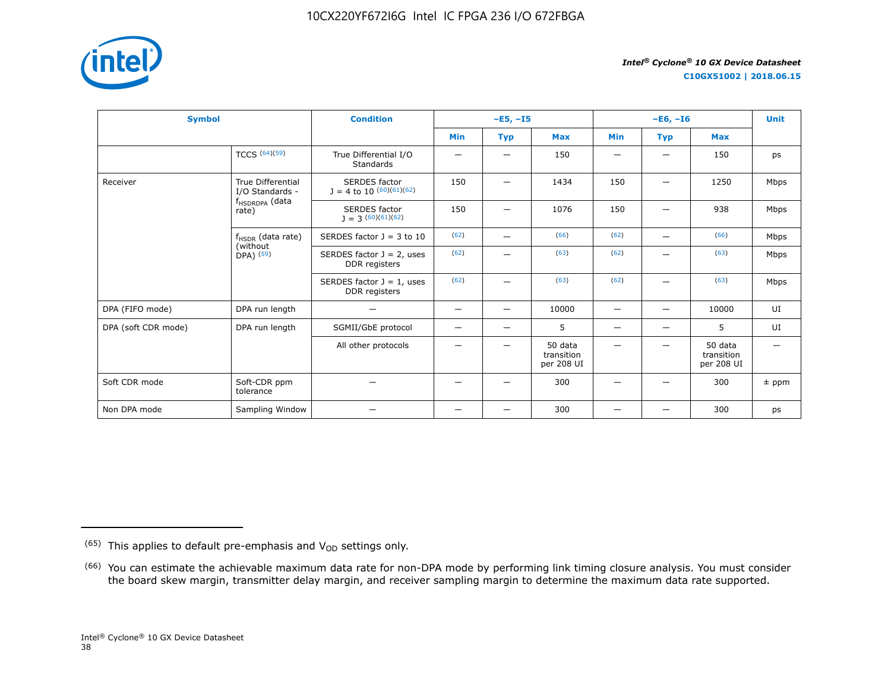| Symbol | | Condition | –E5, –I5 | | | –E6, –I6 | | | Unit |
|---|---|---|---|---|---|---|---|---|---|
| | | | Min | Typ | Max | Min | Typ | Max | |
| | TCCS [64][59] | True Differential I/O Standards | — | — | 150 | — | — | 150 | ps |
| Receiver | True Differential I/O Standards - $f_{HSDRDPA}$ (data rate) | SERDES factor J = 4 to 10 [60][61][62] | 150 | — | 1434 | 150 | — | 1250 | Mbps |
| | | SERDES factor J = 3 [60][61][62] | 150 | — | 1076 | 150 | — | 938 | Mbps |
| | $f_{HSDR}$ (data rate) (without DPA) [59] | SERDES factor J = 3 to 10 | [62] | — | [66] | [62] | — | [66] | Mbps |
| | | SERDES factor J = 2, uses DDR registers | [62] | — | [63] | [62] | — | [63] | Mbps |
| | | SERDES factor J = 1, uses DDR registers | [62] | — | [63] | [62] | — | [63] | Mbps |
| DPA (FIFO mode) | DPA run length | — | — | — | 10000 | — | — | 10000 | UI |
| DPA (soft CDR mode) | DPA run length | SGMII/GbE protocol | — | — | 5 | — | — | 5 | UI |
| | | All other protocols | — | — | 50 data transition per 208 UI | — | — | 50 data transition per 208 UI | — |
| Soft CDR mode | Soft-CDR ppm tolerance | — | — | — | 300 | — | — | 300 | ± ppm |
| Non DPA mode | Sampling Window | — | — | — | 300 | — | — | 300 | ps |

(65) This applies to default pre-emphasis and $V_{OD}$ settings only.

(66) You can estimate the achievable maximum data rate for non-DPA mode by performing link timing closure analysis. You must consider the board skew margin, transmitter delay margin, and receiver sampling margin to determine the maximum data rate supported.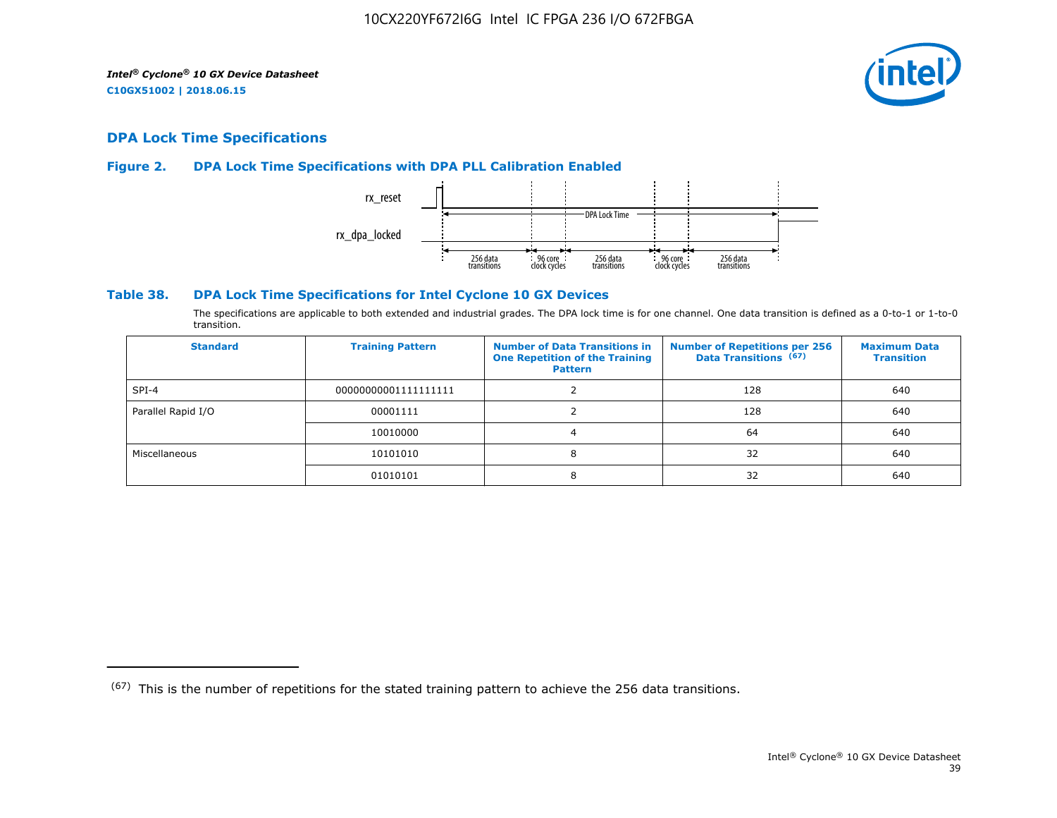## DPA Lock Time Specifications

### Figure 2. DPA Lock Time Specifications with DPA PLL Calibration Enabled

rx_reset

rx_dpa_locked

DPA Lock Time

256 data transitions | 96 core clock cycles | 256 data transitions | 96 core clock cycles | 256 data transitions

### Table 38. DPA Lock Time Specifications for Intel Cyclone 10 GX Devices

The specifications are applicable to both extended and industrial grades. The DPA lock time is for one channel. One data transition is defined as a 0-to-1 or 1-to-0 transition.

| Standard | Training Pattern | Number of Data Transitions in One Repetition of the Training Pattern | Number of Repetitions per 256 Data Transitions [(67)] | Maximum Data Transition |
|---|---|---|---|---|
| SPI-4 | 00000000001111111111 | 2 | 128 | 640 |
| Parallel Rapid I/O | 00001111 | 2 | 128 | 640 |
| | 10010000 | 4 | 64 | 640 |
| Miscellaneous | 10101010 | 8 | 32 | 640 |
| | 01010101 | 8 | 32 | 640 |

(67) This is the number of repetitions for the stated training pattern to achieve the 256 data transitions.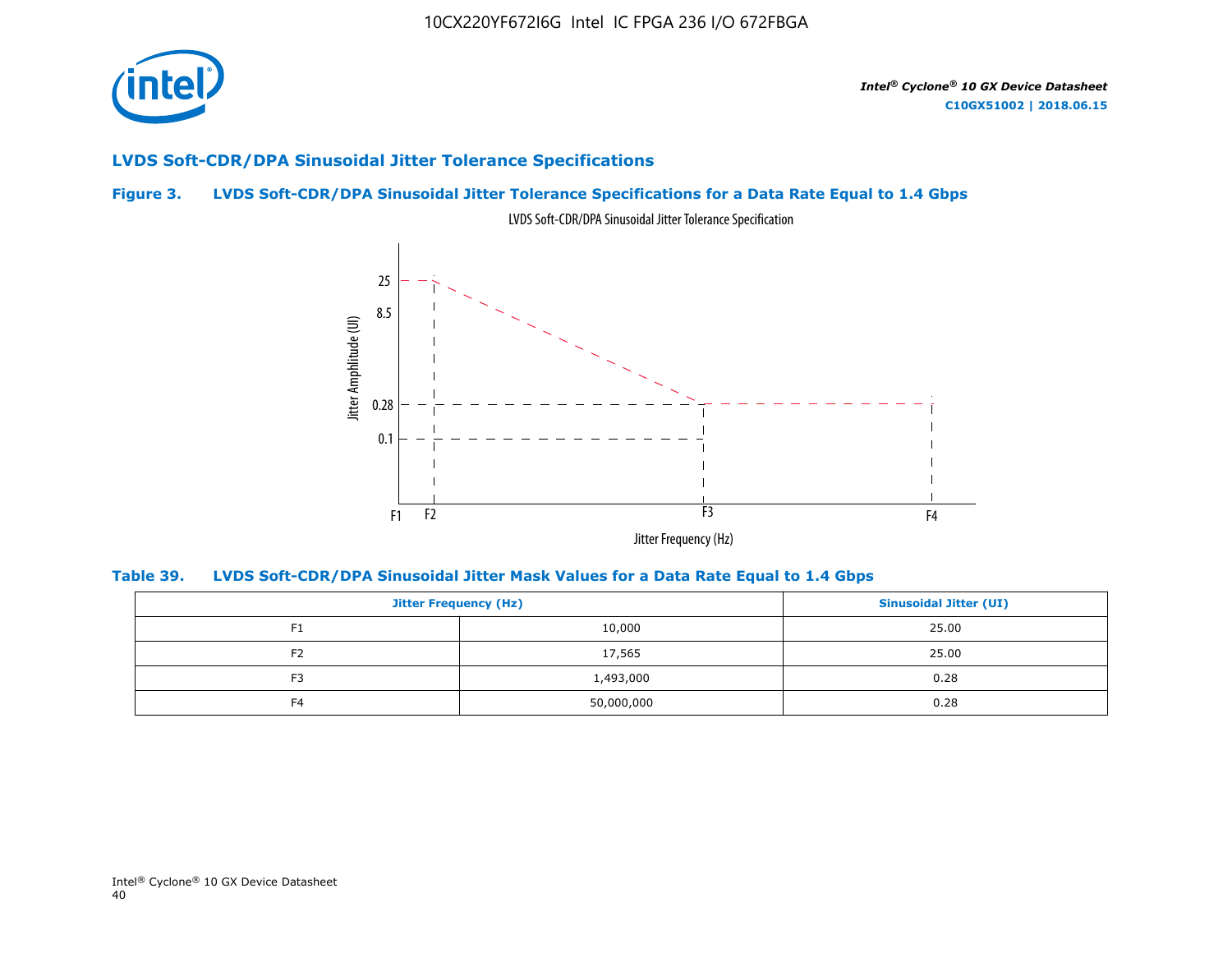## LVDS Soft-CDR/DPA Sinusoidal Jitter Tolerance Specifications

### Figure 3. LVDS Soft-CDR/DPA Sinusoidal Jitter Tolerance Specifications for a Data Rate Equal to 1.4 Gbps

LVDS Soft-CDR/DPA Sinusoidal Jitter Tolerance Specification

### Table 39. LVDS Soft-CDR/DPA Sinusoidal Jitter Mask Values for a Data Rate Equal to 1.4 Gbps

| Jitter Frequency (Hz) | | Sinusoidal Jitter (UI) |
|---|---|---|
| F1 | 10,000 | 25.00 |
| F2 | 17,565 | 25.00 |
| F3 | 1,493,000 | 0.28 |
| F4 | 50,000,000 | 0.28 |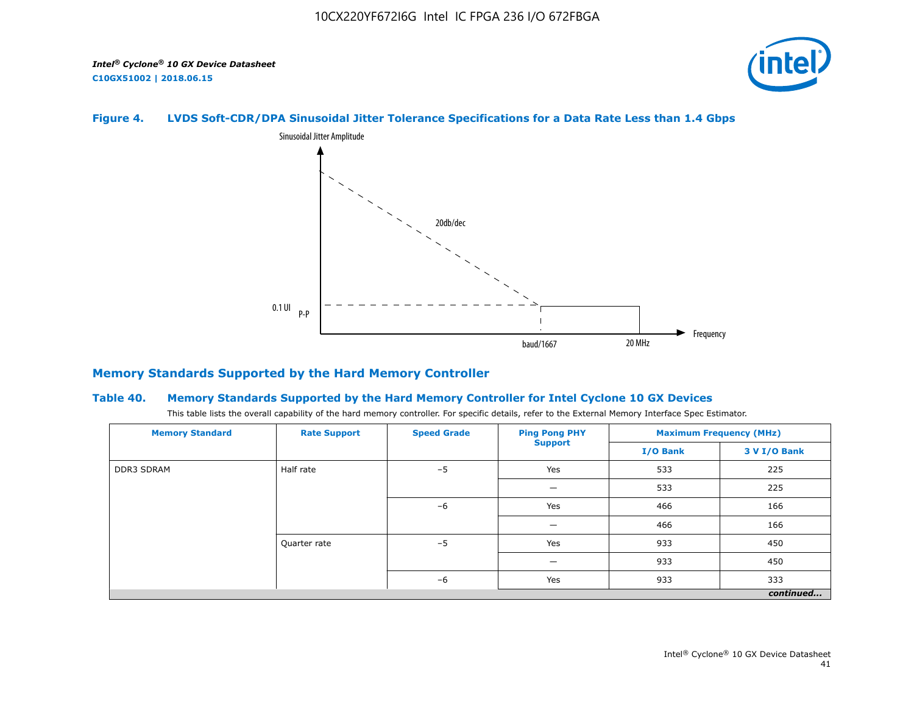**Figure 4. LVDS Soft-CDR/DPA Sinusoidal Jitter Tolerance Specifications for a Data Rate Less than 1.4 Gbps**

Sinusoidal Jitter Amplitude

20db/dec

0.1 UI P-P

baud/1667

20 MHz

Frequency

## Memory Standards Supported by the Hard Memory Controller

### Table 40. Memory Standards Supported by the Hard Memory Controller for Intel Cyclone 10 GX Devices

This table lists the overall capability of the hard memory controller. For specific details, refer to the External Memory Interface Spec Estimator.

| Memory Standard | Rate Support | Speed Grade | Ping Pong PHY Support | Maximum Frequency (MHz) | |
|---|---|---|---|---|---|
| | | | | I/O Bank | 3 V I/O Bank |
| DDR3 SDRAM | Half rate | –5 | Yes | 533 | 225 |
| | | | — | 533 | 225 |
| | | –6 | Yes | 466 | 166 |
| | | | — | 466 | 166 |
| | Quarter rate | –5 | Yes | 933 | 450 |
| | | | — | 933 | 450 |
| | | –6 | Yes | 933 | 333 |

*continued...*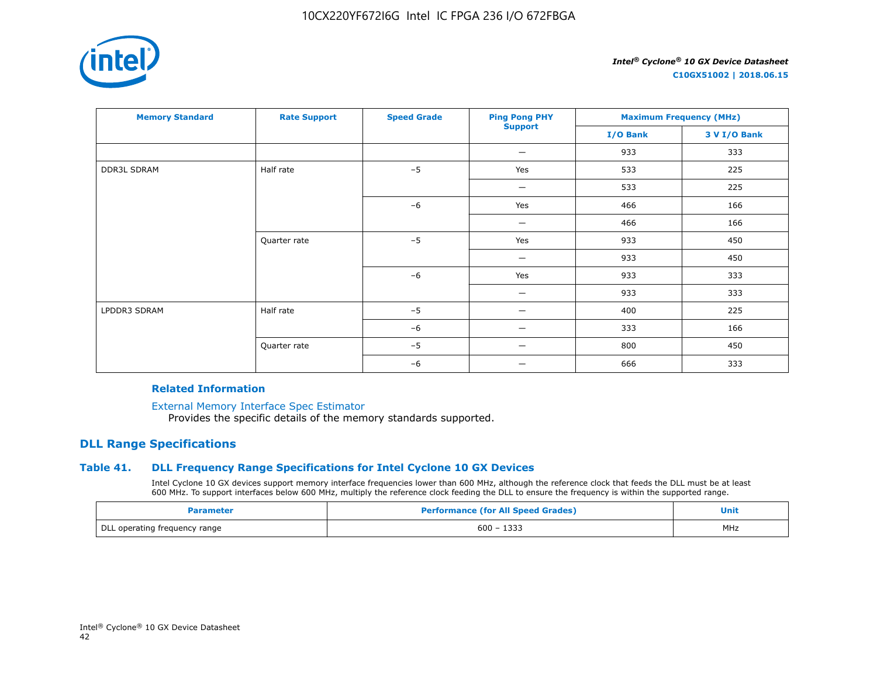| Memory Standard | Rate Support | Speed Grade | Ping Pong PHY Support | Maximum Frequency (MHz) | |
|---|---|---|---|---|---|
| | | | | I/O Bank | 3 V I/O Bank |
| | | | — | 933 | 333 |
| DDR3L SDRAM | Half rate | –5 | Yes | 533 | 225 |
| | | | — | 533 | 225 |
| | | –6 | Yes | 466 | 166 |
| | | | — | 466 | 166 |
| | Quarter rate | –5 | Yes | 933 | 450 |
| | | | — | 933 | 450 |
| | | –6 | Yes | 933 | 333 |
| | | | — | 933 | 333 |
| LPDDR3 SDRAM | Half rate | –5 | — | 400 | 225 |
| | | –6 | — | 333 | 166 |
| | Quarter rate | –5 | — | 800 | 450 |
| | | –6 | — | 666 | 333 |

#### Related Information

External Memory Interface Spec Estimator
Provides the specific details of the memory standards supported.

## DLL Range Specifications

### Table 41. DLL Frequency Range Specifications for Intel Cyclone 10 GX Devices

Intel Cyclone 10 GX devices support memory interface frequencies lower than 600 MHz, although the reference clock that feeds the DLL must be at least 600 MHz. To support interfaces below 600 MHz, multiply the reference clock feeding the DLL to ensure the frequency is within the supported range.

| Parameter | Performance (for All Speed Grades) | Unit |
|---|---|---|
| DLL operating frequency range | 600 – 1333 | MHz |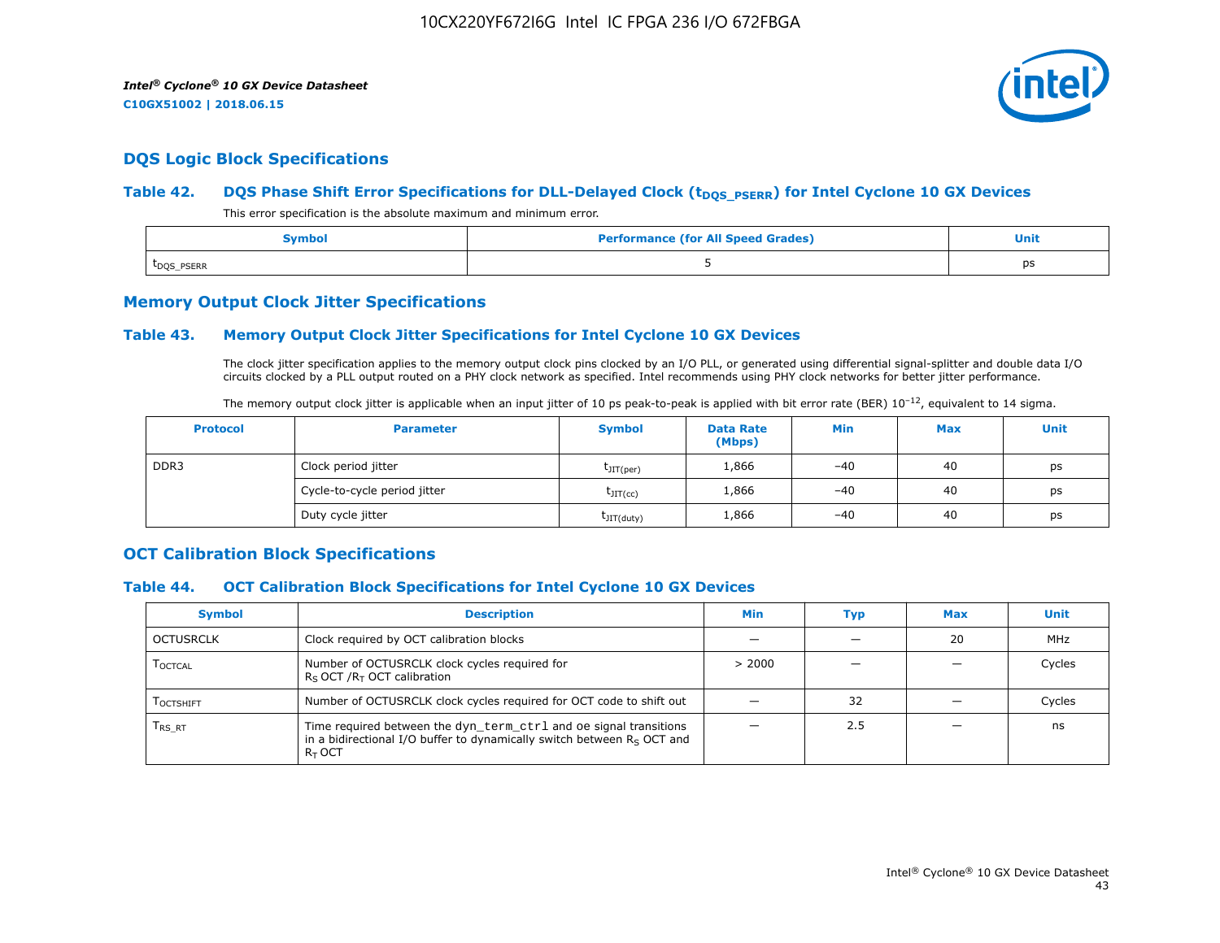## DQS Logic Block Specifications

### Table 42. DQS Phase Shift Error Specifications for DLL-Delayed Clock ($t_{DQS\_PSERR}$) for Intel Cyclone 10 GX Devices

This error specification is the absolute maximum and minimum error.

| Symbol | Performance (for All Speed Grades) | Unit |
|---|---|---|
| $t_{DQS\_PSERR}$ | 5 | ps |

## Memory Output Clock Jitter Specifications

### Table 43. Memory Output Clock Jitter Specifications for Intel Cyclone 10 GX Devices

The clock jitter specification applies to the memory output clock pins clocked by an I/O PLL, or generated using differential signal-splitter and double data I/O circuits clocked by a PLL output routed on a PHY clock network as specified. Intel recommends using PHY clock networks for better jitter performance.

The memory output clock jitter is applicable when an input jitter of 10 ps peak-to-peak is applied with bit error rate (BER) $10^{-12}$, equivalent to 14 sigma.

| Protocol | Parameter | Symbol | Data Rate (Mbps) | Min | Max | Unit |
|---|---|---|---|---|---|---|
| DDR3 | Clock period jitter | $t_{JIT(per)}$ | 1,866 | –40 | 40 | ps |
| | Cycle-to-cycle period jitter | $t_{JIT(cc)}$ | 1,866 | –40 | 40 | ps |
| | Duty cycle jitter | $t_{JIT(duty)}$ | 1,866 | –40 | 40 | ps |

## OCT Calibration Block Specifications

### Table 44. OCT Calibration Block Specifications for Intel Cyclone 10 GX Devices

| Symbol | Description | Min | Typ | Max | Unit |
|---|---|---|---|---|---|
| OCTUSRCLK | Clock required by OCT calibration blocks | — | — | 20 | MHz |
| $T_{OCTCAL}$ | Number of OCTUSRCLK clock cycles required for $R_S$ OCT /$R_T$ OCT calibration | > 2000 | — | — | Cycles |
| $T_{OCTSHIFT}$ | Number of OCTUSRCLK clock cycles required for OCT code to shift out | — | 32 | — | Cycles |
| $T_{RS\_RT}$ | Time required between the `dyn_term_ctrl` and oe signal transitions in a bidirectional I/O buffer to dynamically switch between $R_S$ OCT and $R_T$ OCT | — | 2.5 | — | ns |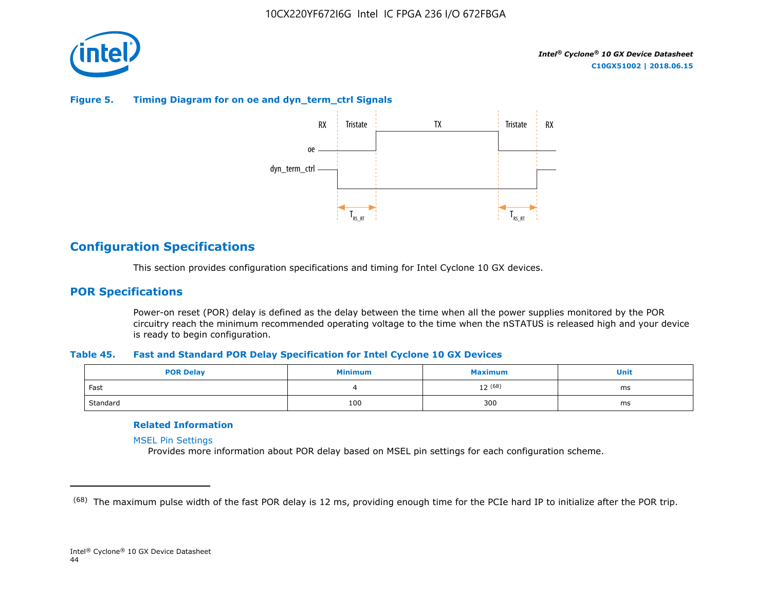**Figure 5. Timing Diagram for on oe and dyn_term_ctrl Signals**

## Configuration Specifications

This section provides configuration specifications and timing for Intel Cyclone 10 GX devices.

## POR Specifications

Power-on reset (POR) delay is defined as the delay between the time when all the power supplies monitored by the POR circuitry reach the minimum recommended operating voltage to the time when the nSTATUS is released high and your device is ready to begin configuration.

**Table 45. Fast and Standard POR Delay Specification for Intel Cyclone 10 GX Devices**

| POR Delay | Minimum | Maximum | Unit |
|---|---|---|---|
| Fast | 4 | 12 (68) | ms |
| Standard | 100 | 300 | ms |

**Related Information**

MSEL Pin Settings
Provides more information about POR delay based on MSEL pin settings for each configuration scheme.

(68) The maximum pulse width of the fast POR delay is 12 ms, providing enough time for the PCIe hard IP to initialize after the POR trip.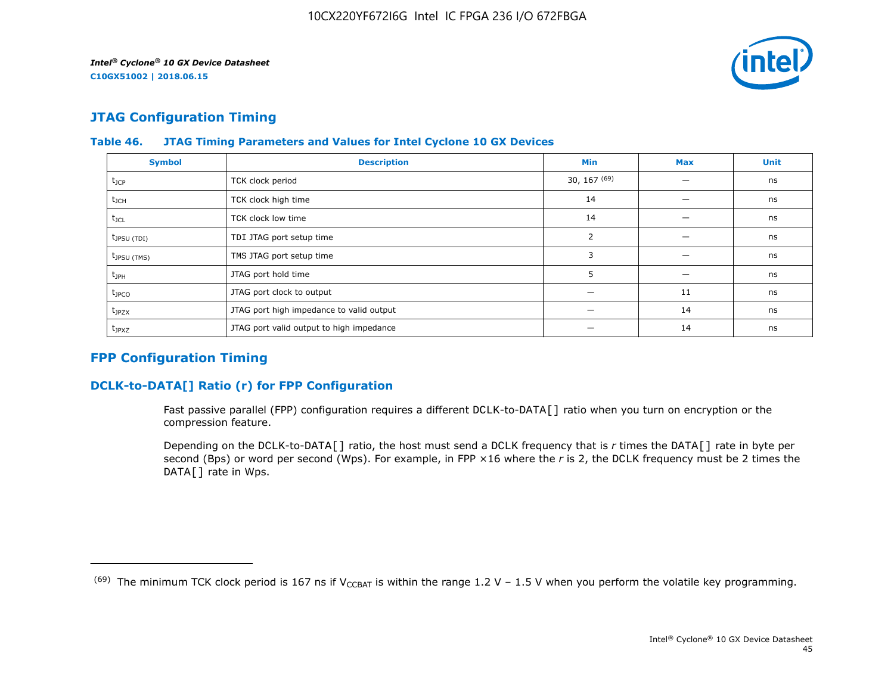## JTAG Configuration Timing

**Table 46. JTAG Timing Parameters and Values for Intel Cyclone 10 GX Devices**

| Symbol | Description | Min | Max | Unit |
|---|---|---|---|---|
| $t_{JCP}$ | TCK clock period | 30, 167 [69] | — | ns |
| $t_{JCH}$ | TCK clock high time | 14 | — | ns |
| $t_{JCL}$ | TCK clock low time | 14 | — | ns |
| $t_{JPSU (TDI)}$ | TDI JTAG port setup time | 2 | — | ns |
| $t_{JPSU (TMS)}$ | TMS JTAG port setup time | 3 | — | ns |
| $t_{JPH}$ | JTAG port hold time | 5 | — | ns |
| $t_{JPCO}$ | JTAG port clock to output | — | 11 | ns |
| $t_{JPZX}$ | JTAG port high impedance to valid output | — | 14 | ns |
| $t_{JPXZ}$ | JTAG port valid output to high impedance | — | 14 | ns |

## FPP Configuration Timing

### DCLK-to-DATA[] Ratio (r) for FPP Configuration

Fast passive parallel (FPP) configuration requires a different DCLK-to-DATA[] ratio when you turn on encryption or the compression feature.

Depending on the DCLK-to-DATA[] ratio, the host must send a DCLK frequency that is *r* times the DATA[] rate in byte per second (Bps) or word per second (Wps). For example, in FPP ×16 where the *r* is 2, the DCLK frequency must be 2 times the DATA[] rate in Wps.

---

(69) The minimum TCK clock period is 167 ns if $V_{CCBAT}$ is within the range 1.2 V – 1.5 V when you perform the volatile key programming.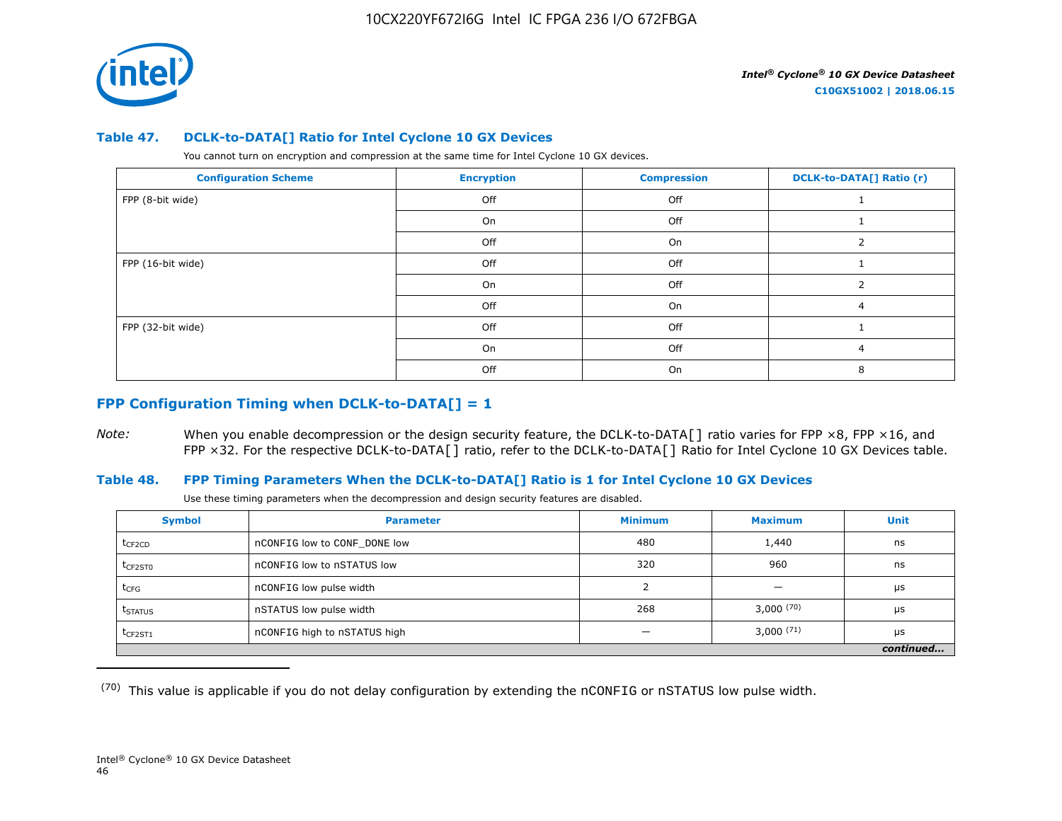### Table 47. DCLK-to-DATA[] Ratio for Intel Cyclone 10 GX Devices

You cannot turn on encryption and compression at the same time for Intel Cyclone 10 GX devices.

| Configuration Scheme | Encryption | Compression | DCLK-to-DATA[] Ratio (r) |
|---|---|---|---|
| FPP (8-bit wide) | Off | Off | 1 |
| | On | Off | 1 |
| | Off | On | 2 |
| FPP (16-bit wide) | Off | Off | 1 |
| | On | Off | 2 |
| | Off | On | 4 |
| FPP (32-bit wide) | Off | Off | 1 |
| | On | Off | 4 |
| | Off | On | 8 |

## FPP Configuration Timing when DCLK-to-DATA[] = 1

*Note:* When you enable decompression or the design security feature, the DCLK-to-DATA[] ratio varies for FPP ×8, FPP ×16, and FPP ×32. For the respective DCLK-to-DATA[] ratio, refer to the DCLK-to-DATA[] Ratio for Intel Cyclone 10 GX Devices table.

### Table 48. FPP Timing Parameters When the DCLK-to-DATA[] Ratio is 1 for Intel Cyclone 10 GX Devices

Use these timing parameters when the decompression and design security features are disabled.

| Symbol | Parameter | Minimum | Maximum | Unit |
|---|---|---|---|---|
| $t_{CF2CD}$ | nCONFIG low to CONF_DONE low | 480 | 1,440 | ns |
| $t_{CF2ST0}$ | nCONFIG low to nSTATUS low | 320 | 960 | ns |
| $t_{CFG}$ | nCONFIG low pulse width | 2 | — | μs |
| $t_{STATUS}$ | nSTATUS low pulse width | 268 | 3,000 (70) | μs |
| $t_{CF2ST1}$ | nCONFIG high to nSTATUS high | — | 3,000 (71) | μs |

*continued...*

(70) This value is applicable if you do not delay configuration by extending the nCONFIG or nSTATUS low pulse width.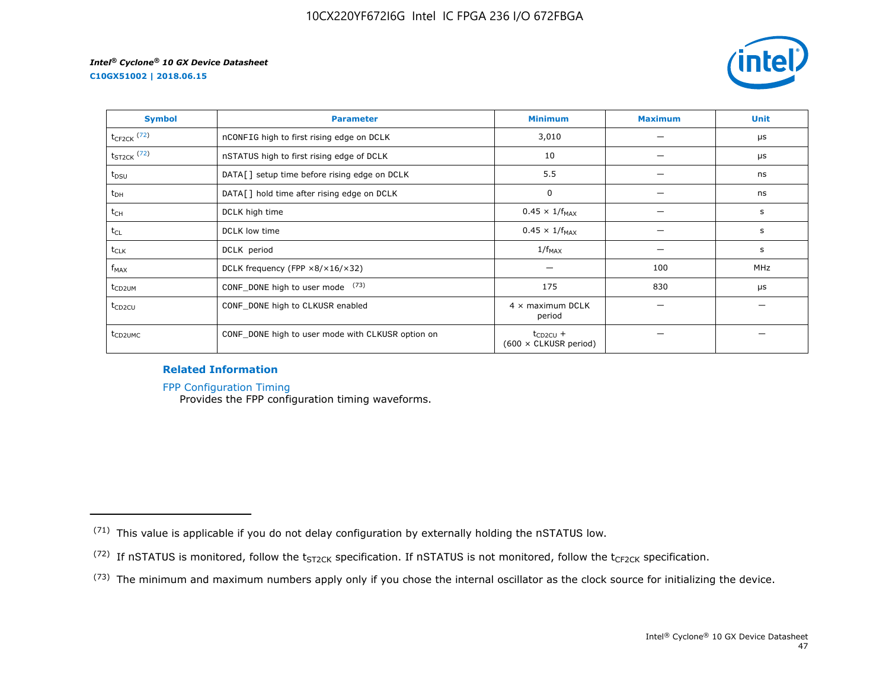| Symbol | Parameter | Minimum | Maximum | Unit |
|---|---|---|---|---|
| $t_{CF2CK}$ (72) | nCONFIG high to first rising edge on DCLK | 3,010 | — | µs |
| $t_{ST2CK}$ (72) | nSTATUS high to first rising edge of DCLK | 10 | — | µs |
| $t_{DSU}$ | DATA[] setup time before rising edge on DCLK | 5.5 | — | ns |
| $t_{DH}$ | DATA[] hold time after rising edge on DCLK | 0 | — | ns |
| $t_{CH}$ | DCLK high time | $0.45 \times 1/f_{MAX}$ | — | s |
| $t_{CL}$ | DCLK low time | $0.45 \times 1/f_{MAX}$ | — | s |
| $t_{CLK}$ | DCLK period | $1/f_{MAX}$ | — | s |
| $f_{MAX}$ | DCLK frequency (FPP ×8/×16/×32) | — | 100 | MHz |
| $t_{CD2UM}$ | CONF_DONE high to user mode (73) | 175 | 830 | µs |
| $t_{CD2CU}$ | CONF_DONE high to CLKUSR enabled | 4 × maximum DCLK period | — | — |
| $t_{CD2UMC}$ | CONF_DONE high to user mode with CLKUSR option on | $t_{CD2CU}$ + (600 × CLKUSR period) | — | — |

**Related Information**

FPP Configuration Timing
Provides the FPP configuration timing waveforms.

---

(71) This value is applicable if you do not delay configuration by externally holding the nSTATUS low.

(72) If nSTATUS is monitored, follow the $t_{ST2CK}$ specification. If nSTATUS is not monitored, follow the $t_{CF2CK}$ specification.

(73) The minimum and maximum numbers apply only if you chose the internal oscillator as the clock source for initializing the device.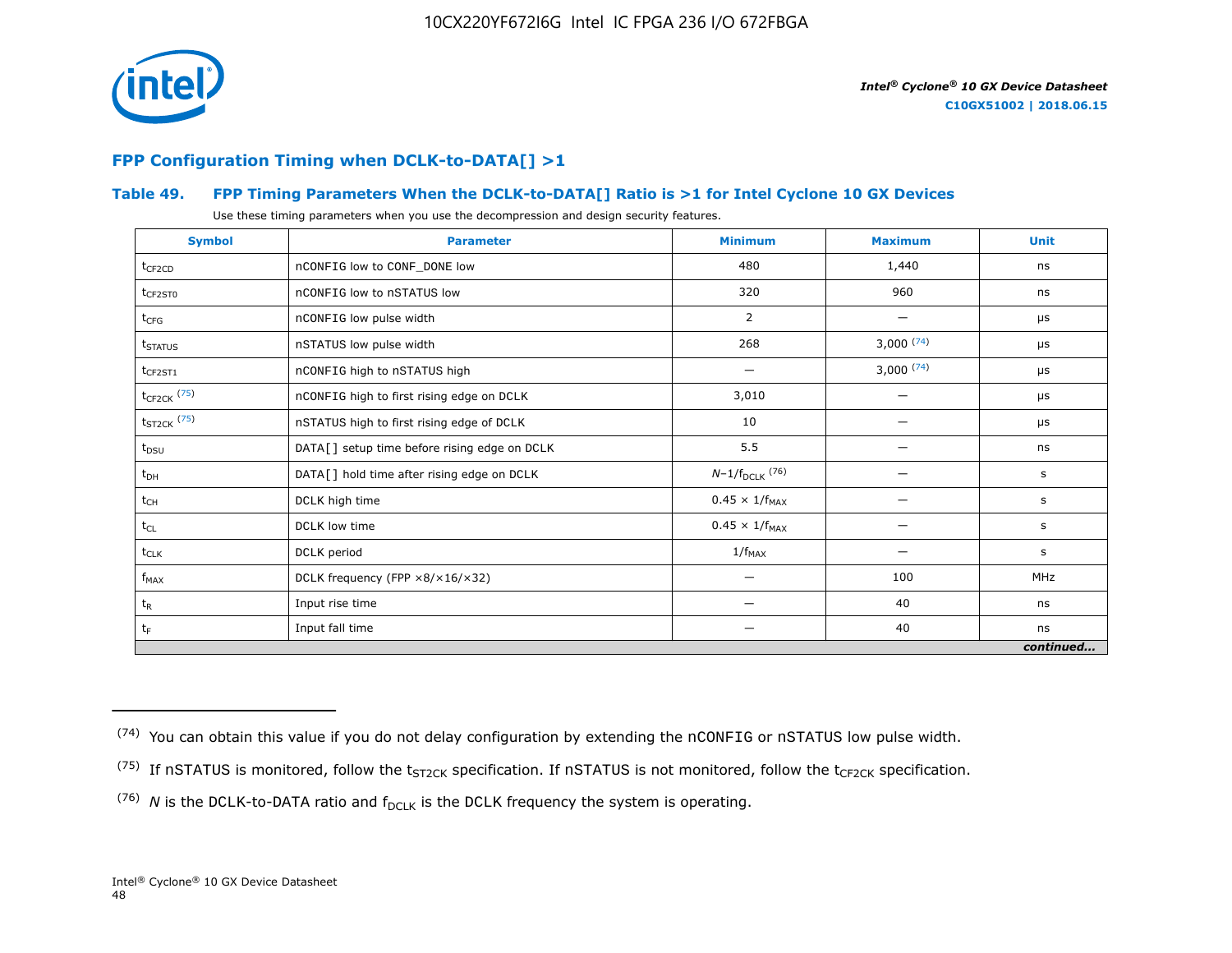## FPP Configuration Timing when DCLK-to-DATA[] >1

### Table 49. FPP Timing Parameters When the DCLK-to-DATA[] Ratio is >1 for Intel Cyclone 10 GX Devices

Use these timing parameters when you use the decompression and design security features.

| Symbol | Parameter | Minimum | Maximum | Unit |
|---|---|---|---|---|
| $t_{CF2CD}$ | nCONFIG low to CONF_DONE low | 480 | 1,440 | ns |
| $t_{CF2ST0}$ | nCONFIG low to nSTATUS low | 320 | 960 | ns |
| $t_{CFG}$ | nCONFIG low pulse width | 2 | — | μs |
| $t_{STATUS}$ | nSTATUS low pulse width | 268 | 3,000 [74] | μs |
| $t_{CF2ST1}$ | nCONFIG high to nSTATUS high | — | 3,000 [74] | μs |
| $t_{CF2CK}$ [75] | nCONFIG high to first rising edge on DCLK | 3,010 | — | μs |
| $t_{ST2CK}$ [75] | nSTATUS high to first rising edge of DCLK | 10 | — | μs |
| $t_{DSU}$ | DATA[] setup time before rising edge on DCLK | 5.5 | — | ns |
| $t_{DH}$ | DATA[] hold time after rising edge on DCLK | $N–1/f_{DCLK}$ [76] | — | s |
| $t_{CH}$ | DCLK high time | $0.45 \times 1/f_{MAX}$ | — | s |
| $t_{CL}$ | DCLK low time | $0.45 \times 1/f_{MAX}$ | — | s |
| $t_{CLK}$ | DCLK period | $1/f_{MAX}$ | — | s |
| $f_{MAX}$ | DCLK frequency (FPP ×8/×16/×32) | — | 100 | MHz |
| $t_R$ | Input rise time | — | 40 | ns |
| $t_F$ | Input fall time | — | 40 | ns |
| *continued...* | | | | |

(74) You can obtain this value if you do not delay configuration by extending the nCONFIG or nSTATUS low pulse width.

(75) If nSTATUS is monitored, follow the $t_{ST2CK}$ specification. If nSTATUS is not monitored, follow the $t_{CF2CK}$ specification.

(76) *N* is the DCLK-to-DATA ratio and $f_{DCLK}$ is the DCLK frequency the system is operating.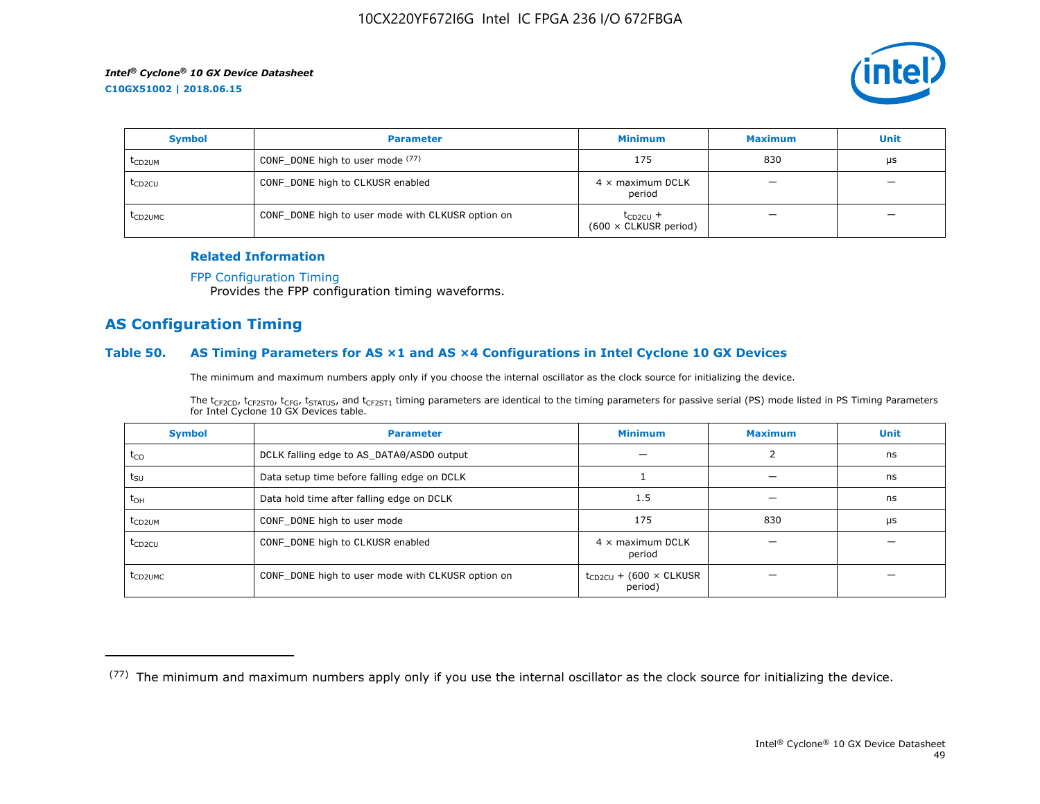| Symbol | Parameter | Minimum | Maximum | Unit |
|---|---|---|---|---|
| $t_{CD2UM}$ | CONF_DONE high to user mode [77] | 175 | 830 | µs |
| $t_{CD2CU}$ | CONF_DONE high to CLKUSR enabled | 4 × maximum DCLK period | — | — |
| $t_{CD2UMC}$ | CONF_DONE high to user mode with CLKUSR option on | $t_{CD2CU}$ + (600 × CLKUSR period) | — | — |

**Related Information**

FPP Configuration Timing
Provides the FPP configuration timing waveforms.

## AS Configuration Timing

### Table 50. AS Timing Parameters for AS ×1 and AS ×4 Configurations in Intel Cyclone 10 GX Devices

The minimum and maximum numbers apply only if you choose the internal oscillator as the clock source for initializing the device.

The $t_{CF2CD}$, $t_{CF2ST0}$, $t_{CFG}$, $t_{STATUS}$, and $t_{CF2ST1}$ timing parameters are identical to the timing parameters for passive serial (PS) mode listed in PS Timing Parameters for Intel Cyclone 10 GX Devices table.

| Symbol | Parameter | Minimum | Maximum | Unit |
|---|---|---|---|---|
| $t_{CO}$ | DCLK falling edge to AS_DATA0/ASDO output | — | 2 | ns |
| $t_{SU}$ | Data setup time before falling edge on DCLK | 1 | — | ns |
| $t_{DH}$ | Data hold time after falling edge on DCLK | 1.5 | — | ns |
| $t_{CD2UM}$ | CONF_DONE high to user mode | 175 | 830 | µs |
| $t_{CD2CU}$ | CONF_DONE high to CLKUSR enabled | 4 × maximum DCLK period | — | — |
| $t_{CD2UMC}$ | CONF_DONE high to user mode with CLKUSR option on | $t_{CD2CU}$ + (600 × CLKUSR period) | — | — |

[77] The minimum and maximum numbers apply only if you use the internal oscillator as the clock source for initializing the device.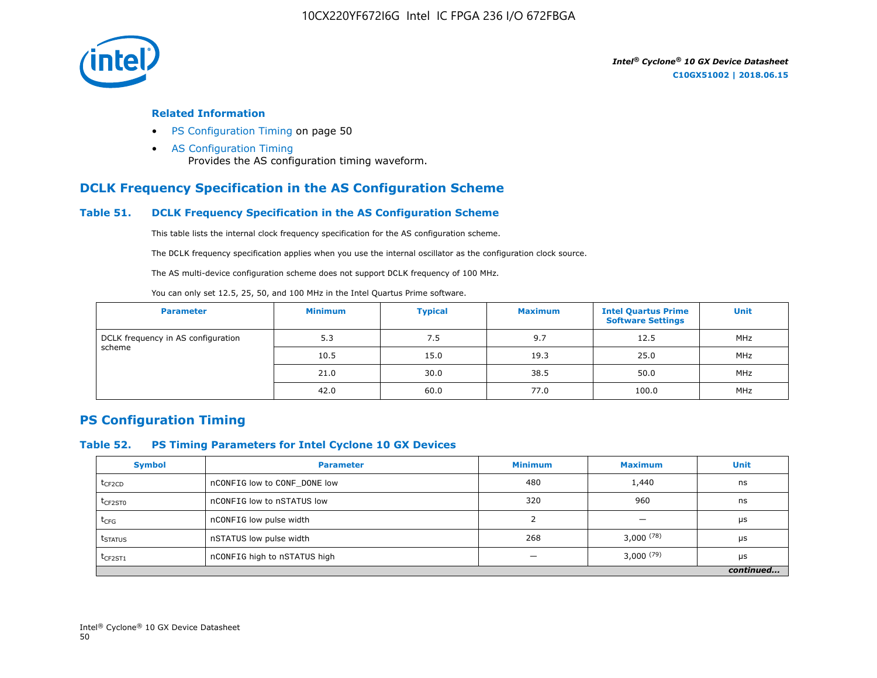**Related Information**

- PS Configuration Timing on page 50
- AS Configuration Timing
  Provides the AS configuration timing waveform.

## DCLK Frequency Specification in the AS Configuration Scheme

### Table 51. DCLK Frequency Specification in the AS Configuration Scheme

This table lists the internal clock frequency specification for the AS configuration scheme.

The DCLK frequency specification applies when you use the internal oscillator as the configuration clock source.

The AS multi-device configuration scheme does not support DCLK frequency of 100 MHz.

You can only set 12.5, 25, 50, and 100 MHz in the Intel Quartus Prime software.

| Parameter | Minimum | Typical | Maximum | Intel Quartus Prime Software Settings | Unit |
|---|---|---|---|---|---|
| DCLK frequency in AS configuration scheme | 5.3 | 7.5 | 9.7 | 12.5 | MHz |
| | 10.5 | 15.0 | 19.3 | 25.0 | MHz |
| | 21.0 | 30.0 | 38.5 | 50.0 | MHz |
| | 42.0 | 60.0 | 77.0 | 100.0 | MHz |

## PS Configuration Timing

### Table 52. PS Timing Parameters for Intel Cyclone 10 GX Devices

| Symbol | Parameter | Minimum | Maximum | Unit |
|---|---|---|---|---|
| $t_{CF2CD}$ | nCONFIG low to CONF_DONE low | 480 | 1,440 | ns |
| $t_{CF2ST0}$ | nCONFIG low to nSTATUS low | 320 | 960 | ns |
| $t_{CFG}$ | nCONFIG low pulse width | 2 | — | μs |
| $t_{STATUS}$ | nSTATUS low pulse width | 268 | 3,000 (78) | μs |
| $t_{CF2ST1}$ | nCONFIG high to nSTATUS high | — | 3,000 (79) | μs |

*continued...*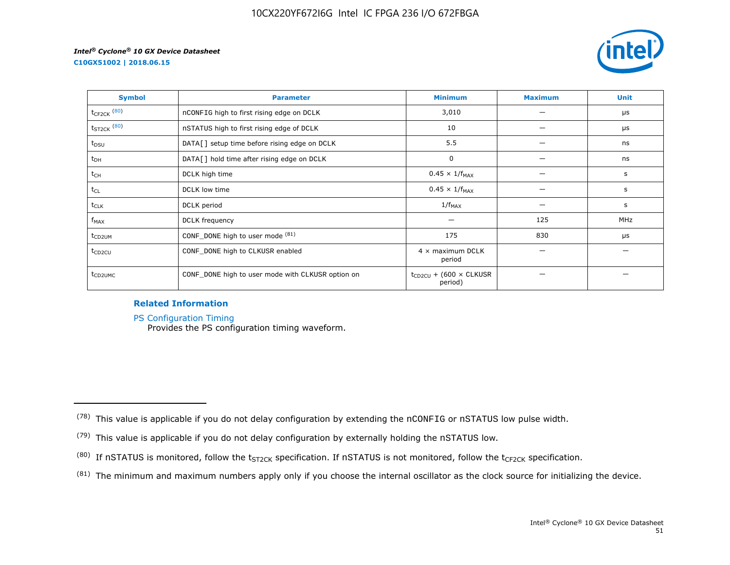| Symbol | Parameter | Minimum | Maximum | Unit |
|---|---|---|---|---|
| $t_{CF2CK}$ [80] | nCONFIG high to first rising edge on DCLK | 3,010 | — | µs |
| $t_{ST2CK}$ [80] | nSTATUS high to first rising edge of DCLK | 10 | — | µs |
| $t_{DSU}$ | DATA[] setup time before rising edge on DCLK | 5.5 | — | ns |
| $t_{DH}$ | DATA[] hold time after rising edge on DCLK | 0 | — | ns |
| $t_{CH}$ | DCLK high time | $0.45 \times 1/f_{MAX}$ | — | s |
| $t_{CL}$ | DCLK low time | $0.45 \times 1/f_{MAX}$ | — | s |
| $t_{CLK}$ | DCLK period | $1/f_{MAX}$ | — | s |
| $f_{MAX}$ | DCLK frequency | — | 125 | MHz |
| $t_{CD2UM}$ | CONF_DONE high to user mode [81] | 175 | 830 | µs |
| $t_{CD2CU}$ | CONF_DONE high to CLKUSR enabled | 4 × maximum DCLK period | — | — |
| $t_{CD2UMC}$ | CONF_DONE high to user mode with CLKUSR option on | $t_{CD2CU}$ + (600 × CLKUSR period) | — | — |

**Related Information**

PS Configuration Timing
Provides the PS configuration timing waveform.

---

(78) This value is applicable if you do not delay configuration by extending the nCONFIG or nSTATUS low pulse width.

(79) This value is applicable if you do not delay configuration by externally holding the nSTATUS low.

(80) If nSTATUS is monitored, follow the $t_{ST2CK}$ specification. If nSTATUS is not monitored, follow the $t_{CF2CK}$ specification.

(81) The minimum and maximum numbers apply only if you choose the internal oscillator as the clock source for initializing the device.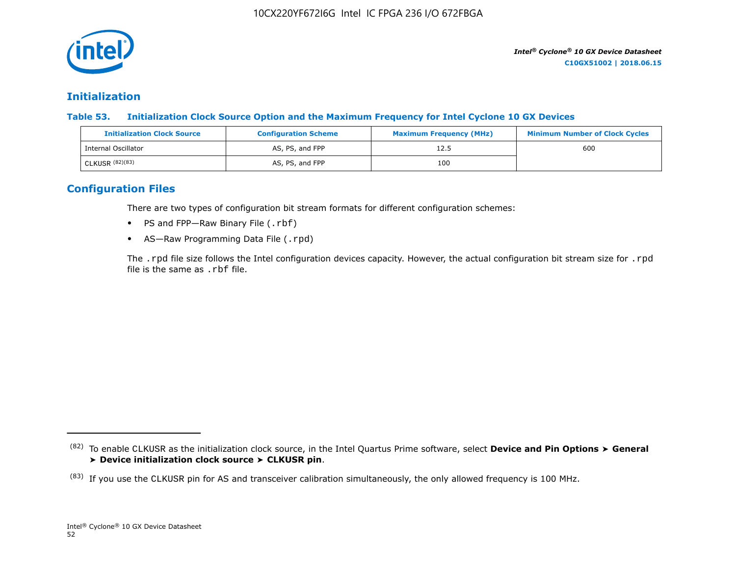## Initialization

**Table 53. Initialization Clock Source Option and the Maximum Frequency for Intel Cyclone 10 GX Devices**

| Initialization Clock Source | Configuration Scheme | Maximum Frequency (MHz) | Minimum Number of Clock Cycles |
|---|---|---|---|
| Internal Oscillator | AS, PS, and FPP | 12.5 | 600 |
| CLKUSR [(82)(83)] | AS, PS, and FPP | 100 | |

## Configuration Files

There are two types of configuration bit stream formats for different configuration schemes:

- PS and FPP—Raw Binary File (`.rbf`)
- AS—Raw Programming Data File (`.rpd`)

The `.rpd` file size follows the Intel configuration devices capacity. However, the actual configuration bit stream size for `.rpd` file is the same as `.rbf` file.

---

(82) To enable CLKUSR as the initialization clock source, in the Intel Quartus Prime software, select **Device and Pin Options ➤ General ➤ Device initialization clock source ➤ CLKUSR pin**.

(83) If you use the CLKUSR pin for AS and transceiver calibration simultaneously, the only allowed frequency is 100 MHz.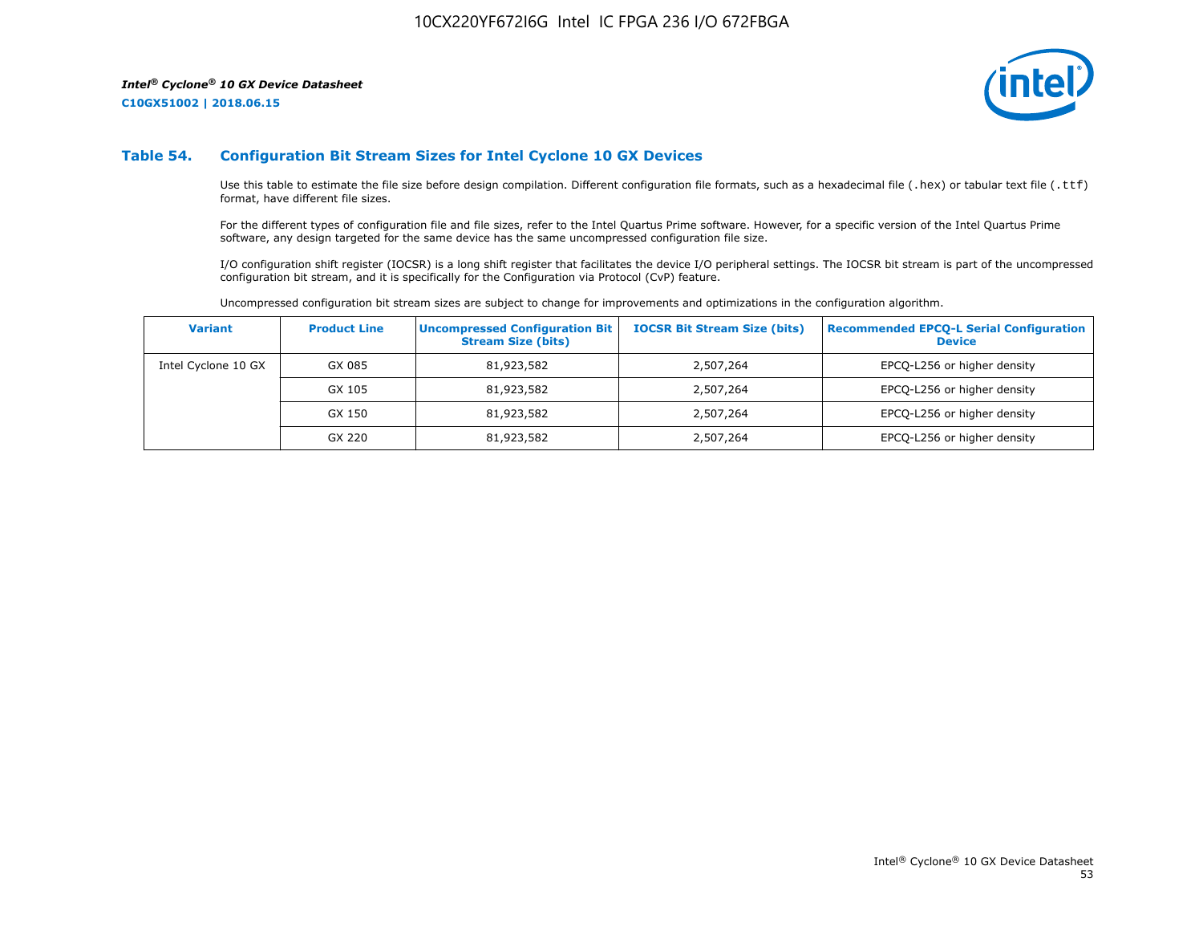### Table 54. Configuration Bit Stream Sizes for Intel Cyclone 10 GX Devices

Use this table to estimate the file size before design compilation. Different configuration file formats, such as a hexadecimal file (.hex) or tabular text file (.ttf) format, have different file sizes.

For the different types of configuration file and file sizes, refer to the Intel Quartus Prime software. However, for a specific version of the Intel Quartus Prime software, any design targeted for the same device has the same uncompressed configuration file size.

I/O configuration shift register (IOCSR) is a long shift register that facilitates the device I/O peripheral settings. The IOCSR bit stream is part of the uncompressed configuration bit stream, and it is specifically for the Configuration via Protocol (CvP) feature.

Uncompressed configuration bit stream sizes are subject to change for improvements and optimizations in the configuration algorithm.

| Variant | Product Line | Uncompressed Configuration Bit Stream Size (bits) | IOCSR Bit Stream Size (bits) | Recommended EPCQ-L Serial Configuration Device |
|---|---|---|---|---|
| Intel Cyclone 10 GX | GX 085 | 81,923,582 | 2,507,264 | EPCQ-L256 or higher density |
| | GX 105 | 81,923,582 | 2,507,264 | EPCQ-L256 or higher density |
| | GX 150 | 81,923,582 | 2,507,264 | EPCQ-L256 or higher density |
| | GX 220 | 81,923,582 | 2,507,264 | EPCQ-L256 or higher density |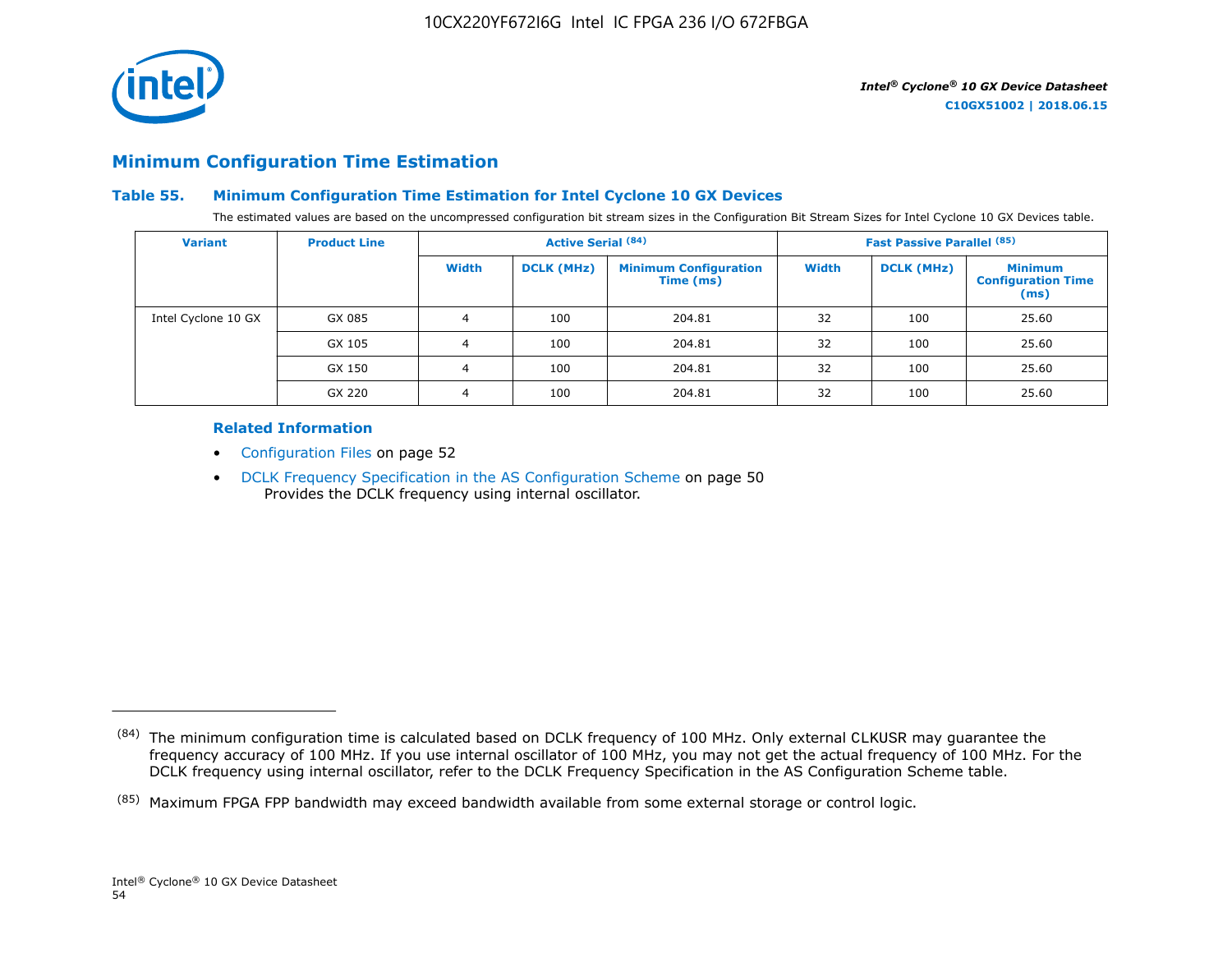## Minimum Configuration Time Estimation

### Table 55. Minimum Configuration Time Estimation for Intel Cyclone 10 GX Devices

The estimated values are based on the uncompressed configuration bit stream sizes in the Configuration Bit Stream Sizes for Intel Cyclone 10 GX Devices table.

| Variant | Product Line | Active Serial [84] | | | Fast Passive Parallel [85] | | |
|---|---|---|---|---|---|---|---|
| | | Width | DCLK (MHz) | Minimum Configuration Time (ms) | Width | DCLK (MHz) | Minimum Configuration Time (ms) |
| Intel Cyclone 10 GX | GX 085 | 4 | 100 | 204.81 | 32 | 100 | 25.60 |
| | GX 105 | 4 | 100 | 204.81 | 32 | 100 | 25.60 |
| | GX 150 | 4 | 100 | 204.81 | 32 | 100 | 25.60 |
| | GX 220 | 4 | 100 | 204.81 | 32 | 100 | 25.60 |

#### Related Information

- Configuration Files on page 52
- DCLK Frequency Specification in the AS Configuration Scheme on page 50
  Provides the DCLK frequency using internal oscillator.

---

(84) The minimum configuration time is calculated based on DCLK frequency of 100 MHz. Only external CLKUSR may guarantee the frequency accuracy of 100 MHz. If you use internal oscillator of 100 MHz, you may not get the actual frequency of 100 MHz. For the DCLK frequency using internal oscillator, refer to the DCLK Frequency Specification in the AS Configuration Scheme table.

(85) Maximum FPGA FPP bandwidth may exceed bandwidth available from some external storage or control logic.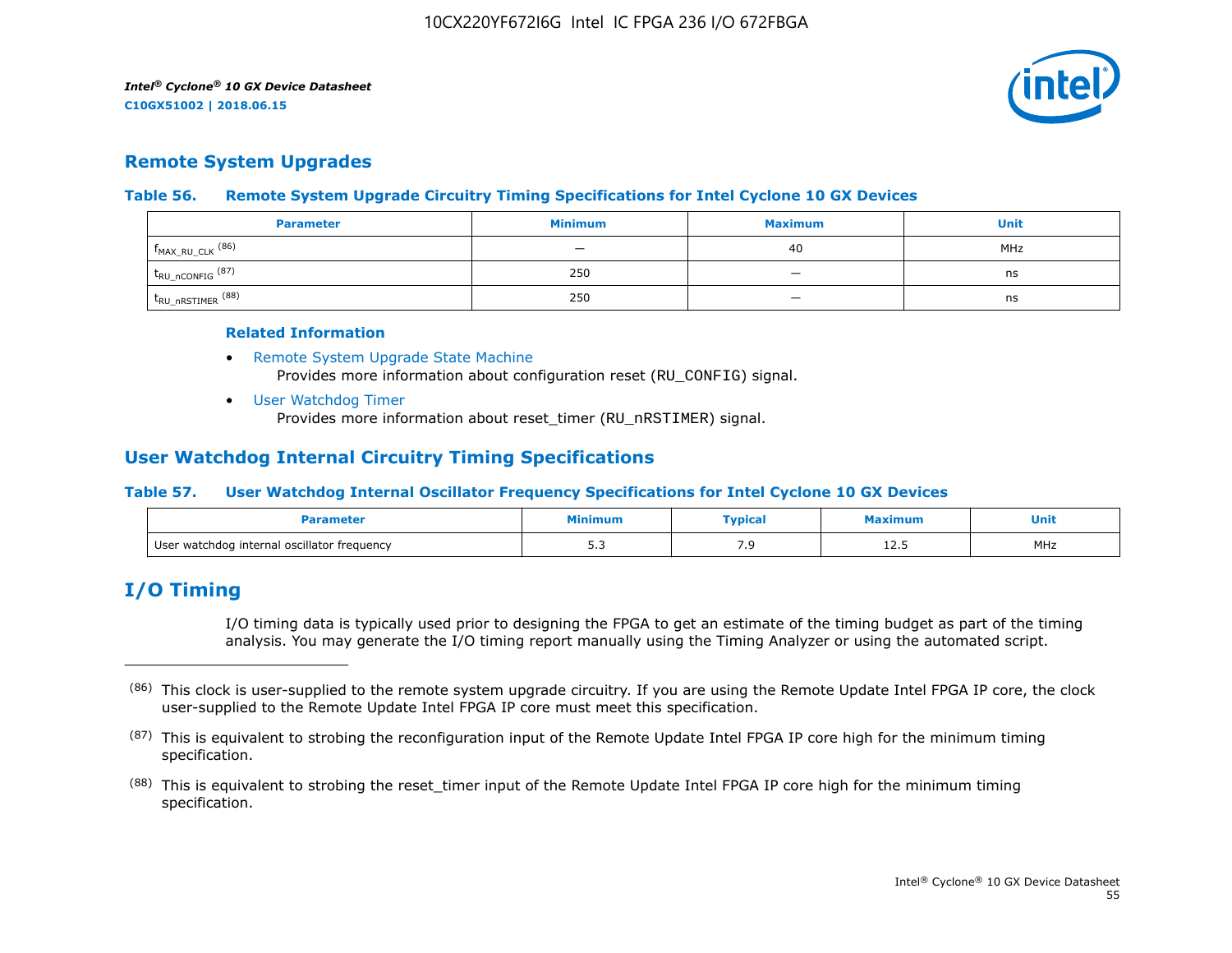## Remote System Upgrades

**Table 56. Remote System Upgrade Circuitry Timing Specifications for Intel Cyclone 10 GX Devices**

| Parameter | Minimum | Maximum | Unit |
|---|---|---|---|
| $f_{MAX\_RU\_CLK}$ (86) | — | 40 | MHz |
| $t_{RU\_nCONFIG}$ (87) | 250 | — | ns |
| $t_{RU\_nRSTIMER}$ (88) | 250 | — | ns |

**Related Information**

- Remote System Upgrade State Machine
  Provides more information about configuration reset (RU_CONFIG) signal.
- User Watchdog Timer
  Provides more information about reset_timer (RU_nRSTIMER) signal.

## User Watchdog Internal Circuitry Timing Specifications

**Table 57. User Watchdog Internal Oscillator Frequency Specifications for Intel Cyclone 10 GX Devices**

| Parameter | Minimum | Typical | Maximum | Unit |
|---|---|---|---|---|
| User watchdog internal oscillator frequency | 5.3 | 7.9 | 12.5 | MHz |

# I/O Timing

I/O timing data is typically used prior to designing the FPGA to get an estimate of the timing budget as part of the timing analysis. You may generate the I/O timing report manually using the Timing Analyzer or using the automated script.

---

(86) This clock is user-supplied to the remote system upgrade circuitry. If you are using the Remote Update Intel FPGA IP core, the clock user-supplied to the Remote Update Intel FPGA IP core must meet this specification.

(87) This is equivalent to strobing the reconfiguration input of the Remote Update Intel FPGA IP core high for the minimum timing specification.

(88) This is equivalent to strobing the reset_timer input of the Remote Update Intel FPGA IP core high for the minimum timing specification.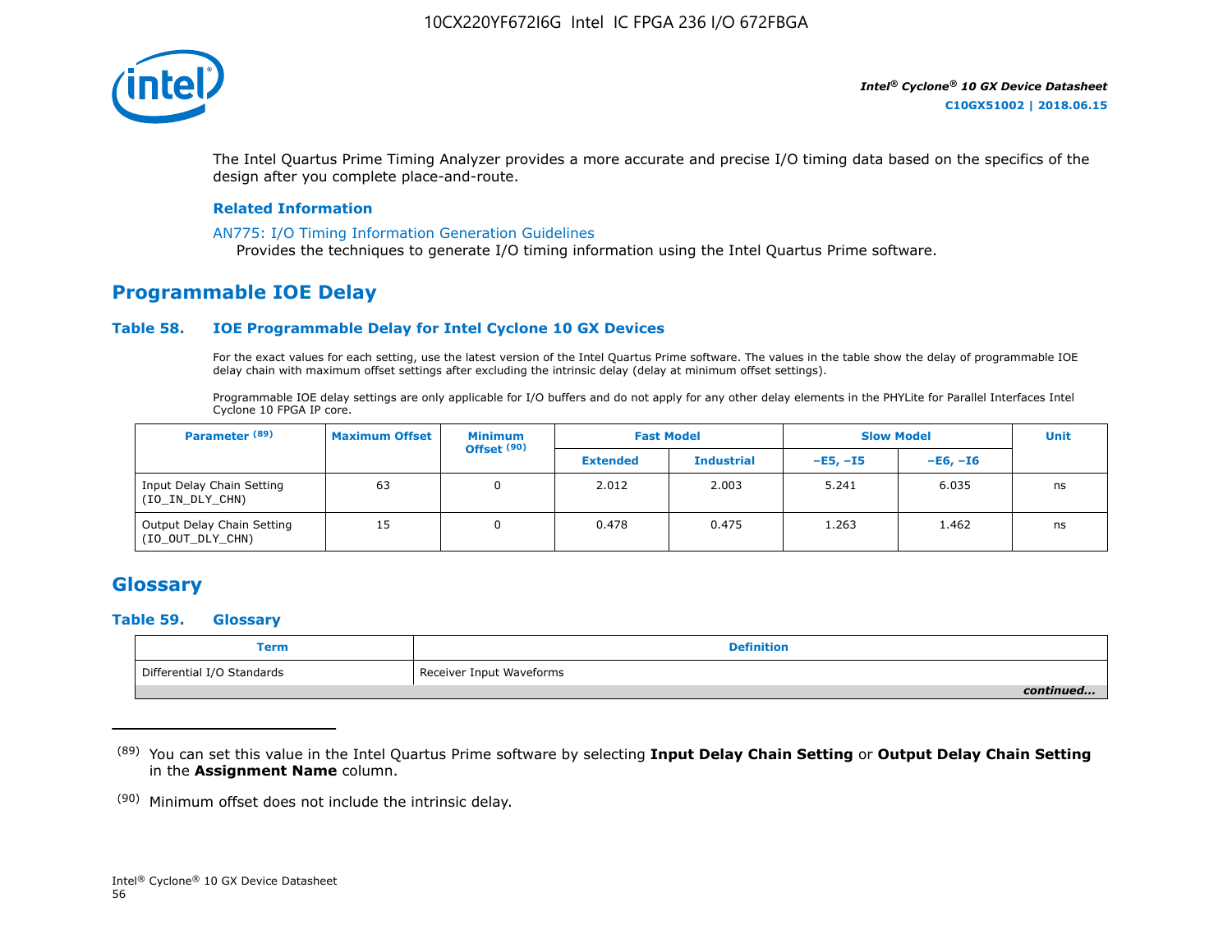The Intel Quartus Prime Timing Analyzer provides a more accurate and precise I/O timing data based on the specifics of the design after you complete place-and-route.

**Related Information**

AN775: I/O Timing Information Generation Guidelines
Provides the techniques to generate I/O timing information using the Intel Quartus Prime software.

## Programmable IOE Delay

### Table 58. IOE Programmable Delay for Intel Cyclone 10 GX Devices

For the exact values for each setting, use the latest version of the Intel Quartus Prime software. The values in the table show the delay of programmable IOE delay chain with maximum offset settings after excluding the intrinsic delay (delay at minimum offset settings).

Programmable IOE delay settings are only applicable for I/O buffers and do not apply for any other delay elements in the PHYLite for Parallel Interfaces Intel Cyclone 10 FPGA IP core.

| Parameter [89] | Maximum Offset | Minimum Offset [90] | Fast Model | | Slow Model | | Unit |
|---|---|---|---|---|---|---|---|
| | | | Extended | Industrial | –E5, –I5 | –E6, –I6 | |
| Input Delay Chain Setting (IO_IN_DLY_CHN) | 63 | 0 | 2.012 | 2.003 | 5.241 | 6.035 | ns |
| Output Delay Chain Setting (IO_OUT_DLY_CHN) | 15 | 0 | 0.478 | 0.475 | 1.263 | 1.462 | ns |

## Glossary

### Table 59. Glossary

| Term | Definition |
|---|---|
| Differential I/O Standards | Receiver Input Waveforms |

*continued...*

---

[89] You can set this value in the Intel Quartus Prime software by selecting **Input Delay Chain Setting** or **Output Delay Chain Setting** in the **Assignment Name** column.

[90] Minimum offset does not include the intrinsic delay.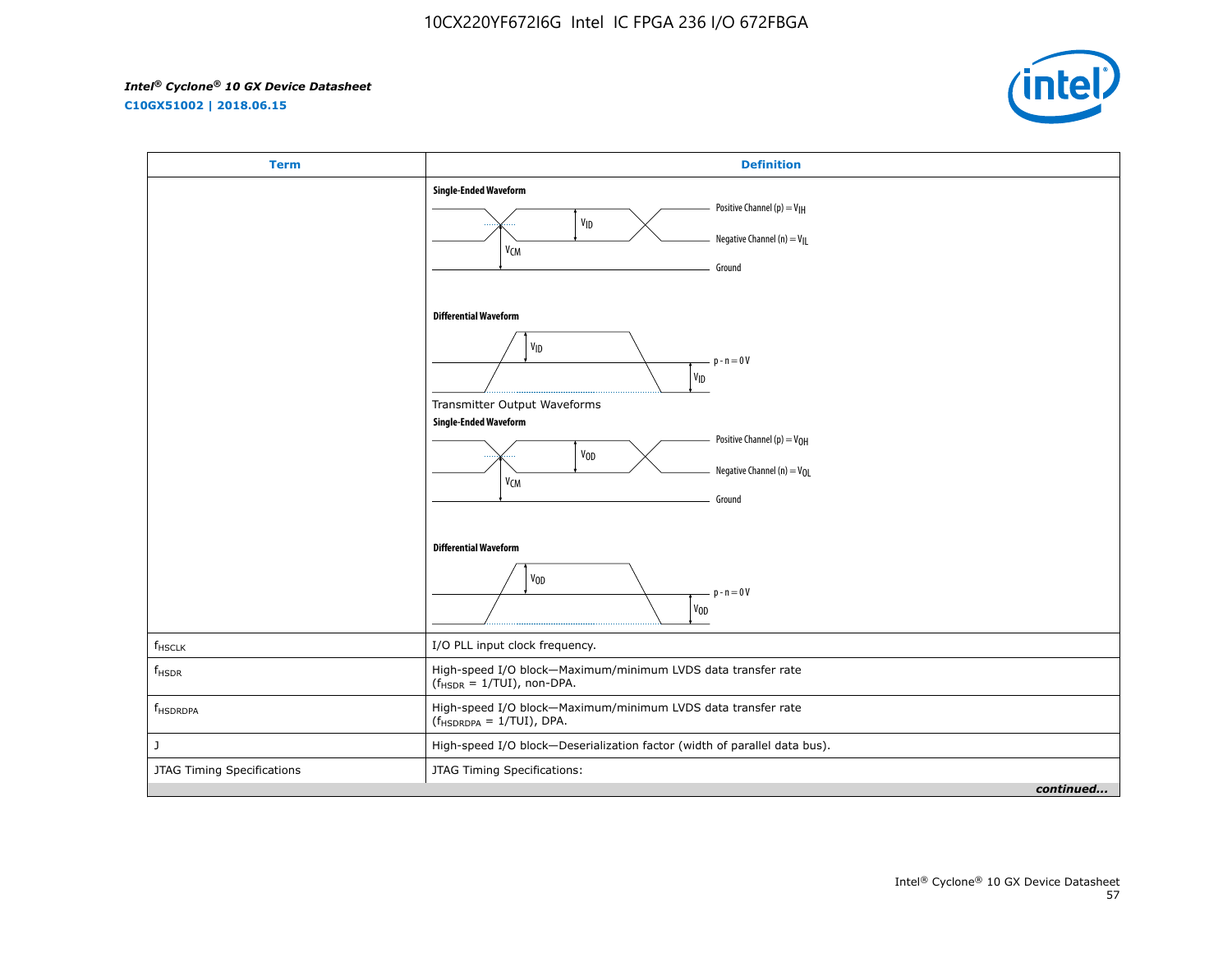| Term | Definition |
| --- | --- |
| | **Single-Ended Waveform**<br>Positive Channel (p) = $V_{IH}$<br>$V_{ID}$<br>$V_{CM}$<br>Negative Channel (n) = $V_{IL}$<br>Ground<br><br>**Differential Waveform**<br>$V_{ID}$<br>p - n = 0 V<br>$V_{ID}$<br><br>Transmitter Output Waveforms<br>**Single-Ended Waveform**<br>Positive Channel (p) = $V_{OH}$<br>$V_{OD}$<br>$V_{CM}$<br>Negative Channel (n) = $V_{OL}$<br>Ground<br><br>**Differential Waveform**<br>$V_{OD}$<br>p - n = 0 V<br>$V_{OD}$ |
| $f_{HSCLK}$ | I/O PLL input clock frequency. |
| $f_{HSDR}$ | High-speed I/O block—Maximum/minimum LVDS data transfer rate ($f_{HSDR}$ = 1/TUI), non-DPA. |
| $f_{HSDRDPA}$ | High-speed I/O block—Maximum/minimum LVDS data transfer rate ($f_{HSDRDPA}$ = 1/TUI), DPA. |
| J | High-speed I/O block—Deserialization factor (width of parallel data bus). |
| JTAG Timing Specifications | JTAG Timing Specifications: |

*continued...*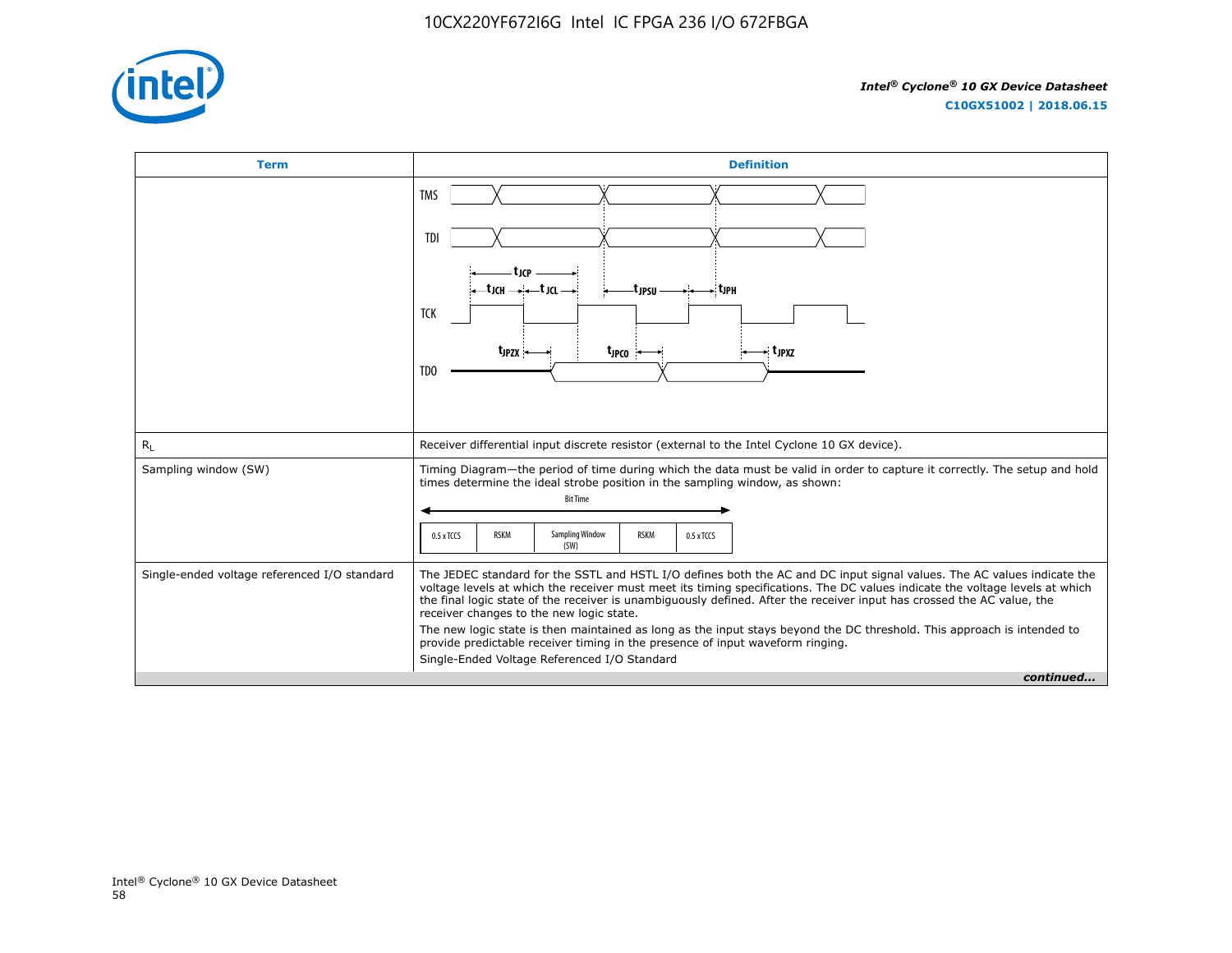| Term | Definition |
| --- | --- |
| | TMS<br>TDI<br>$t_{JCP}$<br>$t_{JCH}$ $t_{JCL}$ $t_{JPSU}$ $t_{JPH}$<br>TCK<br>$t_{JPZX}$ $t_{JPCO}$ $t_{JPXZ}$<br>TDO |
| $R_L$ | Receiver differential input discrete resistor (external to the Intel Cyclone 10 GX device). |
| Sampling window (SW) | Timing Diagram—the period of time during which the data must be valid in order to capture it correctly. The setup and hold times determine the ideal strobe position in the sampling window, as shown:<br>Bit Time<br>0.5 x TCCS \| RSKM \| Sampling Window (SW) \| RSKM \| 0.5 x TCCS |
| Single-ended voltage referenced I/O standard | The JEDEC standard for the SSTL and HSTL I/O defines both the AC and DC input signal values. The AC values indicate the voltage levels at which the receiver must meet its timing specifications. The DC values indicate the voltage levels at which the final logic state of the receiver is unambiguously defined. After the receiver input has crossed the AC value, the receiver changes to the new logic state.<br>The new logic state is then maintained as long as the input stays beyond the DC threshold. This approach is intended to provide predictable receiver timing in the presence of input waveform ringing.<br>Single-Ended Voltage Referenced I/O Standard |

*continued...*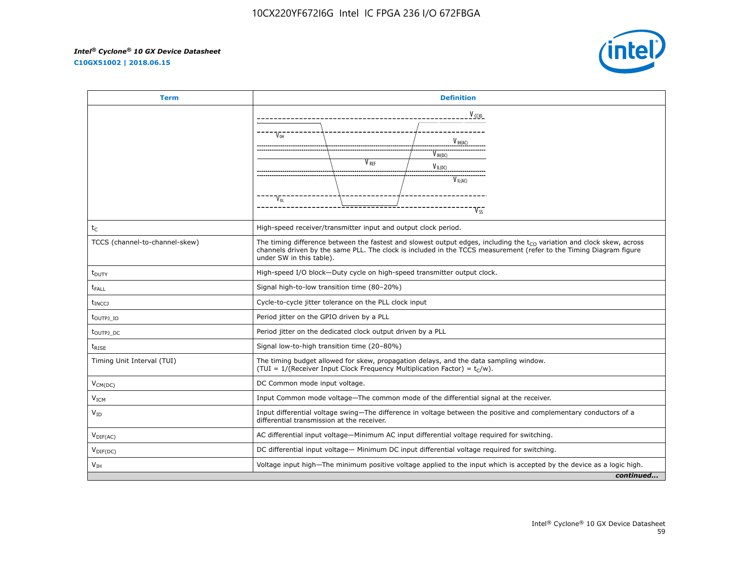| Term | Definition |
| --- | --- |
| | $V_{CCIO}$, $V_{OH}$, $V_{IH(AC)}$, $V_{IH(DC)}$, $V_{REF}$, $V_{IL(DC)}$, $V_{IL(AC)}$, $V_{OL}$, $V_{SS}$ |
| $t_C$ | High-speed receiver/transmitter input and output clock period. |
| TCCS (channel-to-channel-skew) | The timing difference between the fastest and slowest output edges, including the $t_{CO}$ variation and clock skew, across channels driven by the same PLL. The clock is included in the TCCS measurement (refer to the Timing Diagram figure under SW in this table). |
| $t_{DUTY}$ | High-speed I/O block—Duty cycle on high-speed transmitter output clock. |
| $t_{FALL}$ | Signal high-to-low transition time (80–20%) |
| $t_{INCCJ}$ | Cycle-to-cycle jitter tolerance on the PLL clock input |
| $t_{OUTPJ\_IO}$ | Period jitter on the GPIO driven by a PLL |
| $t_{OUTPJ\_DC}$ | Period jitter on the dedicated clock output driven by a PLL |
| $t_{RISE}$ | Signal low-to-high transition time (20–80%) |
| Timing Unit Interval (TUI) | The timing budget allowed for skew, propagation delays, and the data sampling window. (TUI = 1/(Receiver Input Clock Frequency Multiplication Factor) = $t_C/w$). |
| $V_{CM(DC)}$ | DC Common mode input voltage. |
| $V_{ICM}$ | Input Common mode voltage—The common mode of the differential signal at the receiver. |
| $V_{ID}$ | Input differential voltage swing—The difference in voltage between the positive and complementary conductors of a differential transmission at the receiver. |
| $V_{DIF(AC)}$ | AC differential input voltage—Minimum AC input differential voltage required for switching. |
| $V_{DIF(DC)}$ | DC differential input voltage— Minimum DC input differential voltage required for switching. |
| $V_{IH}$ | Voltage input high—The minimum positive voltage applied to the input which is accepted by the device as a logic high. |

*continued...*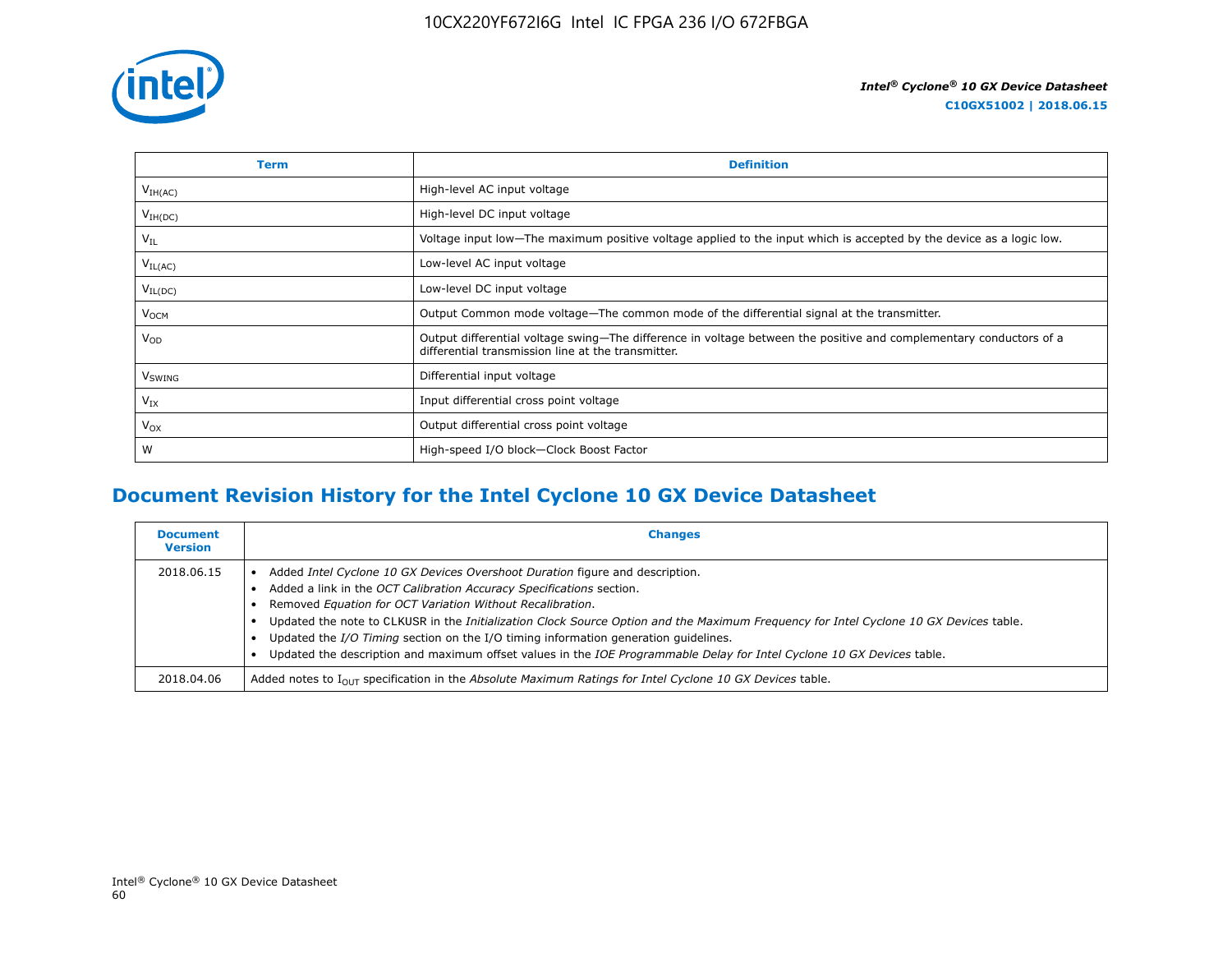| Term | Definition |
| --- | --- |
| $V_{IH(AC)}$ | High-level AC input voltage |
| $V_{IH(DC)}$ | High-level DC input voltage |
| $V_{IL}$ | Voltage input low—The maximum positive voltage applied to the input which is accepted by the device as a logic low. |
| $V_{IL(AC)}$ | Low-level AC input voltage |
| $V_{IL(DC)}$ | Low-level DC input voltage |
| $V_{OCM}$ | Output Common mode voltage—The common mode of the differential signal at the transmitter. |
| $V_{OD}$ | Output differential voltage swing—The difference in voltage between the positive and complementary conductors of a differential transmission line at the transmitter. |
| $V_{SWING}$ | Differential input voltage |
| $V_{IX}$ | Input differential cross point voltage |
| $V_{OX}$ | Output differential cross point voltage |
| W | High-speed I/O block—Clock Boost Factor |

## Document Revision History for the Intel Cyclone 10 GX Device Datasheet

| Document Version | Changes |
| --- | --- |
| 2018.06.15 | • Added *Intel Cyclone 10 GX Devices Overshoot Duration* figure and description.<br>• Added a link in the *OCT Calibration Accuracy Specifications* section.<br>• Removed *Equation for OCT Variation Without Recalibration*.<br>• Updated the note to CLKUSR in the *Initialization Clock Source Option and the Maximum Frequency for Intel Cyclone 10 GX Devices* table.<br>• Updated the *I/O Timing* section on the I/O timing information generation guidelines.<br>• Updated the description and maximum offset values in the *IOE Programmable Delay for Intel Cyclone 10 GX Devices* table. |
| 2018.04.06 | Added notes to $I_{OUT}$ specification in the *Absolute Maximum Ratings for Intel Cyclone 10 GX Devices* table. |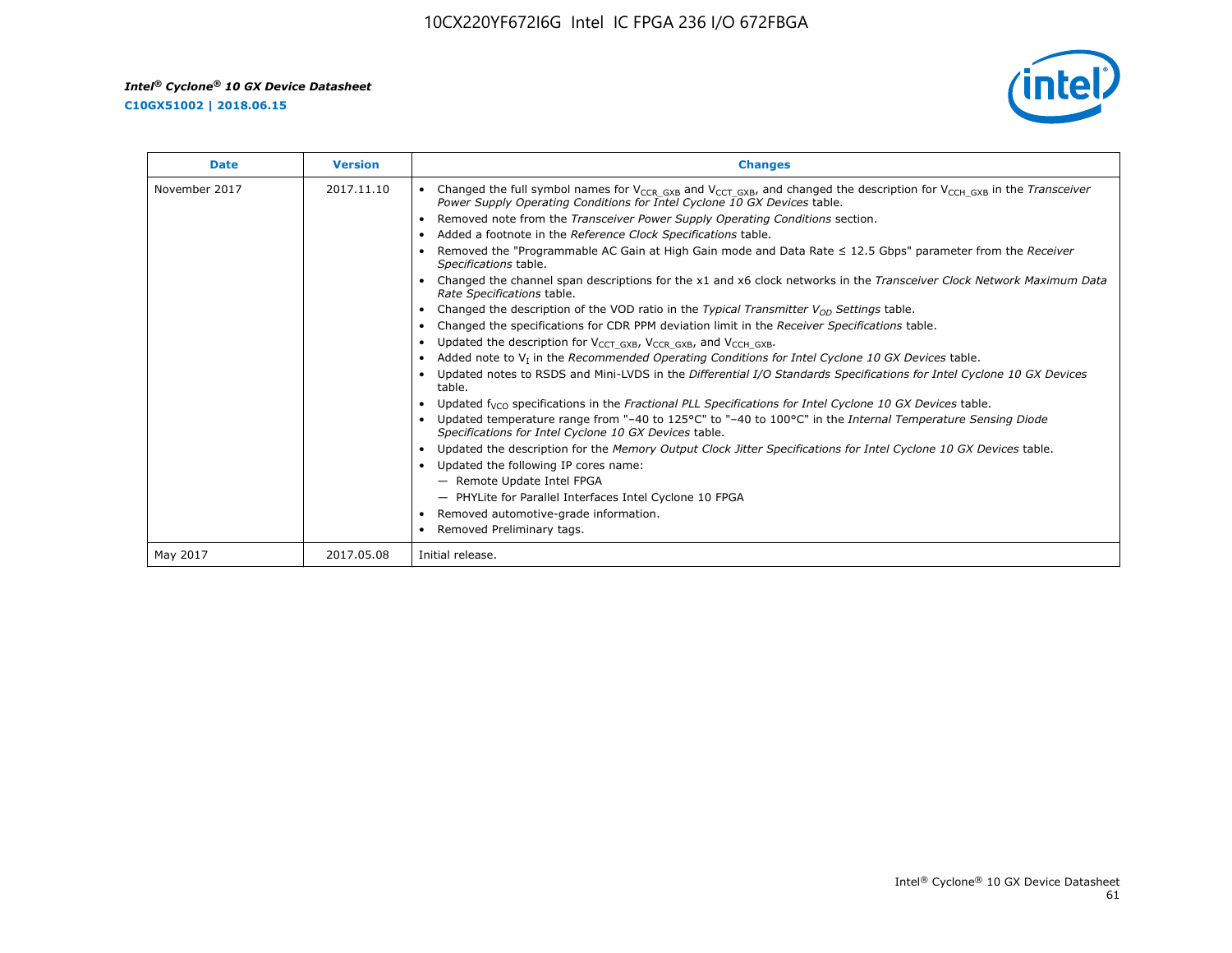| Date | Version | Changes |
| --- | --- | --- |
| November 2017 | 2017.11.10 | • Changed the full symbol names for $V_{CCR\_GXB}$ and $V_{CCT\_GXB}$, and changed the description for $V_{CCH\_GXB}$ in the *Transceiver Power Supply Operating Conditions for Intel Cyclone 10 GX Devices* table.<br>• Removed note from the *Transceiver Power Supply Operating Conditions* section.<br>• Added a footnote in the *Reference Clock Specifications* table.<br>• Removed the "Programmable AC Gain at High Gain mode and Data Rate ≤ 12.5 Gbps" parameter from the *Receiver Specifications* table.<br>• Changed the channel span descriptions for the x1 and x6 clock networks in the *Transceiver Clock Network Maximum Data Rate Specifications* table.<br>• Changed the description of the VOD ratio in the *Typical Transmitter $V_{OD}$ Settings* table.<br>• Changed the specifications for CDR PPM deviation limit in the *Receiver Specifications* table.<br>• Updated the description for $V_{CCT\_GXB}$, $V_{CCR\_GXB}$, and $V_{CCH\_GXB}$.<br>• Added note to $V_I$ in the *Recommended Operating Conditions for Intel Cyclone 10 GX Devices* table.<br>• Updated notes to RSDS and Mini-LVDS in the *Differential I/O Standards Specifications for Intel Cyclone 10 GX Devices* table.<br>• Updated $f_{VCO}$ specifications in the *Fractional PLL Specifications for Intel Cyclone 10 GX Devices* table.<br>• Updated temperature range from "–40 to 125°C" to "–40 to 100°C" in the *Internal Temperature Sensing Diode Specifications for Intel Cyclone 10 GX Devices* table.<br>• Updated the description for the *Memory Output Clock Jitter Specifications for Intel Cyclone 10 GX Devices* table.<br>• Updated the following IP cores name:<br>— Remote Update Intel FPGA<br>— PHYLite for Parallel Interfaces Intel Cyclone 10 FPGA<br>• Removed automotive-grade information.<br>• Removed Preliminary tags. |
| May 2017 | 2017.05.08 | Initial release. |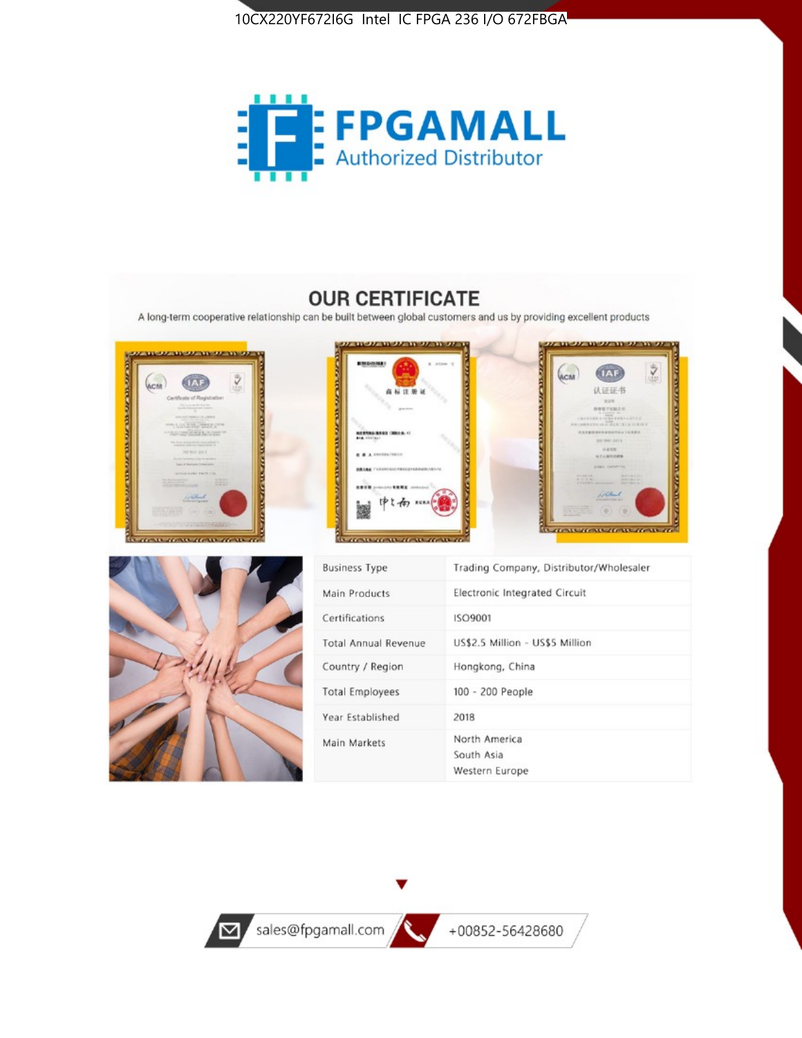10CX220YF672I6G Intel IC FPGA 236 I/O 672FBGA

FPGAMALL
Authorized Distributor

## OUR CERTIFICATE

A long-term cooperative relationship can be built between global customers and us by providing excellent products

| | |
|---|---|
| Business Type | Trading Company, Distributor/Wholesaler |
| Main Products | Electronic Integrated Circuit |
| Certifications | ISO9001 |
| Total Annual Revenue | US$2.5 Million - US$5 Million |
| Country / Region | Hongkong, China |
| Total Employees | 100 - 200 People |
| Year Established | 2018 |
| Main Markets | North America<br>South Asia<br>Western Europe |

sales@fpgamall.com

+00852-56428680